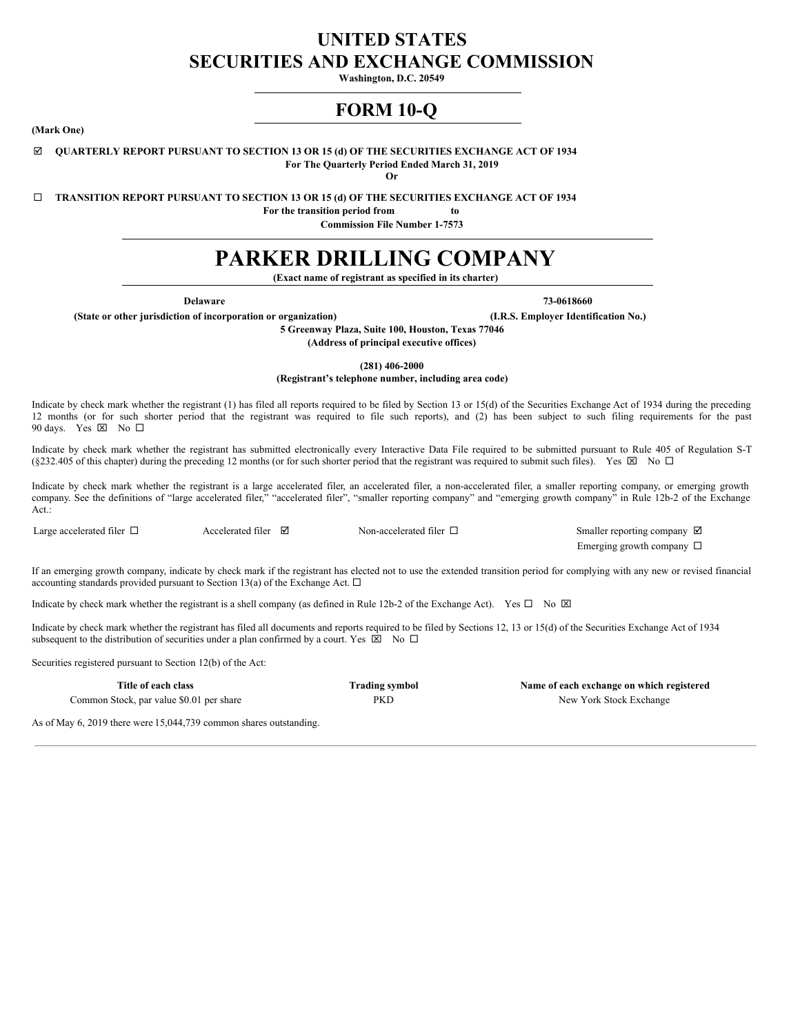# UNITED STATES
# SECURITIES AND EXCHANGE COMMISSION

**Washington, D.C. 20549**

# FORM 10-Q

**(Mark One)**

☑ **QUARTERLY REPORT PURSUANT TO SECTION 13 OR 15 (d) OF THE SECURITIES EXCHANGE ACT OF 1934**
**For The Quarterly Period Ended March 31, 2019**
**Or**

☐ **TRANSITION REPORT PURSUANT TO SECTION 13 OR 15 (d) OF THE SECURITIES EXCHANGE ACT OF 1934**
**For the transition period from to**
**Commission File Number 1-7573**

# PARKER DRILLING COMPANY

**(Exact name of registrant as specified in its charter)**

| **Delaware** | **73-0618660** |
|---|---|
| **(State or other jurisdiction of incorporation or organization)** | **(I.R.S. Employer Identification No.)** |

**5 Greenway Plaza, Suite 100, Houston, Texas 77046**
**(Address of principal executive offices)**

**(281) 406-2000**
**(Registrant's telephone number, including area code)**

Indicate by check mark whether the registrant (1) has filed all reports required to be filed by Section 13 or 15(d) of the Securities Exchange Act of 1934 during the preceding 12 months (or for such shorter period that the registrant was required to file such reports), and (2) has been subject to such filing requirements for the past 90 days. Yes ☒ No ☐

Indicate by check mark whether the registrant has submitted electronically every Interactive Data File required to be submitted pursuant to Rule 405 of Regulation S-T (§232.405 of this chapter) during the preceding 12 months (or for such shorter period that the registrant was required to submit such files). Yes ☒ No ☐

Indicate by check mark whether the registrant is a large accelerated filer, an accelerated filer, a non-accelerated filer, a smaller reporting company, or emerging growth company. See the definitions of "large accelerated filer," "accelerated filer", "smaller reporting company" and "emerging growth company" in Rule 12b-2 of the Exchange Act.:

| | | | |
|---|---|---|---|
| Large accelerated filer ☐ | Accelerated filer ☑ | Non-accelerated filer ☐ | Smaller reporting company ☑ |
| | | | Emerging growth company ☐ |

If an emerging growth company, indicate by check mark if the registrant has elected not to use the extended transition period for complying with any new or revised financial accounting standards provided pursuant to Section 13(a) of the Exchange Act. ☐

Indicate by check mark whether the registrant is a shell company (as defined in Rule 12b-2 of the Exchange Act). Yes ☐ No ☒

Indicate by check mark whether the registrant has filed all documents and reports required to be filed by Sections 12, 13 or 15(d) of the Securities Exchange Act of 1934 subsequent to the distribution of securities under a plan confirmed by a court. Yes ☒ No ☐

Securities registered pursuant to Section 12(b) of the Act:

| Title of each class | Trading symbol | Name of each exchange on which registered |
|---|---|---|
| Common Stock, par value $0.01 per share | PKD | New York Stock Exchange |

As of May 6, 2019 there were 15,044,739 common shares outstanding.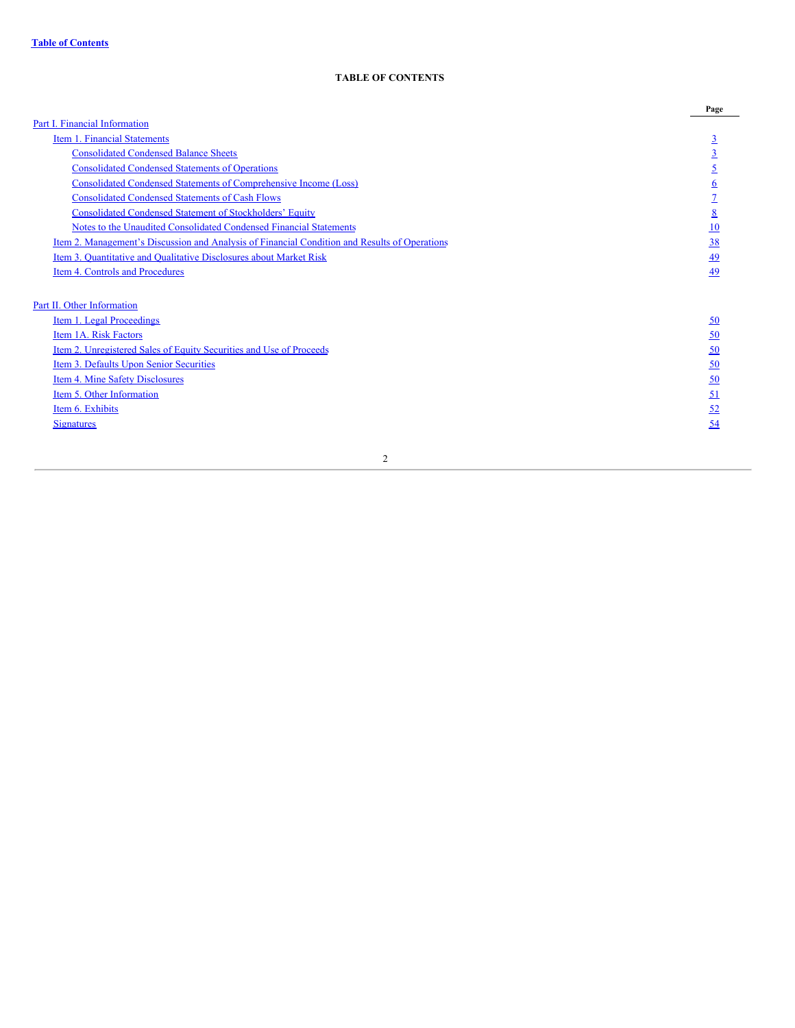**Table of Contents**

# TABLE OF CONTENTS

| | Page |
|---|---|
| Part I. Financial Information | |
| Item 1. Financial Statements | 3 |
| Consolidated Condensed Balance Sheets | 3 |
| Consolidated Condensed Statements of Operations | 5 |
| Consolidated Condensed Statements of Comprehensive Income (Loss) | 6 |
| Consolidated Condensed Statements of Cash Flows | 7 |
| Consolidated Condensed Statement of Stockholders' Equity | 8 |
| Notes to the Unaudited Consolidated Condensed Financial Statements | 10 |
| Item 2. Management's Discussion and Analysis of Financial Condition and Results of Operations | 38 |
| Item 3. Quantitative and Qualitative Disclosures about Market Risk | 49 |
| Item 4. Controls and Procedures | 49 |
| | |
| Part II. Other Information | |
| Item 1. Legal Proceedings | 50 |
| Item 1A. Risk Factors | 50 |
| Item 2. Unregistered Sales of Equity Securities and Use of Proceeds | 50 |
| Item 3. Defaults Upon Senior Securities | 50 |
| Item 4. Mine Safety Disclosures | 50 |
| Item 5. Other Information | 51 |
| Item 6. Exhibits | 52 |
| Signatures | 54 |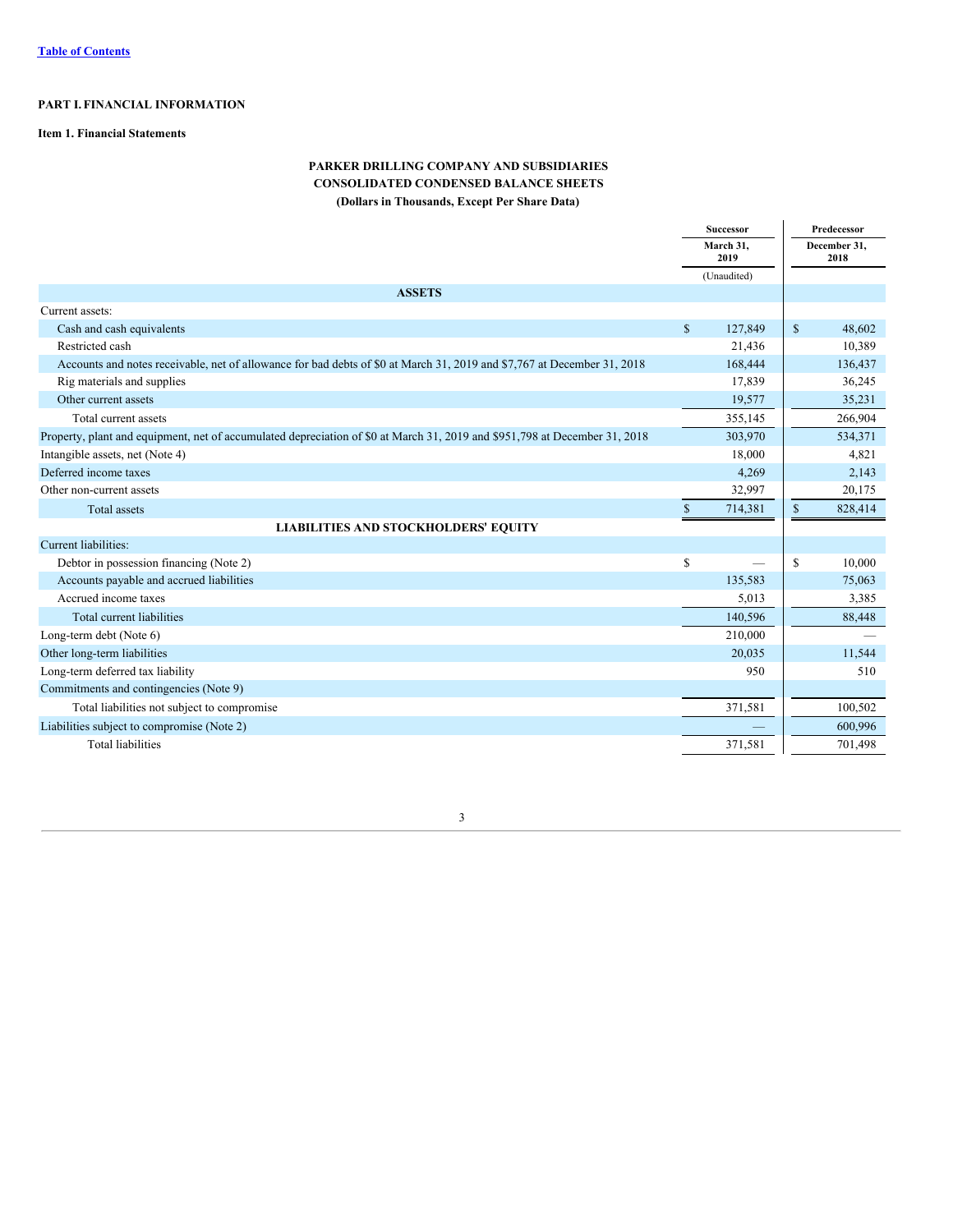Table of Contents

**PART I. FINANCIAL INFORMATION**

**Item 1. Financial Statements**

**PARKER DRILLING COMPANY AND SUBSIDIARIES**
**CONSOLIDATED CONDENSED BALANCE SHEETS**
**(Dollars in Thousands, Except Per Share Data)**

| | Successor | Predecessor |
|---|---|---|
| | March 31, 2019 | December 31, 2018 |
| | (Unaudited) | |
| **ASSETS** | | |
| Current assets: | | |
| Cash and cash equivalents | $ 127,849 | $ 48,602 |
| Restricted cash | 21,436 | 10,389 |
| Accounts and notes receivable, net of allowance for bad debts of $0 at March 31, 2019 and $7,767 at December 31, 2018 | 168,444 | 136,437 |
| Rig materials and supplies | 17,839 | 36,245 |
| Other current assets | 19,577 | 35,231 |
| Total current assets | 355,145 | 266,904 |
| Property, plant and equipment, net of accumulated depreciation of $0 at March 31, 2019 and $951,798 at December 31, 2018 | 303,970 | 534,371 |
| Intangible assets, net (Note 4) | 18,000 | 4,821 |
| Deferred income taxes | 4,269 | 2,143 |
| Other non-current assets | 32,997 | 20,175 |
| Total assets | $ 714,381 | $ 828,414 |
| **LIABILITIES AND STOCKHOLDERS' EQUITY** | | |
| Current liabilities: | | |
| Debtor in possession financing (Note 2) | $ — | $ 10,000 |
| Accounts payable and accrued liabilities | 135,583 | 75,063 |
| Accrued income taxes | 5,013 | 3,385 |
| Total current liabilities | 140,596 | 88,448 |
| Long-term debt (Note 6) | 210,000 | — |
| Other long-term liabilities | 20,035 | 11,544 |
| Long-term deferred tax liability | 950 | 510 |
| Commitments and contingencies (Note 9) | | |
| Total liabilities not subject to compromise | 371,581 | 100,502 |
| Liabilities subject to compromise (Note 2) | — | 600,996 |
| Total liabilities | 371,581 | 701,498 |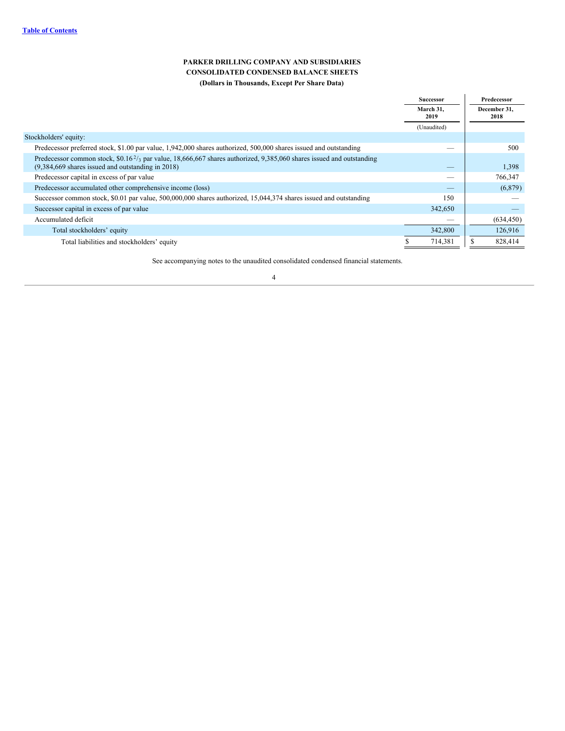**PARKER DRILLING COMPANY AND SUBSIDIARIES**
**CONSOLIDATED CONDENSED BALANCE SHEETS**
**(Dollars in Thousands, Except Per Share Data)**

| | Successor | Predecessor |
|---|---|---|
| | March 31, 2019 | December 31, 2018 |
| | (Unaudited) | |
| Stockholders' equity: | | |
| Predecessor preferred stock, \$1.00 par value, 1,942,000 shares authorized, 500,000 shares issued and outstanding | — | 500 |
| Predecessor common stock, \$0.16 $^{2}/_{3}$ par value, 18,666,667 shares authorized, 9,385,060 shares issued and outstanding (9,384,669 shares issued and outstanding in 2018) | — | 1,398 |
| Predecessor capital in excess of par value | — | 766,347 |
| Predecessor accumulated other comprehensive income (loss) | — | (6,879) |
| Successor common stock, \$0.01 par value, 500,000,000 shares authorized, 15,044,374 shares issued and outstanding | 150 | — |
| Successor capital in excess of par value | 342,650 | — |
| Accumulated deficit | — | (634,450) |
| Total stockholders' equity | 342,800 | 126,916 |
| Total liabilities and stockholders' equity | \$ 714,381 | \$ 828,414 |

See accompanying notes to the unaudited consolidated condensed financial statements.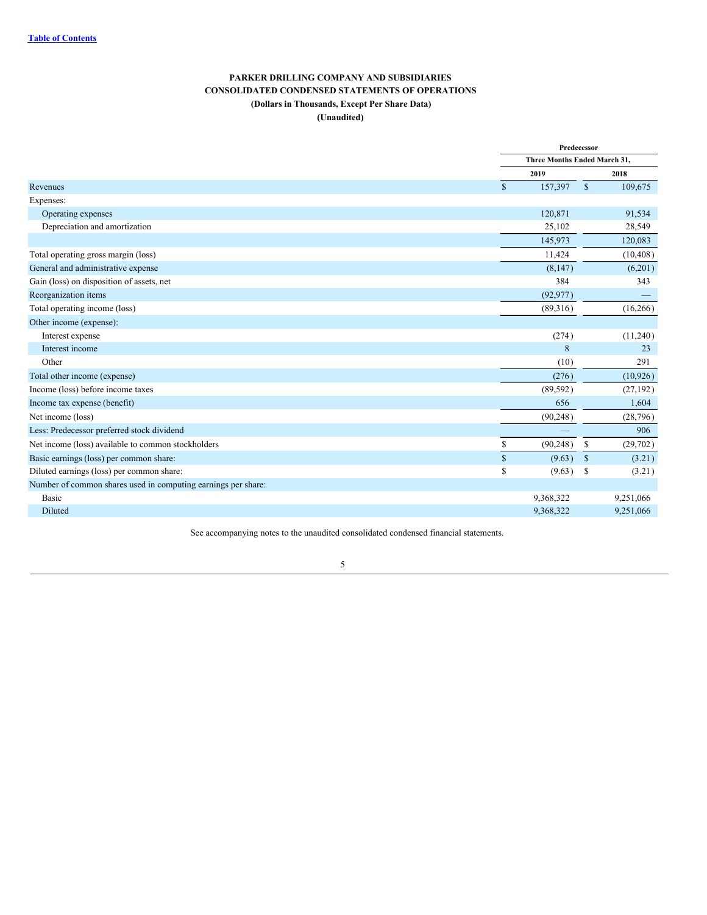[Table of Contents](#)

**PARKER DRILLING COMPANY AND SUBSIDIARIES**
**CONSOLIDATED CONDENSED STATEMENTS OF OPERATIONS**
**(Dollars in Thousands, Except Per Share Data)**
**(Unaudited)**

| | Predecessor | |
|---|---|---|
| | Three Months Ended March 31, | |
| | 2019 | 2018 |
| Revenues | $ 157,397 | $ 109,675 |
| Expenses: | | |
| Operating expenses | 120,871 | 91,534 |
| Depreciation and amortization | 25,102 | 28,549 |
| | 145,973 | 120,083 |
| Total operating gross margin (loss) | 11,424 | (10,408) |
| General and administrative expense | (8,147) | (6,201) |
| Gain (loss) on disposition of assets, net | 384 | 343 |
| Reorganization items | (92,977) | — |
| Total operating income (loss) | (89,316) | (16,266) |
| Other income (expense): | | |
| Interest expense | (274) | (11,240) |
| Interest income | 8 | 23 |
| Other | (10) | 291 |
| Total other income (expense) | (276) | (10,926) |
| Income (loss) before income taxes | (89,592) | (27,192) |
| Income tax expense (benefit) | 656 | 1,604 |
| Net income (loss) | (90,248) | (28,796) |
| Less: Predecessor preferred stock dividend | — | 906 |
| Net income (loss) available to common stockholders | $ (90,248) | $ (29,702) |
| Basic earnings (loss) per common share: | $ (9.63) | $ (3.21) |
| Diluted earnings (loss) per common share: | $ (9.63) | $ (3.21) |
| Number of common shares used in computing earnings per share: | | |
| Basic | 9,368,322 | 9,251,066 |
| Diluted | 9,368,322 | 9,251,066 |

See accompanying notes to the unaudited consolidated condensed financial statements.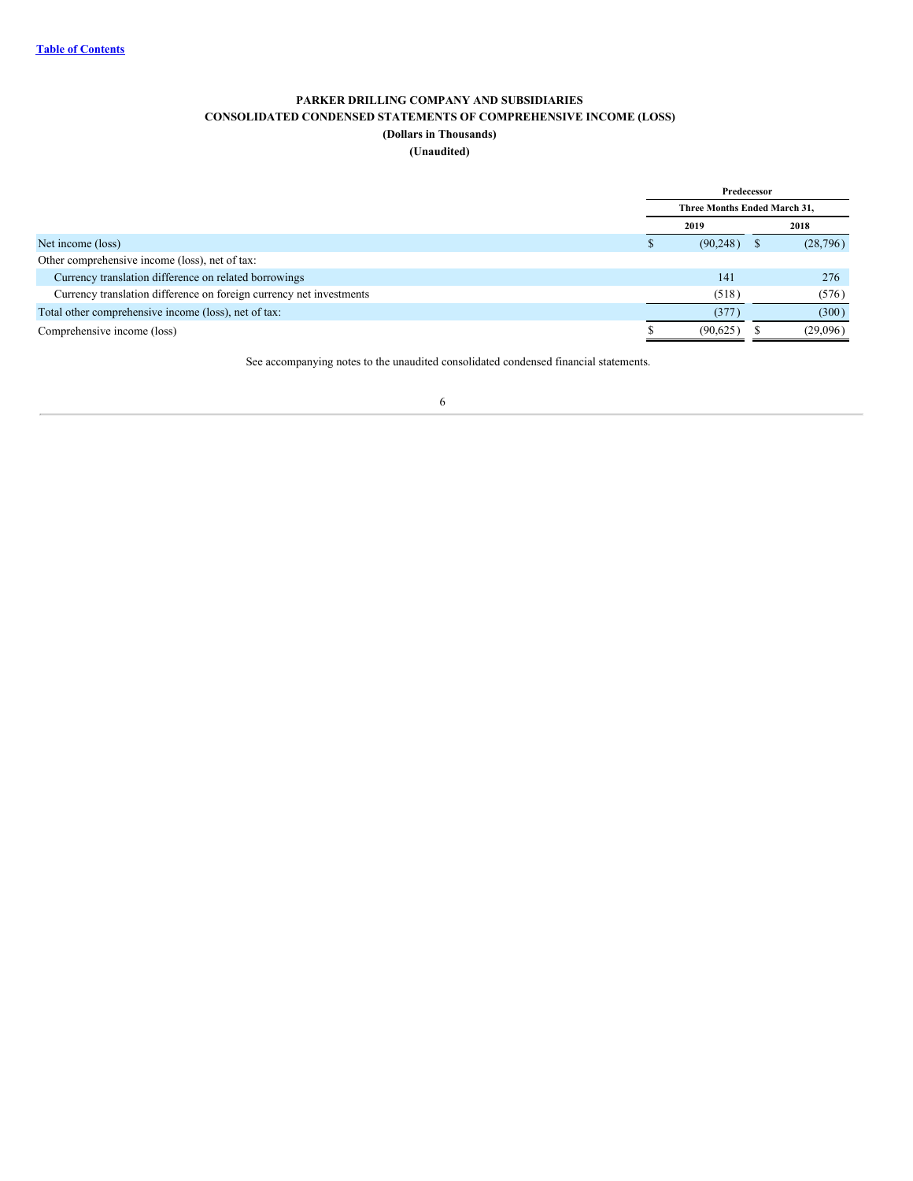# PARKER DRILLING COMPANY AND SUBSIDIARIES

## CONSOLIDATED CONDENSED STATEMENTS OF COMPREHENSIVE INCOME (LOSS)

**(Dollars in Thousands)**

**(Unaudited)**

| | Predecessor | |
|---|---|---|
| | Three Months Ended March 31, | |
| | 2019 | 2018 |
| Net income (loss) | $ (90,248) | $ (28,796) |
| Other comprehensive income (loss), net of tax: | | |
| Currency translation difference on related borrowings | 141 | 276 |
| Currency translation difference on foreign currency net investments | (518) | (576) |
| Total other comprehensive income (loss), net of tax: | (377) | (300) |
| Comprehensive income (loss) | $ (90,625) | $ (29,096) |

See accompanying notes to the unaudited consolidated condensed financial statements.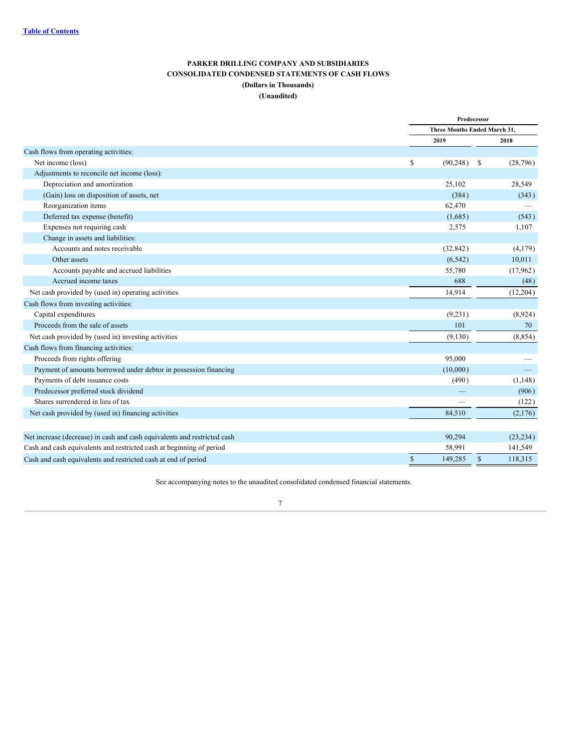[Table of Contents](#)

**PARKER DRILLING COMPANY AND SUBSIDIARIES**
**CONSOLIDATED CONDENSED STATEMENTS OF CASH FLOWS**
**(Dollars in Thousands)**
**(Unaudited)**

| | Predecessor | |
|---|---|---|
| | Three Months Ended March 31, | |
| | 2019 | 2018 |
| Cash flows from operating activities: | | |
| Net income (loss) | $ (90,248) | $ (28,796) |
| Adjustments to reconcile net income (loss): | | |
| Depreciation and amortization | 25,102 | 28,549 |
| (Gain) loss on disposition of assets, net | (384) | (343) |
| Reorganization items | 62,470 | — |
| Deferred tax expense (benefit) | (1,685) | (543) |
| Expenses not requiring cash | 2,575 | 1,107 |
| Change in assets and liabilities: | | |
| Accounts and notes receivable | (32,842) | (4,179) |
| Other assets | (6,542) | 10,011 |
| Accounts payable and accrued liabilities | 55,780 | (17,962) |
| Accrued income taxes | 688 | (48) |
| Net cash provided by (used in) operating activities | 14,914 | (12,204) |
| Cash flows from investing activities: | | |
| Capital expenditures | (9,231) | (8,924) |
| Proceeds from the sale of assets | 101 | 70 |
| Net cash provided by (used in) investing activities | (9,130) | (8,854) |
| Cash flows from financing activities: | | |
| Proceeds from rights offering | 95,000 | — |
| Payment of amounts borrowed under debtor in possession financing | (10,000) | — |
| Payments of debt issuance costs | (490) | (1,148) |
| Predecessor preferred stock dividend | — | (906) |
| Shares surrendered in lieu of tax | — | (122) |
| Net cash provided by (used in) financing activities | 84,510 | (2,176) |
| | | |
| Net increase (decrease) in cash and cash equivalents and restricted cash | 90,294 | (23,234) |
| Cash and cash equivalents and restricted cash at beginning of period | 58,991 | 141,549 |
| Cash and cash equivalents and restricted cash at end of period | $ 149,285 | $ 118,315 |

See accompanying notes to the unaudited consolidated condensed financial statements.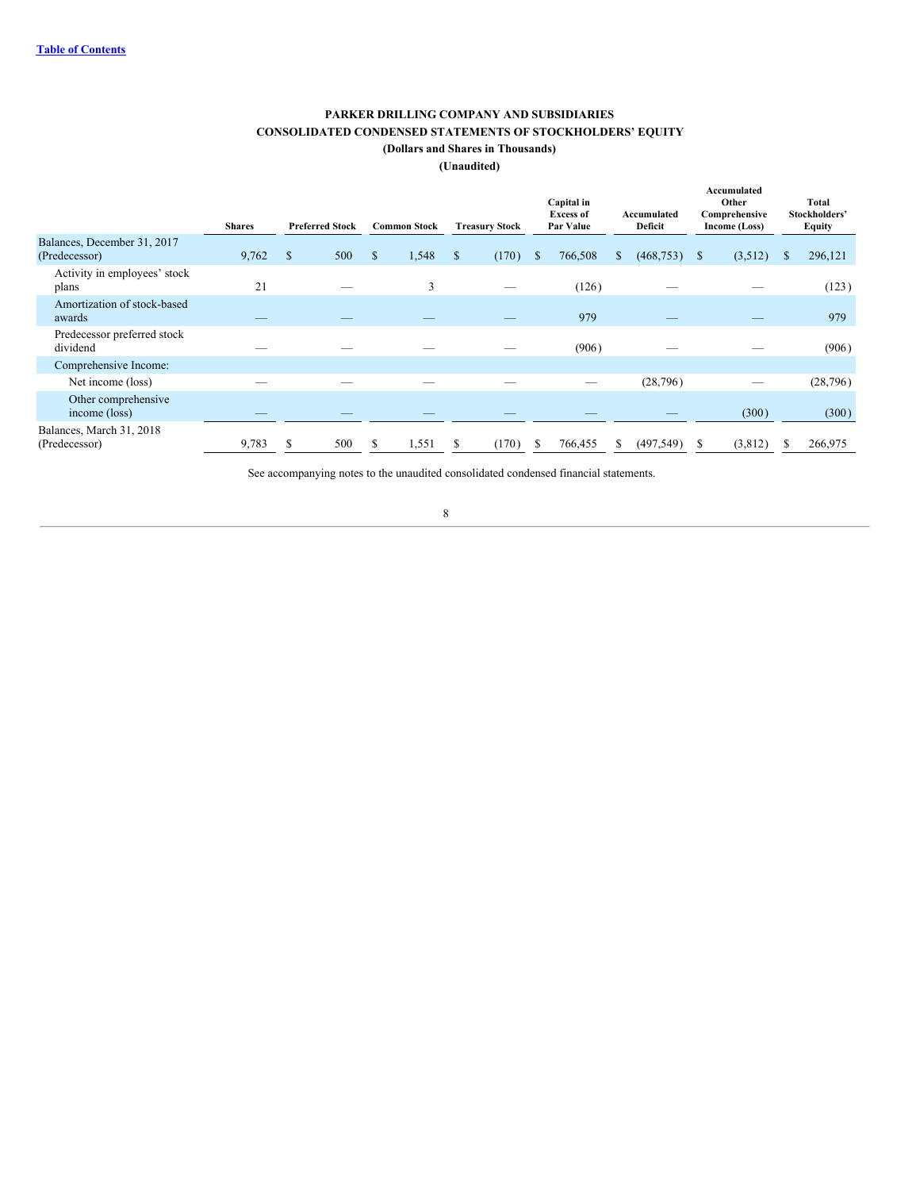**PARKER DRILLING COMPANY AND SUBSIDIARIES**

**CONSOLIDATED CONDENSED STATEMENTS OF STOCKHOLDERS' EQUITY**

**(Dollars and Shares in Thousands)**

**(Unaudited)**

| | Shares | Preferred Stock | Common Stock | Treasury Stock | Capital in Excess of Par Value | Accumulated Deficit | Accumulated Other Comprehensive Income (Loss) | Total Stockholders' Equity |
|---|---|---|---|---|---|---|---|---|
| Balances, December 31, 2017 (Predecessor) | 9,762 | $ 500 | $ 1,548 | $ (170) | $ 766,508 | $ (468,753) | $ (3,512) | $ 296,121 |
| Activity in employees' stock plans | 21 | — | 3 | — | (126) | — | — | (123) |
| Amortization of stock-based awards | — | — | — | — | 979 | — | — | 979 |
| Predecessor preferred stock dividend | — | — | — | — | (906) | — | — | (906) |
| Comprehensive Income: | | | | | | | | |
| Net income (loss) | — | — | — | — | — | (28,796) | — | (28,796) |
| Other comprehensive income (loss) | — | — | — | — | — | — | (300) | (300) |
| Balances, March 31, 2018 (Predecessor) | 9,783 | $ 500 | $ 1,551 | $ (170) | $ 766,455 | $ (497,549) | $ (3,812) | $ 266,975 |

See accompanying notes to the unaudited consolidated condensed financial statements.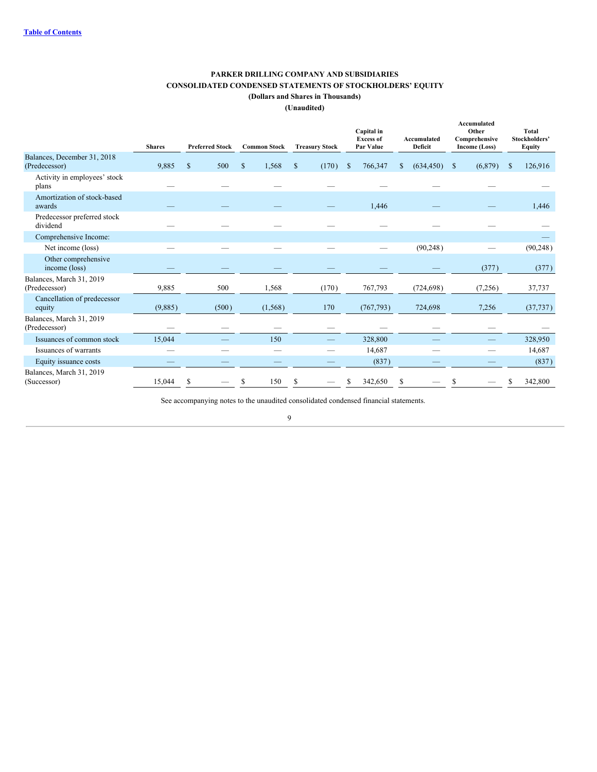[Table of Contents](#)

**PARKER DRILLING COMPANY AND SUBSIDIARIES**
**CONSOLIDATED CONDENSED STATEMENTS OF STOCKHOLDERS' EQUITY**
**(Dollars and Shares in Thousands)**
**(Unaudited)**

| | Shares | Preferred Stock | Common Stock | Treasury Stock | Capital in Excess of Par Value | Accumulated Deficit | Accumulated Other Comprehensive Income (Loss) | Total Stockholders' Equity |
|---|---|---|---|---|---|---|---|---|
| Balances, December 31, 2018 (Predecessor) | 9,885 | $ 500 | $ 1,568 | $ (170) | $ 766,347 | $ (634,450) | $ (6,879) | $ 126,916 |
| Activity in employees' stock plans | — | — | — | — | — | — | — | — |
| Amortization of stock-based awards | — | — | — | — | 1,446 | — | — | 1,446 |
| Predecessor preferred stock dividend | — | — | — | — | — | — | — | — |
| Comprehensive Income: | | | | | | | | — |
| Net income (loss) | — | — | — | — | — | (90,248) | — | (90,248) |
| Other comprehensive income (loss) | — | — | — | — | — | — | (377) | (377) |
| Balances, March 31, 2019 (Predecessor) | 9,885 | 500 | 1,568 | (170) | 767,793 | (724,698) | (7,256) | 37,737 |
| Cancellation of predecessor equity | (9,885) | (500) | (1,568) | 170 | (767,793) | 724,698 | 7,256 | (37,737) |
| Balances, March 31, 2019 (Predecessor) | — | — | — | — | — | — | — | — |
| Issuances of common stock | 15,044 | — | 150 | — | 328,800 | — | — | 328,950 |
| Issuances of warrants | — | — | — | — | 14,687 | — | — | 14,687 |
| Equity issuance costs | — | — | — | — | (837) | — | — | (837) |
| Balances, March 31, 2019 (Successor) | 15,044 | $ — | $ 150 | $ — | $ 342,650 | $ — | $ — | $ 342,800 |

See accompanying notes to the unaudited consolidated condensed financial statements.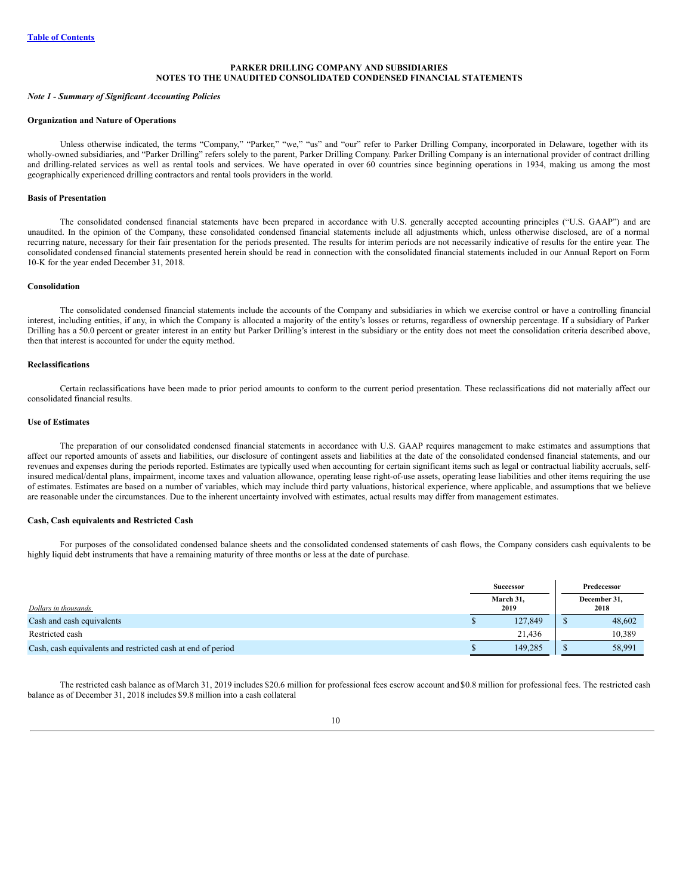# PARKER DRILLING COMPANY AND SUBSIDIARIES
## NOTES TO THE UNAUDITED CONSOLIDATED CONDENSED FINANCIAL STATEMENTS

*Note 1 - Summary of Significant Accounting Policies*

**Organization and Nature of Operations**

Unless otherwise indicated, the terms "Company," "Parker," "we," "us" and "our" refer to Parker Drilling Company, incorporated in Delaware, together with its wholly-owned subsidiaries, and "Parker Drilling" refers solely to the parent, Parker Drilling Company. Parker Drilling Company is an international provider of contract drilling and drilling-related services as well as rental tools and services. We have operated in over 60 countries since beginning operations in 1934, making us among the most geographically experienced drilling contractors and rental tools providers in the world.

**Basis of Presentation**

The consolidated condensed financial statements have been prepared in accordance with U.S. generally accepted accounting principles ("U.S. GAAP") and are unaudited. In the opinion of the Company, these consolidated condensed financial statements include all adjustments which, unless otherwise disclosed, are of a normal recurring nature, necessary for their fair presentation for the periods presented. The results for interim periods are not necessarily indicative of results for the entire year. The consolidated condensed financial statements presented herein should be read in connection with the consolidated financial statements included in our Annual Report on Form 10-K for the year ended December 31, 2018.

**Consolidation**

The consolidated condensed financial statements include the accounts of the Company and subsidiaries in which we exercise control or have a controlling financial interest, including entities, if any, in which the Company is allocated a majority of the entity's losses or returns, regardless of ownership percentage. If a subsidiary of Parker Drilling has a 50.0 percent or greater interest in an entity but Parker Drilling's interest in the subsidiary or the entity does not meet the consolidation criteria described above, then that interest is accounted for under the equity method.

**Reclassifications**

Certain reclassifications have been made to prior period amounts to conform to the current period presentation. These reclassifications did not materially affect our consolidated financial results.

**Use of Estimates**

The preparation of our consolidated condensed financial statements in accordance with U.S. GAAP requires management to make estimates and assumptions that affect our reported amounts of assets and liabilities, our disclosure of contingent assets and liabilities at the date of the consolidated condensed financial statements, and our revenues and expenses during the periods reported. Estimates are typically used when accounting for certain significant items such as legal or contractual liability accruals, self-insured medical/dental plans, impairment, income taxes and valuation allowance, operating lease right-of-use assets, operating lease liabilities and other items requiring the use of estimates. Estimates are based on a number of variables, which may include third party valuations, historical experience, where applicable, and assumptions that we believe are reasonable under the circumstances. Due to the inherent uncertainty involved with estimates, actual results may differ from management estimates.

**Cash, Cash equivalents and Restricted Cash**

For purposes of the consolidated condensed balance sheets and the consolidated condensed statements of cash flows, the Company considers cash equivalents to be highly liquid debt instruments that have a remaining maturity of three months or less at the date of purchase.

| | Successor | Predecessor |
|---|---|---|
| *Dollars in thousands* | March 31, 2019 | December 31, 2018 |
| Cash and cash equivalents | $ 127,849 | $ 48,602 |
| Restricted cash | 21,436 | 10,389 |
| Cash, cash equivalents and restricted cash at end of period | $ 149,285 | $ 58,991 |

The restricted cash balance as of March 31, 2019 includes $20.6 million for professional fees escrow account and $0.8 million for professional fees. The restricted cash balance as of December 31, 2018 includes $9.8 million into a cash collateral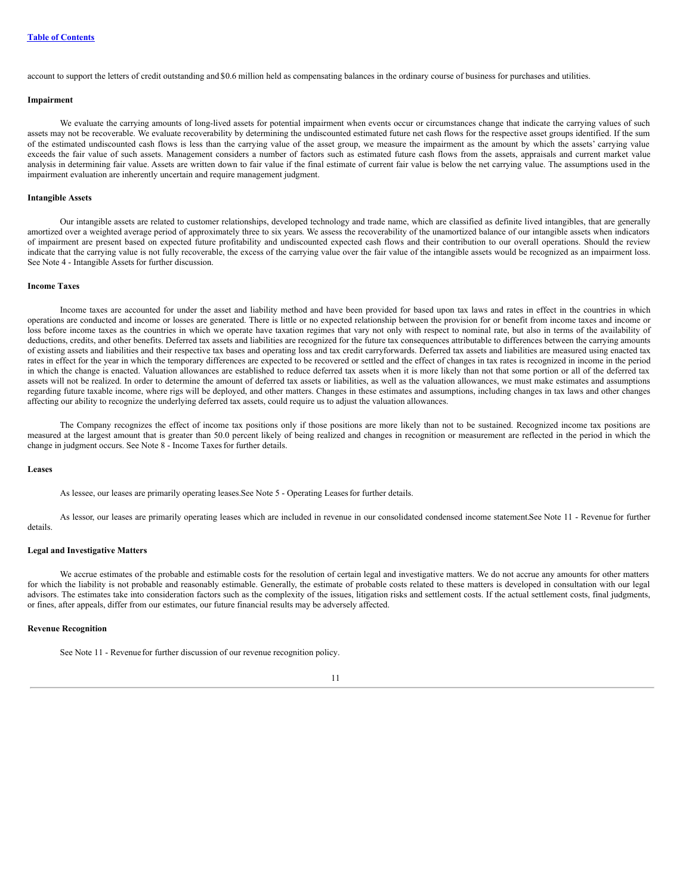account to support the letters of credit outstanding and $0.6 million held as compensating balances in the ordinary course of business for purchases and utilities.

**Impairment**

We evaluate the carrying amounts of long-lived assets for potential impairment when events occur or circumstances change that indicate the carrying values of such assets may not be recoverable. We evaluate recoverability by determining the undiscounted estimated future net cash flows for the respective asset groups identified. If the sum of the estimated undiscounted cash flows is less than the carrying value of the asset group, we measure the impairment as the amount by which the assets' carrying value exceeds the fair value of such assets. Management considers a number of factors such as estimated future cash flows from the assets, appraisals and current market value analysis in determining fair value. Assets are written down to fair value if the final estimate of current fair value is below the net carrying value. The assumptions used in the impairment evaluation are inherently uncertain and require management judgment.

**Intangible Assets**

Our intangible assets are related to customer relationships, developed technology and trade name, which are classified as definite lived intangibles, that are generally amortized over a weighted average period of approximately three to six years. We assess the recoverability of the unamortized balance of our intangible assets when indicators of impairment are present based on expected future profitability and undiscounted expected cash flows and their contribution to our overall operations. Should the review indicate that the carrying value is not fully recoverable, the excess of the carrying value over the fair value of the intangible assets would be recognized as an impairment loss. See Note 4 - Intangible Assets for further discussion.

**Income Taxes**

Income taxes are accounted for under the asset and liability method and have been provided for based upon tax laws and rates in effect in the countries in which operations are conducted and income or losses are generated. There is little or no expected relationship between the provision for or benefit from income taxes and income or loss before income taxes as the countries in which we operate have taxation regimes that vary not only with respect to nominal rate, but also in terms of the availability of deductions, credits, and other benefits. Deferred tax assets and liabilities are recognized for the future tax consequences attributable to differences between the carrying amounts of existing assets and liabilities and their respective tax bases and operating loss and tax credit carryforwards. Deferred tax assets and liabilities are measured using enacted tax rates in effect for the year in which the temporary differences are expected to be recovered or settled and the effect of changes in tax rates is recognized in income in the period in which the change is enacted. Valuation allowances are established to reduce deferred tax assets when it is more likely than not that some portion or all of the deferred tax assets will not be realized. In order to determine the amount of deferred tax assets or liabilities, as well as the valuation allowances, we must make estimates and assumptions regarding future taxable income, where rigs will be deployed, and other matters. Changes in these estimates and assumptions, including changes in tax laws and other changes affecting our ability to recognize the underlying deferred tax assets, could require us to adjust the valuation allowances.

The Company recognizes the effect of income tax positions only if those positions are more likely than not to be sustained. Recognized income tax positions are measured at the largest amount that is greater than 50.0 percent likely of being realized and changes in recognition or measurement are reflected in the period in which the change in judgment occurs. See Note 8 - Income Taxes for further details.

**Leases**

As lessee, our leases are primarily operating leases. See Note 5 - Operating Leases for further details.

As lessor, our leases are primarily operating leases which are included in revenue in our consolidated condensed income statement. See Note 11 - Revenue for further details.

**Legal and Investigative Matters**

We accrue estimates of the probable and estimable costs for the resolution of certain legal and investigative matters. We do not accrue any amounts for other matters for which the liability is not probable and reasonably estimable. Generally, the estimate of probable costs related to these matters is developed in consultation with our legal advisors. The estimates take into consideration factors such as the complexity of the issues, litigation risks and settlement costs. If the actual settlement costs, final judgments, or fines, after appeals, differ from our estimates, our future financial results may be adversely affected.

**Revenue Recognition**

See Note 11 - Revenue for further discussion of our revenue recognition policy.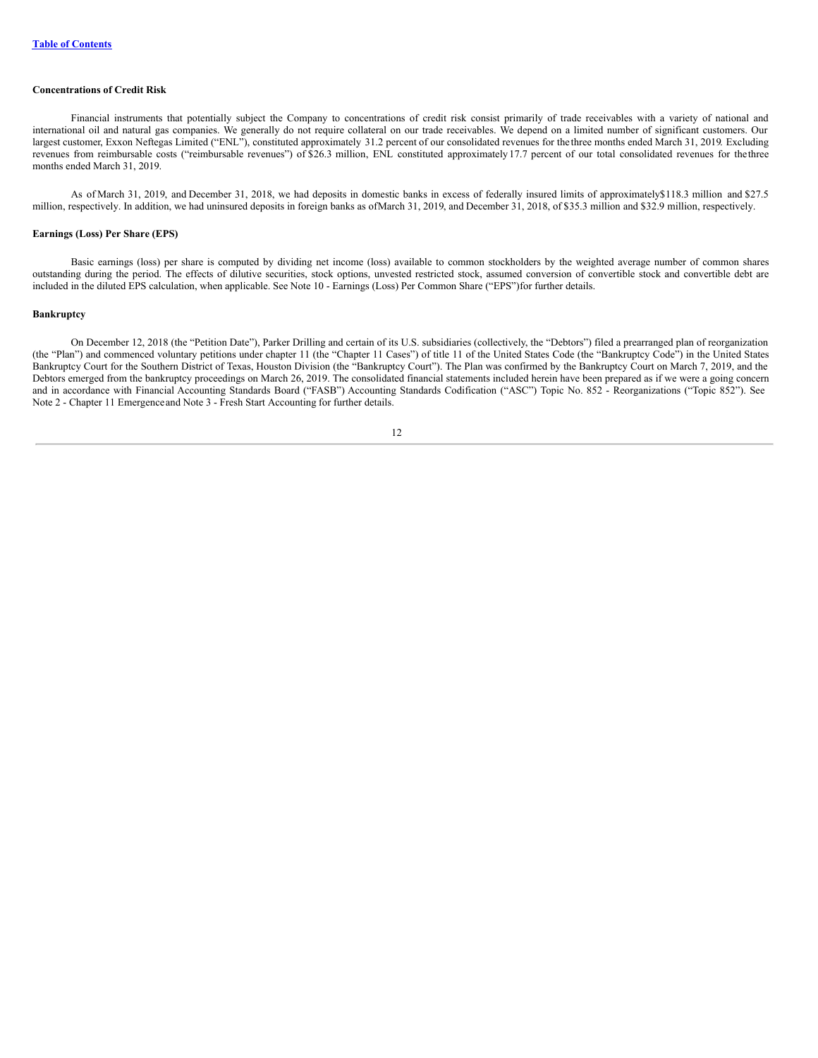**Concentrations of Credit Risk**

Financial instruments that potentially subject the Company to concentrations of credit risk consist primarily of trade receivables with a variety of national and international oil and natural gas companies. We generally do not require collateral on our trade receivables. We depend on a limited number of significant customers. Our largest customer, Exxon Neftegas Limited ("ENL"), constituted approximately 31.2 percent of our consolidated revenues for the three months ended March 31, 2019. Excluding revenues from reimbursable costs ("reimbursable revenues") of $26.3 million, ENL constituted approximately 17.7 percent of our total consolidated revenues for the three months ended March 31, 2019.

As of March 31, 2019, and December 31, 2018, we had deposits in domestic banks in excess of federally insured limits of approximately $118.3 million and $27.5 million, respectively. In addition, we had uninsured deposits in foreign banks as of March 31, 2019, and December 31, 2018, of $35.3 million and $32.9 million, respectively.

**Earnings (Loss) Per Share (EPS)**

Basic earnings (loss) per share is computed by dividing net income (loss) available to common stockholders by the weighted average number of common shares outstanding during the period. The effects of dilutive securities, stock options, unvested restricted stock, assumed conversion of convertible stock and convertible debt are included in the diluted EPS calculation, when applicable. See Note 10 - Earnings (Loss) Per Common Share ("EPS") for further details.

**Bankruptcy**

On December 12, 2018 (the "Petition Date"), Parker Drilling and certain of its U.S. subsidiaries (collectively, the "Debtors") filed a prearranged plan of reorganization (the "Plan") and commenced voluntary petitions under chapter 11 (the "Chapter 11 Cases") of title 11 of the United States Code (the "Bankruptcy Code") in the United States Bankruptcy Court for the Southern District of Texas, Houston Division (the "Bankruptcy Court"). The Plan was confirmed by the Bankruptcy Court on March 7, 2019, and the Debtors emerged from the bankruptcy proceedings on March 26, 2019. The consolidated financial statements included herein have been prepared as if we were a going concern and in accordance with Financial Accounting Standards Board ("FASB") Accounting Standards Codification ("ASC") Topic No. 852 - Reorganizations ("Topic 852"). See Note 2 - Chapter 11 Emergence and Note 3 - Fresh Start Accounting for further details.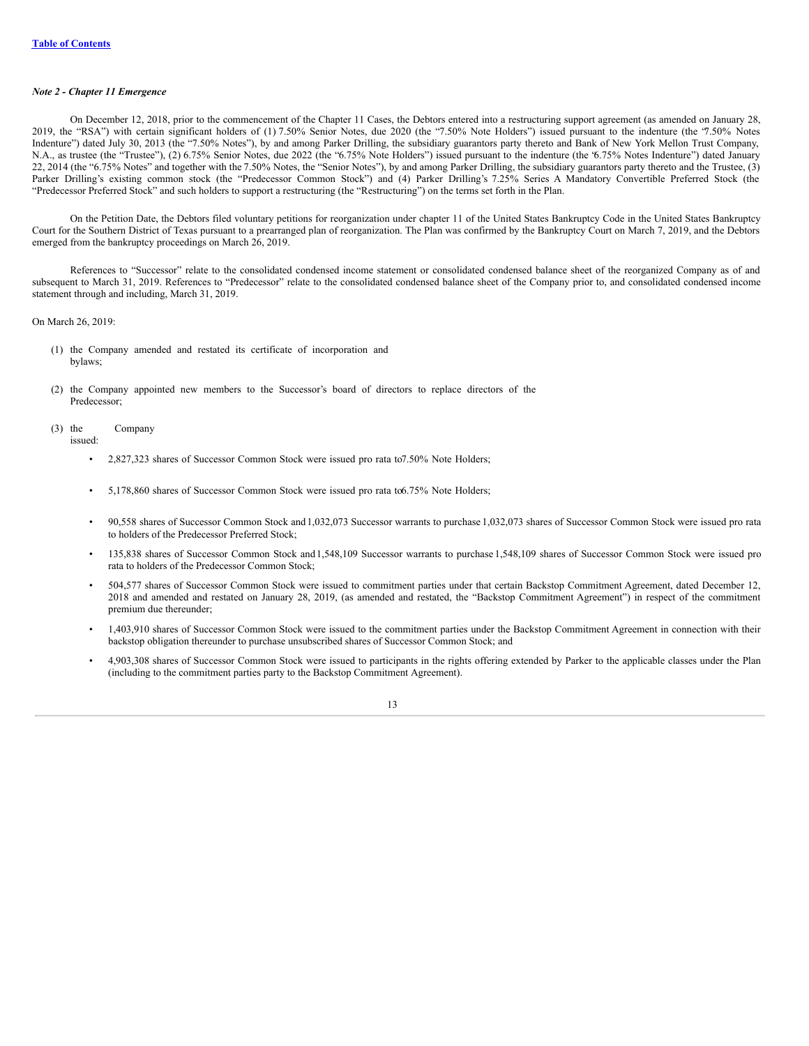*Note 2 - Chapter 11 Emergence*

On December 12, 2018, prior to the commencement of the Chapter 11 Cases, the Debtors entered into a restructuring support agreement (as amended on January 28, 2019, the "RSA") with certain significant holders of (1) 7.50% Senior Notes, due 2020 (the "7.50% Note Holders") issued pursuant to the indenture (the '7.50% Notes Indenture") dated July 30, 2013 (the "7.50% Notes"), by and among Parker Drilling, the subsidiary guarantors party thereto and Bank of New York Mellon Trust Company, N.A., as trustee (the "Trustee"), (2) 6.75% Senior Notes, due 2022 (the "6.75% Note Holders") issued pursuant to the indenture (the '6.75% Notes Indenture") dated January 22, 2014 (the "6.75% Notes" and together with the 7.50% Notes, the "Senior Notes"), by and among Parker Drilling, the subsidiary guarantors party thereto and the Trustee, (3) Parker Drilling's existing common stock (the "Predecessor Common Stock") and (4) Parker Drilling's 7.25% Series A Mandatory Convertible Preferred Stock (the "Predecessor Preferred Stock" and such holders to support a restructuring (the "Restructuring") on the terms set forth in the Plan.

On the Petition Date, the Debtors filed voluntary petitions for reorganization under chapter 11 of the United States Bankruptcy Code in the United States Bankruptcy Court for the Southern District of Texas pursuant to a prearranged plan of reorganization. The Plan was confirmed by the Bankruptcy Court on March 7, 2019, and the Debtors emerged from the bankruptcy proceedings on March 26, 2019.

References to "Successor" relate to the consolidated condensed income statement or consolidated condensed balance sheet of the reorganized Company as of and subsequent to March 31, 2019. References to "Predecessor" relate to the consolidated condensed balance sheet of the Company prior to, and consolidated condensed income statement through and including, March 31, 2019.

On March 26, 2019:

(1) the Company amended and restated its certificate of incorporation and bylaws;

(2) the Company appointed new members to the Successor's board of directors to replace directors of the Predecessor;

(3) the Company issued:

- 2,827,323 shares of Successor Common Stock were issued pro rata to 7.50% Note Holders;
- 5,178,860 shares of Successor Common Stock were issued pro rata to 6.75% Note Holders;
- 90,558 shares of Successor Common Stock and 1,032,073 Successor warrants to purchase 1,032,073 shares of Successor Common Stock were issued pro rata to holders of the Predecessor Preferred Stock;
- 135,838 shares of Successor Common Stock and 1,548,109 Successor warrants to purchase 1,548,109 shares of Successor Common Stock were issued pro rata to holders of the Predecessor Common Stock;
- 504,577 shares of Successor Common Stock were issued to commitment parties under that certain Backstop Commitment Agreement, dated December 12, 2018 and amended and restated on January 28, 2019, (as amended and restated, the "Backstop Commitment Agreement") in respect of the commitment premium due thereunder;
- 1,403,910 shares of Successor Common Stock were issued to the commitment parties under the Backstop Commitment Agreement in connection with their backstop obligation thereunder to purchase unsubscribed shares of Successor Common Stock; and
- 4,903,308 shares of Successor Common Stock were issued to participants in the rights offering extended by Parker to the applicable classes under the Plan (including to the commitment parties party to the Backstop Commitment Agreement).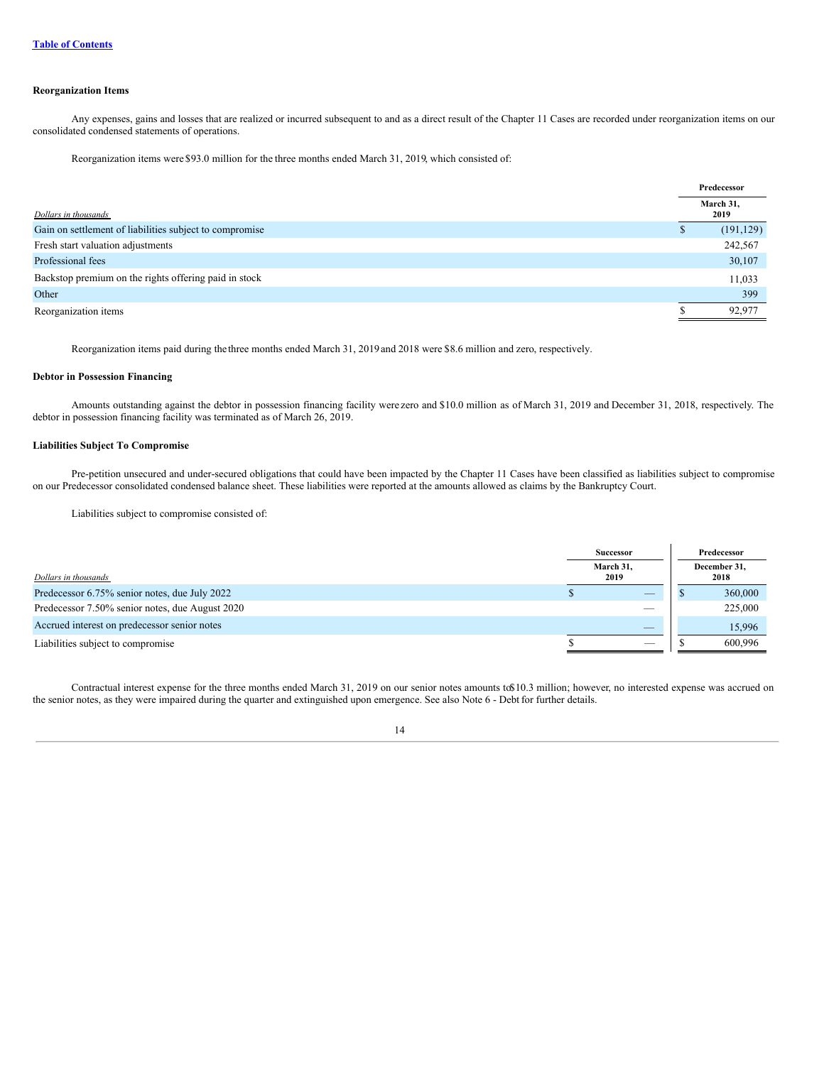[Table of Contents](#)

**Reorganization Items**

Any expenses, gains and losses that are realized or incurred subsequent to and as a direct result of the Chapter 11 Cases are recorded under reorganization items on our consolidated condensed statements of operations.

Reorganization items were $93.0 million for the three months ended March 31, 2019, which consisted of:

| | Predecessor | |
|---|---|---|
| *Dollars in thousands* | March 31, 2019 | |
| Gain on settlement of liabilities subject to compromise | $ | (191,129) |
| Fresh start valuation adjustments | | 242,567 |
| Professional fees | | 30,107 |
| Backstop premium on the rights offering paid in stock | | 11,033 |
| Other | | 399 |
| Reorganization items | $ | 92,977 |

Reorganization items paid during the three months ended March 31, 2019 and 2018 were $8.6 million and zero, respectively.

**Debtor in Possession Financing**

Amounts outstanding against the debtor in possession financing facility were zero and $10.0 million as of March 31, 2019 and December 31, 2018, respectively. The debtor in possession financing facility was terminated as of March 26, 2019.

**Liabilities Subject To Compromise**

Pre-petition unsecured and under-secured obligations that could have been impacted by the Chapter 11 Cases have been classified as liabilities subject to compromise on our Predecessor consolidated condensed balance sheet. These liabilities were reported at the amounts allowed as claims by the Bankruptcy Court.

Liabilities subject to compromise consisted of:

| | Successor | | Predecessor | |
|---|---|---|---|---|
| *Dollars in thousands* | March 31, 2019 | | December 31, 2018 | |
| Predecessor 6.75% senior notes, due July 2022 | $ | — | $ | 360,000 |
| Predecessor 7.50% senior notes, due August 2020 | | — | | 225,000 |
| Accrued interest on predecessor senior notes | | — | | 15,996 |
| Liabilities subject to compromise | $ | — | $ | 600,996 |

Contractual interest expense for the three months ended March 31, 2019 on our senior notes amounts to $10.3 million; however, no interested expense was accrued on the senior notes, as they were impaired during the quarter and extinguished upon emergence. See also Note 6 - Debt for further details.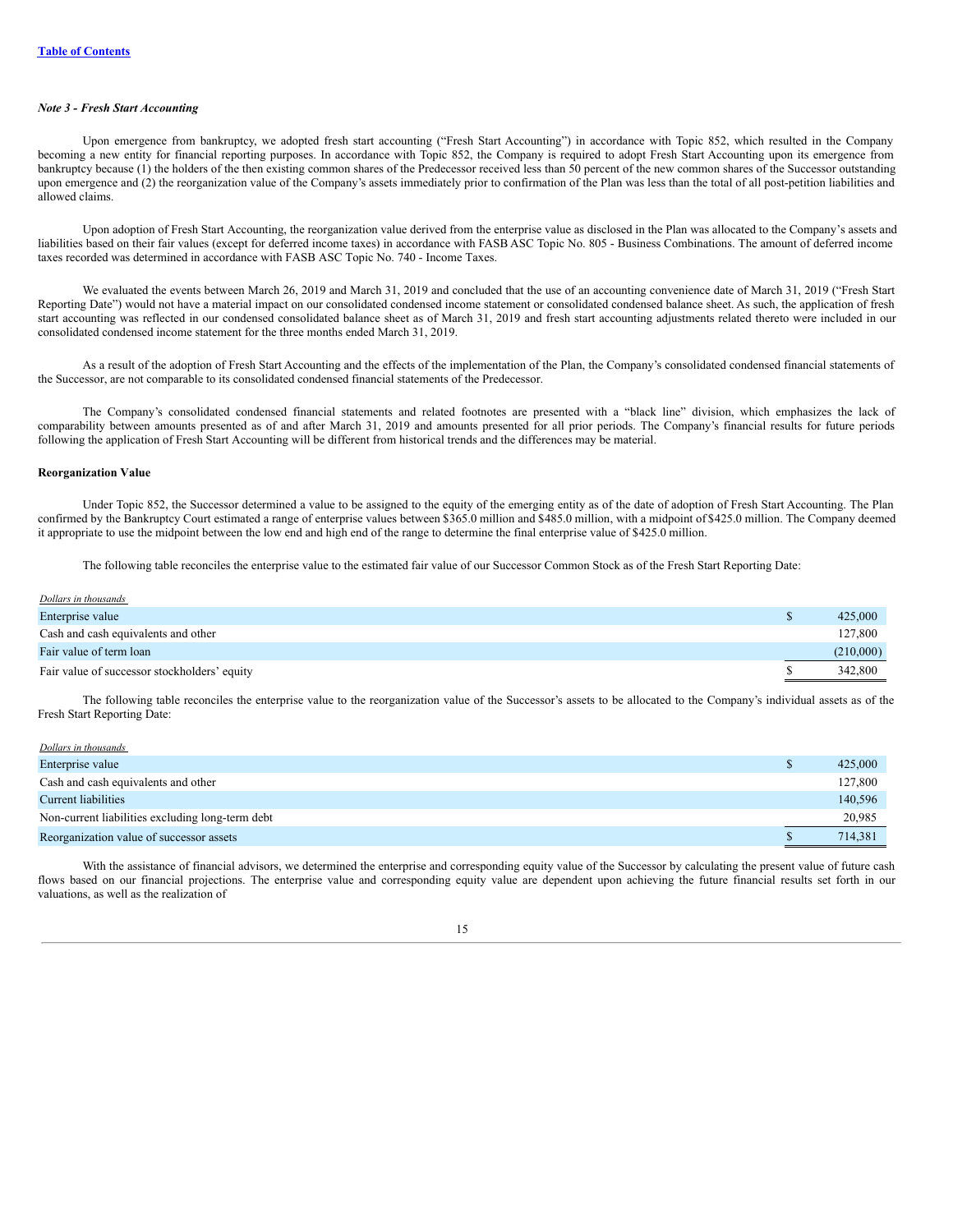[Table of Contents](#)

***Note 3 - Fresh Start Accounting***

Upon emergence from bankruptcy, we adopted fresh start accounting ("Fresh Start Accounting") in accordance with Topic 852, which resulted in the Company becoming a new entity for financial reporting purposes. In accordance with Topic 852, the Company is required to adopt Fresh Start Accounting upon its emergence from bankruptcy because (1) the holders of the then existing common shares of the Predecessor received less than 50 percent of the new common shares of the Successor outstanding upon emergence and (2) the reorganization value of the Company's assets immediately prior to confirmation of the Plan was less than the total of all post-petition liabilities and allowed claims.

Upon adoption of Fresh Start Accounting, the reorganization value derived from the enterprise value as disclosed in the Plan was allocated to the Company's assets and liabilities based on their fair values (except for deferred income taxes) in accordance with FASB ASC Topic No. 805 - Business Combinations. The amount of deferred income taxes recorded was determined in accordance with FASB ASC Topic No. 740 - Income Taxes.

We evaluated the events between March 26, 2019 and March 31, 2019 and concluded that the use of an accounting convenience date of March 31, 2019 ("Fresh Start Reporting Date") would not have a material impact on our consolidated condensed income statement or consolidated condensed balance sheet. As such, the application of fresh start accounting was reflected in our condensed consolidated balance sheet as of March 31, 2019 and fresh start accounting adjustments related thereto were included in our consolidated condensed income statement for the three months ended March 31, 2019.

As a result of the adoption of Fresh Start Accounting and the effects of the implementation of the Plan, the Company's consolidated condensed financial statements of the Successor, are not comparable to its consolidated condensed financial statements of the Predecessor.

The Company's consolidated condensed financial statements and related footnotes are presented with a "black line" division, which emphasizes the lack of comparability between amounts presented as of and after March 31, 2019 and amounts presented for all prior periods. The Company's financial results for future periods following the application of Fresh Start Accounting will be different from historical trends and the differences may be material.

**Reorganization Value**

Under Topic 852, the Successor determined a value to be assigned to the equity of the emerging entity as of the date of adoption of Fresh Start Accounting. The Plan confirmed by the Bankruptcy Court estimated a range of enterprise values between $365.0 million and $485.0 million, with a midpoint of $425.0 million. The Company deemed it appropriate to use the midpoint between the low end and high end of the range to determine the final enterprise value of $425.0 million.

The following table reconciles the enterprise value to the estimated fair value of our Successor Common Stock as of the Fresh Start Reporting Date:

| *Dollars in thousands* | | |
|---|---|---|
| Enterprise value | $ | 425,000 |
| Cash and cash equivalents and other | | 127,800 |
| Fair value of term loan | | (210,000) |
| Fair value of successor stockholders' equity | $ | 342,800 |

The following table reconciles the enterprise value to the reorganization value of the Successor's assets to be allocated to the Company's individual assets as of the Fresh Start Reporting Date:

| *Dollars in thousands* | | |
|---|---|---|
| Enterprise value | $ | 425,000 |
| Cash and cash equivalents and other | | 127,800 |
| Current liabilities | | 140,596 |
| Non-current liabilities excluding long-term debt | | 20,985 |
| Reorganization value of successor assets | $ | 714,381 |

With the assistance of financial advisors, we determined the enterprise and corresponding equity value of the Successor by calculating the present value of future cash flows based on our financial projections. The enterprise value and corresponding equity value are dependent upon achieving the future financial results set forth in our valuations, as well as the realization of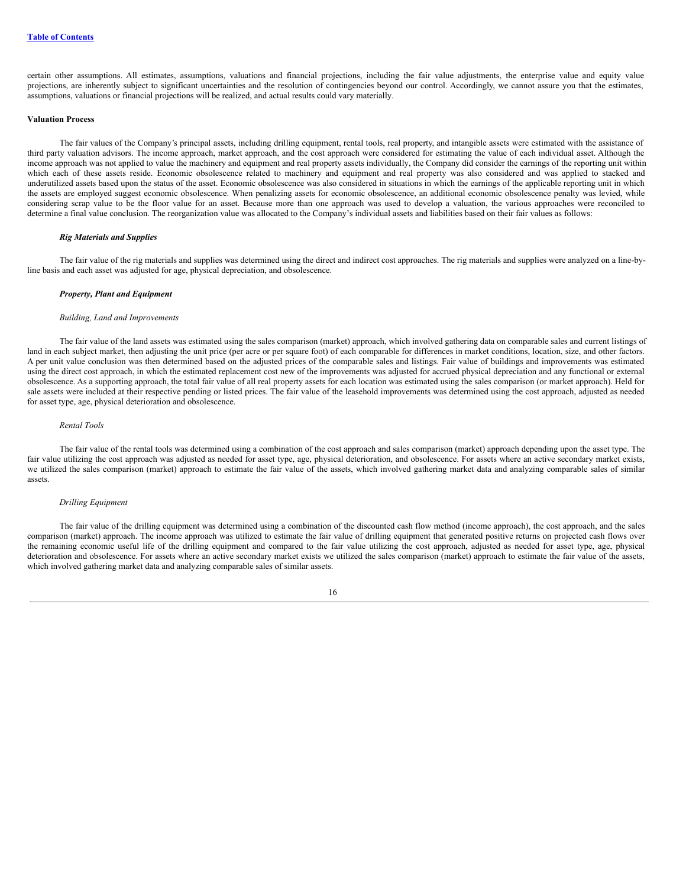certain other assumptions. All estimates, assumptions, valuations and financial projections, including the fair value adjustments, the enterprise value and equity value projections, are inherently subject to significant uncertainties and the resolution of contingencies beyond our control. Accordingly, we cannot assure you that the estimates, assumptions, valuations or financial projections will be realized, and actual results could vary materially.

**Valuation Process**

The fair values of the Company's principal assets, including drilling equipment, rental tools, real property, and intangible assets were estimated with the assistance of third party valuation advisors. The income approach, market approach, and the cost approach were considered for estimating the value of each individual asset. Although the income approach was not applied to value the machinery and equipment and real property assets individually, the Company did consider the earnings of the reporting unit within which each of these assets reside. Economic obsolescence related to machinery and equipment and real property was also considered and was applied to stacked and underutilized assets based upon the status of the asset. Economic obsolescence was also considered in situations in which the earnings of the applicable reporting unit in which the assets are employed suggest economic obsolescence. When penalizing assets for economic obsolescence, an additional economic obsolescence penalty was levied, while considering scrap value to be the floor value for an asset. Because more than one approach was used to develop a valuation, the various approaches were reconciled to determine a final value conclusion. The reorganization value was allocated to the Company's individual assets and liabilities based on their fair values as follows:

***Rig Materials and Supplies***

The fair value of the rig materials and supplies was determined using the direct and indirect cost approaches. The rig materials and supplies were analyzed on a line-by-line basis and each asset was adjusted for age, physical depreciation, and obsolescence.

***Property, Plant and Equipment***

*Building, Land and Improvements*

The fair value of the land assets was estimated using the sales comparison (market) approach, which involved gathering data on comparable sales and current listings of land in each subject market, then adjusting the unit price (per acre or per square foot) of each comparable for differences in market conditions, location, size, and other factors. A per unit value conclusion was then determined based on the adjusted prices of the comparable sales and listings. Fair value of buildings and improvements was estimated using the direct cost approach, in which the estimated replacement cost new of the improvements was adjusted for accrued physical depreciation and any functional or external obsolescence. As a supporting approach, the total fair value of all real property assets for each location was estimated using the sales comparison (or market approach). Held for sale assets were included at their respective pending or listed prices. The fair value of the leasehold improvements was determined using the cost approach, adjusted as needed for asset type, age, physical deterioration and obsolescence.

*Rental Tools*

The fair value of the rental tools was determined using a combination of the cost approach and sales comparison (market) approach depending upon the asset type. The fair value utilizing the cost approach was adjusted as needed for asset type, age, physical deterioration, and obsolescence. For assets where an active secondary market exists, we utilized the sales comparison (market) approach to estimate the fair value of the assets, which involved gathering market data and analyzing comparable sales of similar assets.

*Drilling Equipment*

The fair value of the drilling equipment was determined using a combination of the discounted cash flow method (income approach), the cost approach, and the sales comparison (market) approach. The income approach was utilized to estimate the fair value of drilling equipment that generated positive returns on projected cash flows over the remaining economic useful life of the drilling equipment and compared to the fair value utilizing the cost approach, adjusted as needed for asset type, age, physical deterioration and obsolescence. For assets where an active secondary market exists we utilized the sales comparison (market) approach to estimate the fair value of the assets, which involved gathering market data and analyzing comparable sales of similar assets.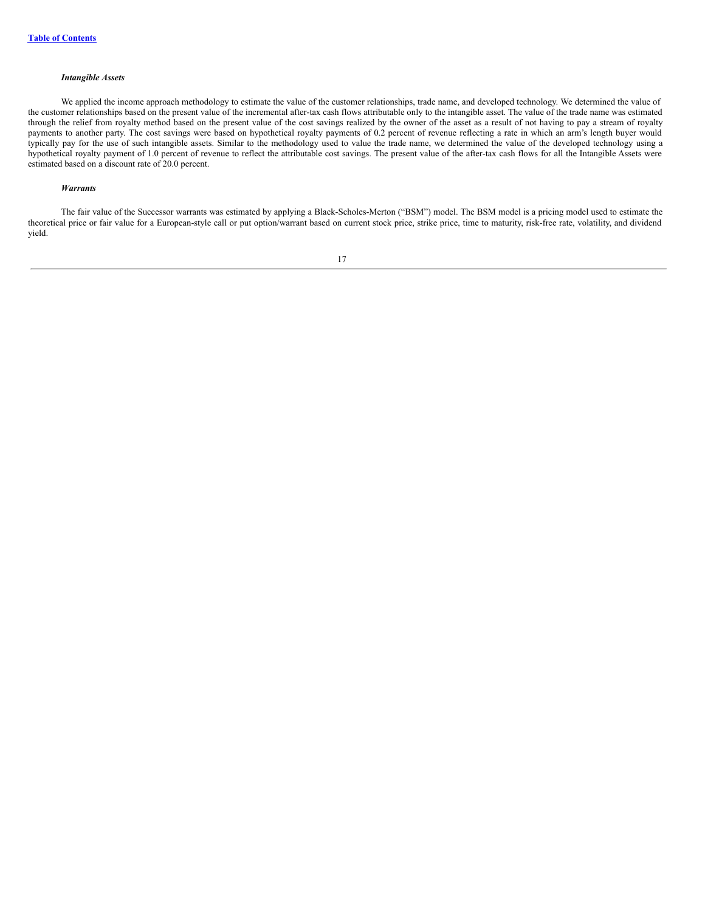*Intangible Assets*

We applied the income approach methodology to estimate the value of the customer relationships, trade name, and developed technology. We determined the value of the customer relationships based on the present value of the incremental after-tax cash flows attributable only to the intangible asset. The value of the trade name was estimated through the relief from royalty method based on the present value of the cost savings realized by the owner of the asset as a result of not having to pay a stream of royalty payments to another party. The cost savings were based on hypothetical royalty payments of 0.2 percent of revenue reflecting a rate in which an arm's length buyer would typically pay for the use of such intangible assets. Similar to the methodology used to value the trade name, we determined the value of the developed technology using a hypothetical royalty payment of 1.0 percent of revenue to reflect the attributable cost savings. The present value of the after-tax cash flows for all the Intangible Assets were estimated based on a discount rate of 20.0 percent.

*Warrants*

The fair value of the Successor warrants was estimated by applying a Black-Scholes-Merton ("BSM") model. The BSM model is a pricing model used to estimate the theoretical price or fair value for a European-style call or put option/warrant based on current stock price, strike price, time to maturity, risk-free rate, volatility, and dividend yield.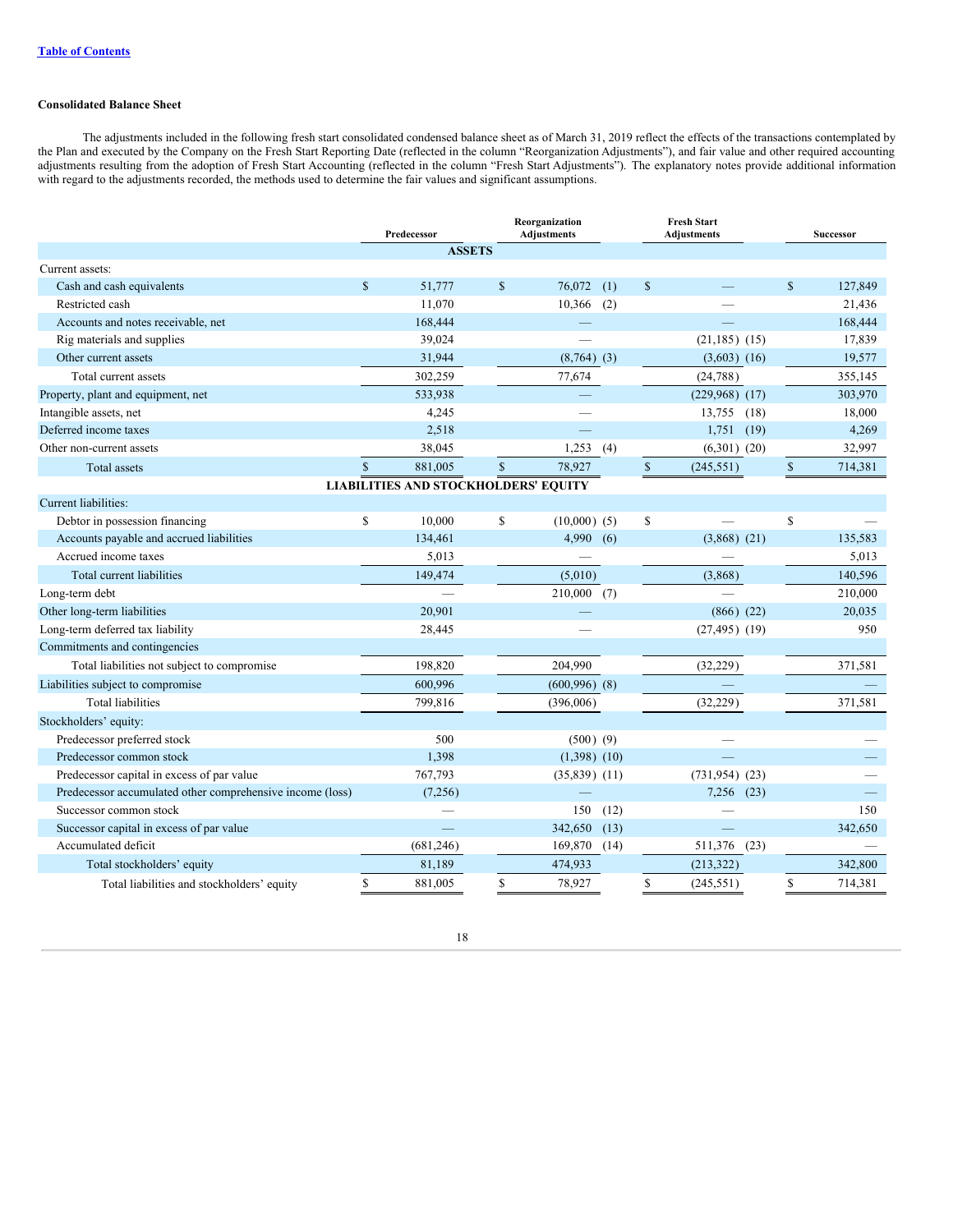**Consolidated Balance Sheet**

The adjustments included in the following fresh start consolidated condensed balance sheet as of March 31, 2019 reflect the effects of the transactions contemplated by the Plan and executed by the Company on the Fresh Start Reporting Date (reflected in the column "Reorganization Adjustments"), and fair value and other required accounting adjustments resulting from the adoption of Fresh Start Accounting (reflected in the column "Fresh Start Adjustments"). The explanatory notes provide additional information with regard to the adjustments recorded, the methods used to determine the fair values and significant assumptions.

| | Predecessor | Reorganization Adjustments | Fresh Start Adjustments | Successor |
|---|---|---|---|---|
| **ASSETS** | | | | |
| Current assets: | | | | |
| Cash and cash equivalents | $ 51,777 | $ 76,072 (1) | $ — | $ 127,849 |
| Restricted cash | 11,070 | 10,366 (2) | — | 21,436 |
| Accounts and notes receivable, net | 168,444 | — | — | 168,444 |
| Rig materials and supplies | 39,024 | — | (21,185) (15) | 17,839 |
| Other current assets | 31,944 | (8,764) (3) | (3,603) (16) | 19,577 |
| Total current assets | 302,259 | 77,674 | (24,788) | 355,145 |
| Property, plant and equipment, net | 533,938 | — | (229,968) (17) | 303,970 |
| Intangible assets, net | 4,245 | — | 13,755 (18) | 18,000 |
| Deferred income taxes | 2,518 | — | 1,751 (19) | 4,269 |
| Other non-current assets | 38,045 | 1,253 (4) | (6,301) (20) | 32,997 |
| Total assets | $ 881,005 | $ 78,927 | $ (245,551) | $ 714,381 |
| **LIABILITIES AND STOCKHOLDERS' EQUITY** | | | | |
| Current liabilities: | | | | |
| Debtor in possession financing | $ 10,000 | $ (10,000) (5) | $ — | $ — |
| Accounts payable and accrued liabilities | 134,461 | 4,990 (6) | (3,868) (21) | 135,583 |
| Accrued income taxes | 5,013 | — | — | 5,013 |
| Total current liabilities | 149,474 | (5,010) | (3,868) | 140,596 |
| Long-term debt | — | 210,000 (7) | — | 210,000 |
| Other long-term liabilities | 20,901 | — | (866) (22) | 20,035 |
| Long-term deferred tax liability | 28,445 | — | (27,495) (19) | 950 |
| Commitments and contingencies | | | | |
| Total liabilities not subject to compromise | 198,820 | 204,990 | (32,229) | 371,581 |
| Liabilities subject to compromise | 600,996 | (600,996) (8) | — | — |
| Total liabilities | 799,816 | (396,006) | (32,229) | 371,581 |
| Stockholders' equity: | | | | |
| Predecessor preferred stock | 500 | (500) (9) | — | — |
| Predecessor common stock | 1,398 | (1,398) (10) | — | — |
| Predecessor capital in excess of par value | 767,793 | (35,839) (11) | (731,954) (23) | — |
| Predecessor accumulated other comprehensive income (loss) | (7,256) | — | 7,256 (23) | — |
| Successor common stock | — | 150 (12) | — | 150 |
| Successor capital in excess of par value | — | 342,650 (13) | — | 342,650 |
| Accumulated deficit | (681,246) | 169,870 (14) | 511,376 (23) | — |
| Total stockholders' equity | 81,189 | 474,933 | (213,322) | 342,800 |
| Total liabilities and stockholders' equity | $ 881,005 | $ 78,927 | $ (245,551) | $ 714,381 |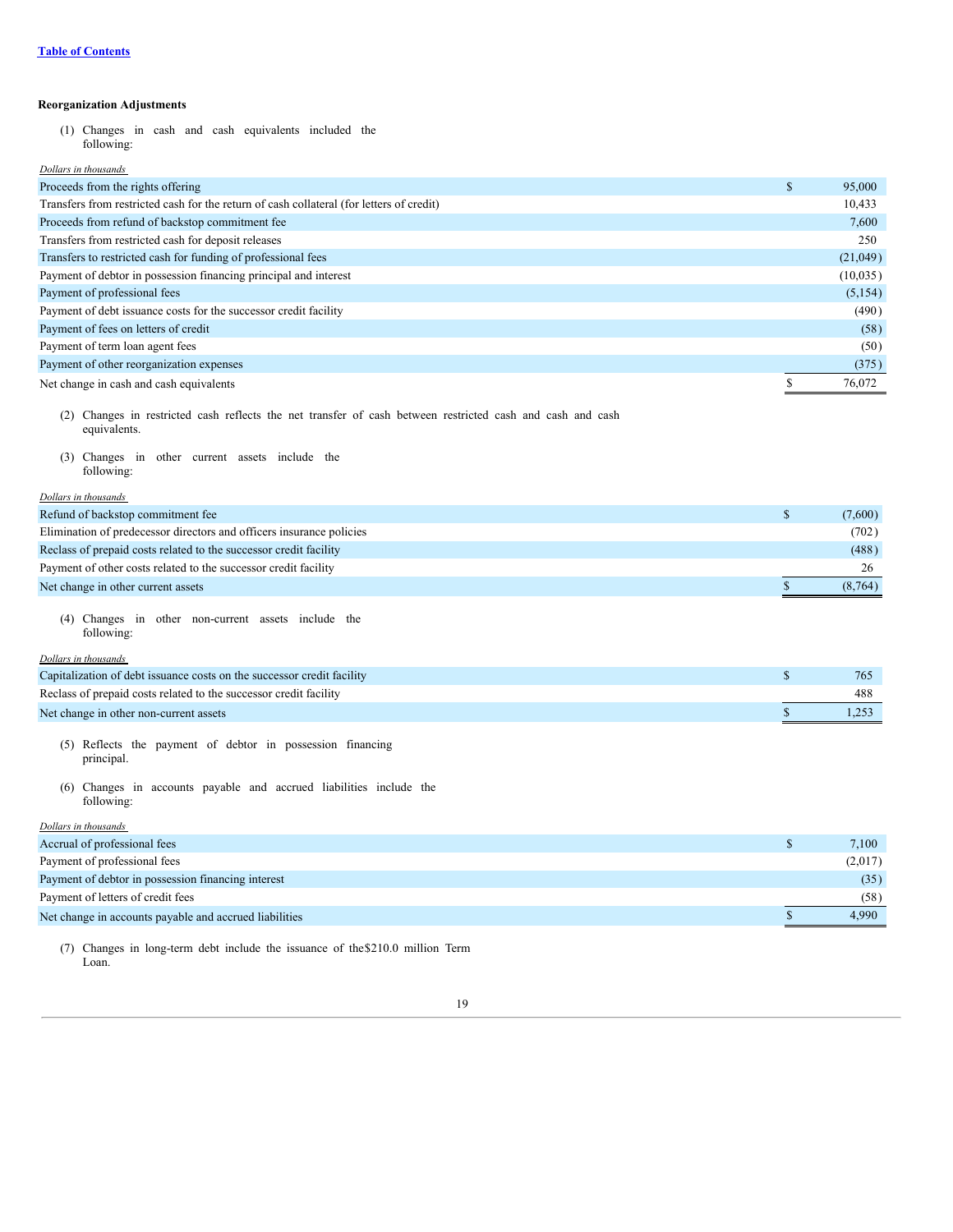**Reorganization Adjustments**

(1) Changes in cash and cash equivalents included the following:

| *Dollars in thousands* | |
|---|---|
| Proceeds from the rights offering | $ 95,000 |
| Transfers from restricted cash for the return of cash collateral (for letters of credit) | 10,433 |
| Proceeds from refund of backstop commitment fee | 7,600 |
| Transfers from restricted cash for deposit releases | 250 |
| Transfers to restricted cash for funding of professional fees | (21,049) |
| Payment of debtor in possession financing principal and interest | (10,035) |
| Payment of professional fees | (5,154) |
| Payment of debt issuance costs for the successor credit facility | (490) |
| Payment of fees on letters of credit | (58) |
| Payment of term loan agent fees | (50) |
| Payment of other reorganization expenses | (375) |
| Net change in cash and cash equivalents | $ 76,072 |

(2) Changes in restricted cash reflects the net transfer of cash between restricted cash and cash and cash equivalents.

(3) Changes in other current assets include the following:

| *Dollars in thousands* | |
|---|---|
| Refund of backstop commitment fee | $ (7,600) |
| Elimination of predecessor directors and officers insurance policies | (702) |
| Reclass of prepaid costs related to the successor credit facility | (488) |
| Payment of other costs related to the successor credit facility | 26 |
| Net change in other current assets | $ (8,764) |

(4) Changes in other non-current assets include the following:

| *Dollars in thousands* | |
|---|---|
| Capitalization of debt issuance costs on the successor credit facility | $ 765 |
| Reclass of prepaid costs related to the successor credit facility | 488 |
| Net change in other non-current assets | $ 1,253 |

(5) Reflects the payment of debtor in possession financing principal.

(6) Changes in accounts payable and accrued liabilities include the following:

| *Dollars in thousands* | |
|---|---|
| Accrual of professional fees | $ 7,100 |
| Payment of professional fees | (2,017) |
| Payment of debtor in possession financing interest | (35) |
| Payment of letters of credit fees | (58) |
| Net change in accounts payable and accrued liabilities | $ 4,990 |

(7) Changes in long-term debt include the issuance of the $210.0 million Term Loan.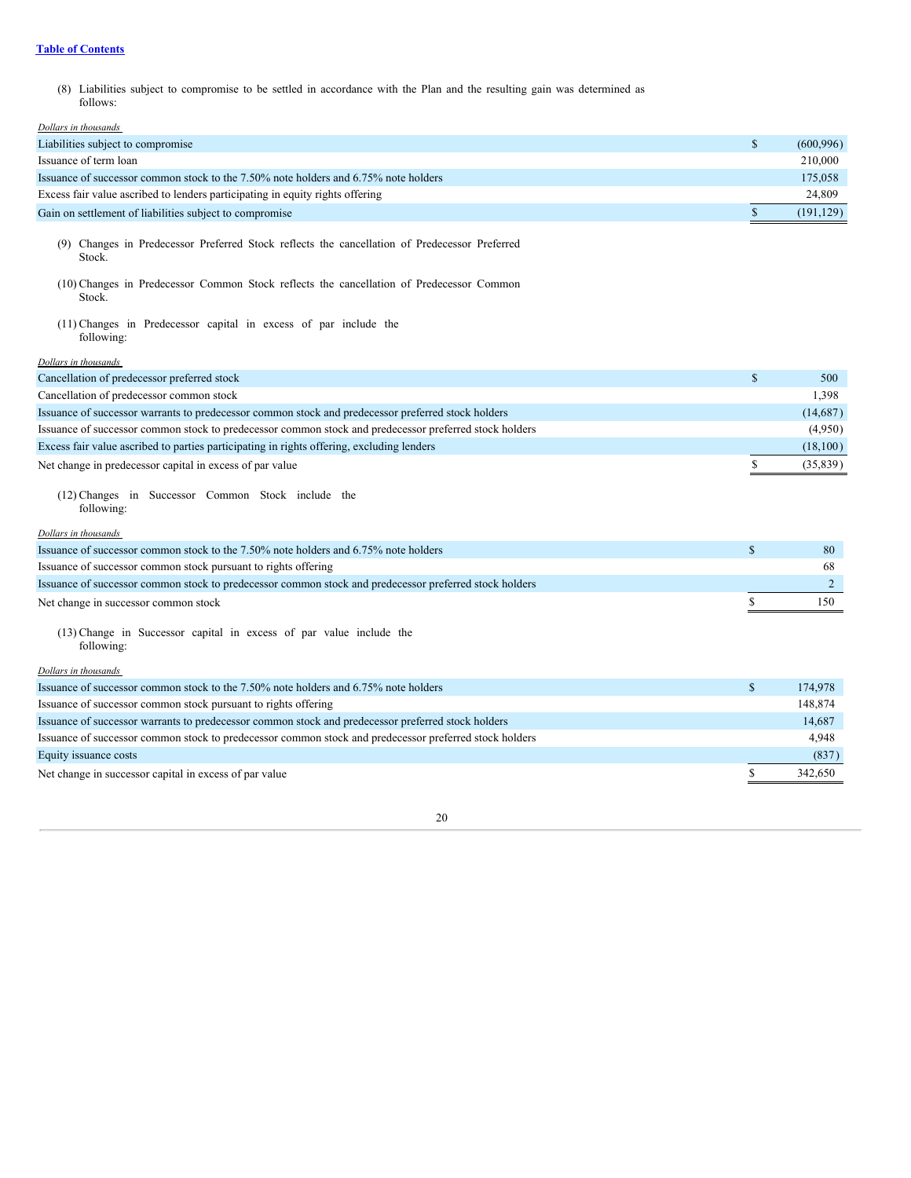(8) Liabilities subject to compromise to be settled in accordance with the Plan and the resulting gain was determined as follows:

| *Dollars in thousands* | |
|---|---|
| Liabilities subject to compromise | $ (600,996) |
| Issuance of term loan | 210,000 |
| Issuance of successor common stock to the 7.50% note holders and 6.75% note holders | 175,058 |
| Excess fair value ascribed to lenders participating in equity rights offering | 24,809 |
| Gain on settlement of liabilities subject to compromise | $ (191,129) |

(9) Changes in Predecessor Preferred Stock reflects the cancellation of Predecessor Preferred Stock.

(10) Changes in Predecessor Common Stock reflects the cancellation of Predecessor Common Stock.

(11) Changes in Predecessor capital in excess of par include the following:

| *Dollars in thousands* | |
|---|---|
| Cancellation of predecessor preferred stock | $ 500 |
| Cancellation of predecessor common stock | 1,398 |
| Issuance of successor warrants to predecessor common stock and predecessor preferred stock holders | (14,687) |
| Issuance of successor common stock to predecessor common stock and predecessor preferred stock holders | (4,950) |
| Excess fair value ascribed to parties participating in rights offering, excluding lenders | (18,100) |
| Net change in predecessor capital in excess of par value | $ (35,839) |

(12) Changes in Successor Common Stock include the following:

| *Dollars in thousands* | |
|---|---|
| Issuance of successor common stock to the 7.50% note holders and 6.75% note holders | $ 80 |
| Issuance of successor common stock pursuant to rights offering | 68 |
| Issuance of successor common stock to predecessor common stock and predecessor preferred stock holders | 2 |
| Net change in successor common stock | $ 150 |

(13) Change in Successor capital in excess of par value include the following:

| *Dollars in thousands* | |
|---|---|
| Issuance of successor common stock to the 7.50% note holders and 6.75% note holders | $ 174,978 |
| Issuance of successor common stock pursuant to rights offering | 148,874 |
| Issuance of successor warrants to predecessor common stock and predecessor preferred stock holders | 14,687 |
| Issuance of successor common stock to predecessor common stock and predecessor preferred stock holders | 4,948 |
| Equity issuance costs | (837) |
| Net change in successor capital in excess of par value | $ 342,650 |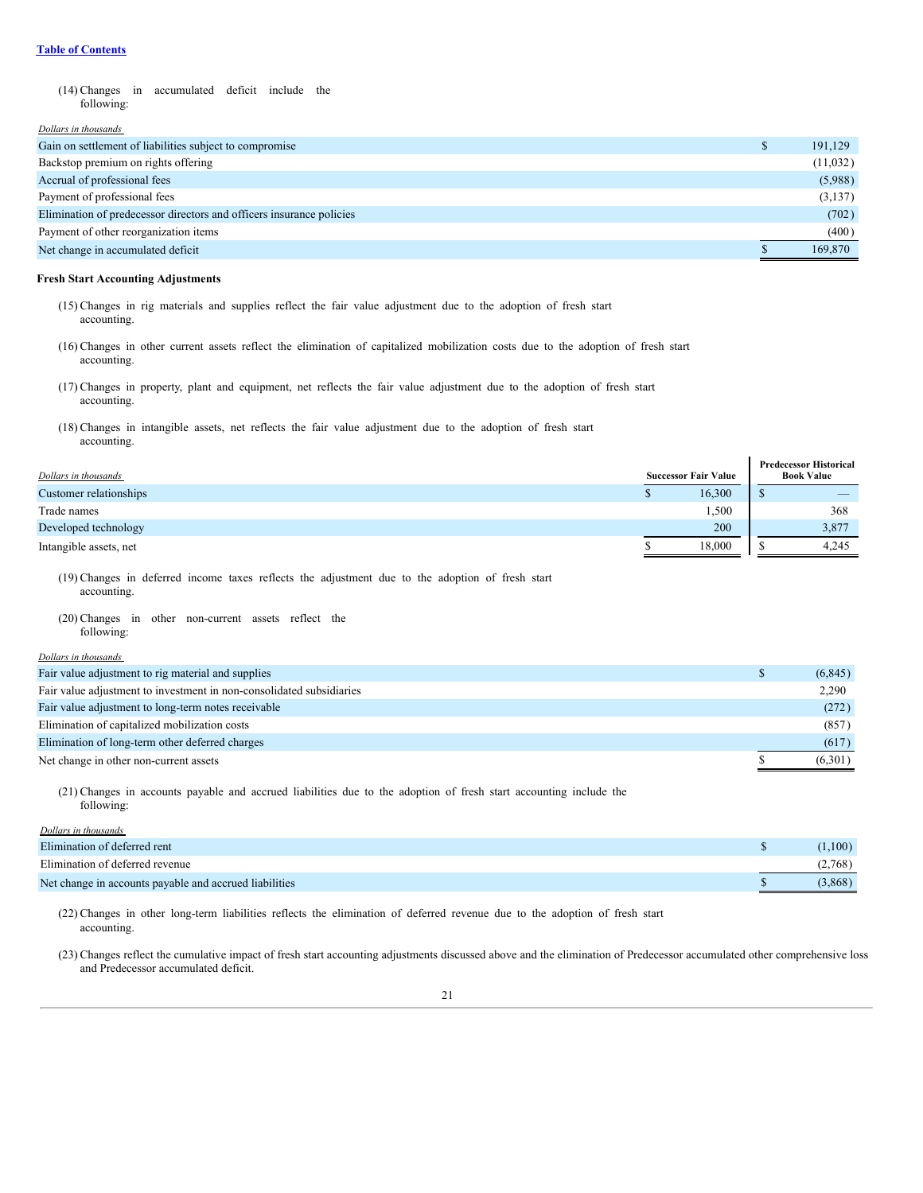(14) Changes in accumulated deficit include the following:

| Dollars in thousands | | |
|---|---|---|
| Gain on settlement of liabilities subject to compromise | $ | 191,129 |
| Backstop premium on rights offering | | (11,032) |
| Accrual of professional fees | | (5,988) |
| Payment of professional fees | | (3,137) |
| Elimination of predecessor directors and officers insurance policies | | (702) |
| Payment of other reorganization items | | (400) |
| Net change in accumulated deficit | $ | 169,870 |

**Fresh Start Accounting Adjustments**

(15) Changes in rig materials and supplies reflect the fair value adjustment due to the adoption of fresh start accounting.

(16) Changes in other current assets reflect the elimination of capitalized mobilization costs due to the adoption of fresh start accounting.

(17) Changes in property, plant and equipment, net reflects the fair value adjustment due to the adoption of fresh start accounting.

(18) Changes in intangible assets, net reflects the fair value adjustment due to the adoption of fresh start accounting.

| Dollars in thousands | Successor Fair Value | Predecessor Historical Book Value |
|---|---|---|
| Customer relationships | $ 16,300 | $ — |
| Trade names | 1,500 | 368 |
| Developed technology | 200 | 3,877 |
| Intangible assets, net | $ 18,000 | $ 4,245 |

(19) Changes in deferred income taxes reflects the adjustment due to the adoption of fresh start accounting.

(20) Changes in other non-current assets reflect the following:

| Dollars in thousands | | |
|---|---|---|
| Fair value adjustment to rig material and supplies | $ | (6,845) |
| Fair value adjustment to investment in non-consolidated subsidiaries | | 2,290 |
| Fair value adjustment to long-term notes receivable | | (272) |
| Elimination of capitalized mobilization costs | | (857) |
| Elimination of long-term other deferred charges | | (617) |
| Net change in other non-current assets | $ | (6,301) |

(21) Changes in accounts payable and accrued liabilities due to the adoption of fresh start accounting include the following:

| Dollars in thousands | | |
|---|---|---|
| Elimination of deferred rent | $ | (1,100) |
| Elimination of deferred revenue | | (2,768) |
| Net change in accounts payable and accrued liabilities | $ | (3,868) |

(22) Changes in other long-term liabilities reflects the elimination of deferred revenue due to the adoption of fresh start accounting.

(23) Changes reflect the cumulative impact of fresh start accounting adjustments discussed above and the elimination of Predecessor accumulated other comprehensive loss and Predecessor accumulated deficit.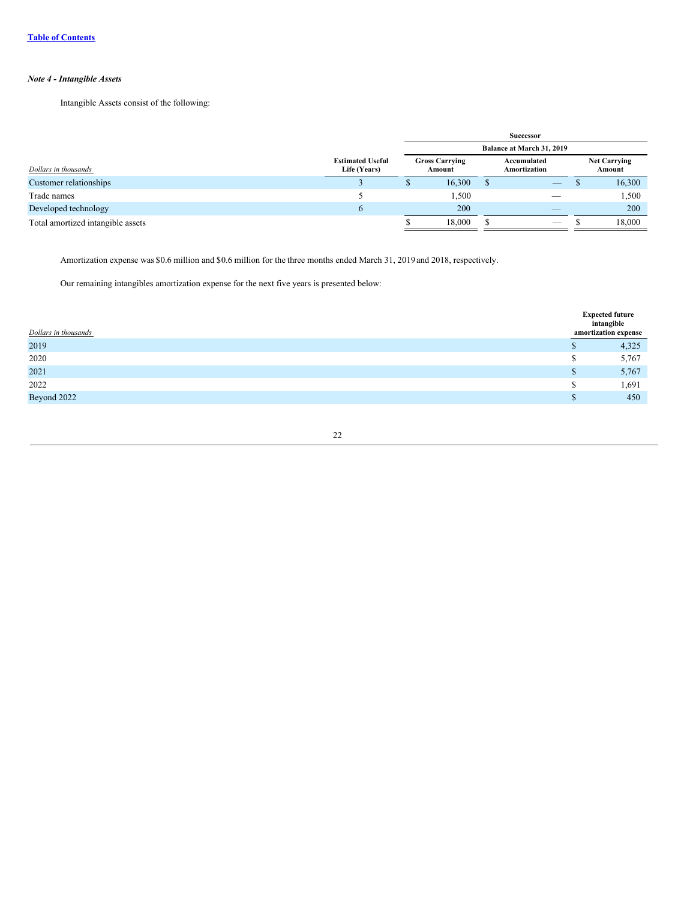*Note 4 - Intangible Assets*

Intangible Assets consist of the following:

| *Dollars in thousands* | Estimated Useful Life (Years) | Successor Balance at March 31, 2019 Gross Carrying Amount | Accumulated Amortization | Net Carrying Amount |
|---|---|---|---|---|
| Customer relationships | 3 | $ 16,300 | $ — | $ 16,300 |
| Trade names | 5 | 1,500 | — | 1,500 |
| Developed technology | 6 | 200 | — | 200 |
| Total amortized intangible assets | | $ 18,000 | $ — | $ 18,000 |

Amortization expense was $0.6 million and $0.6 million for the three months ended March 31, 2019 and 2018, respectively.

Our remaining intangibles amortization expense for the next five years is presented below:

| *Dollars in thousands* | Expected future intangible amortization expense |
|---|---|
| 2019 | $ 4,325 |
| 2020 | $ 5,767 |
| 2021 | $ 5,767 |
| 2022 | $ 1,691 |
| Beyond 2022 | $ 450 |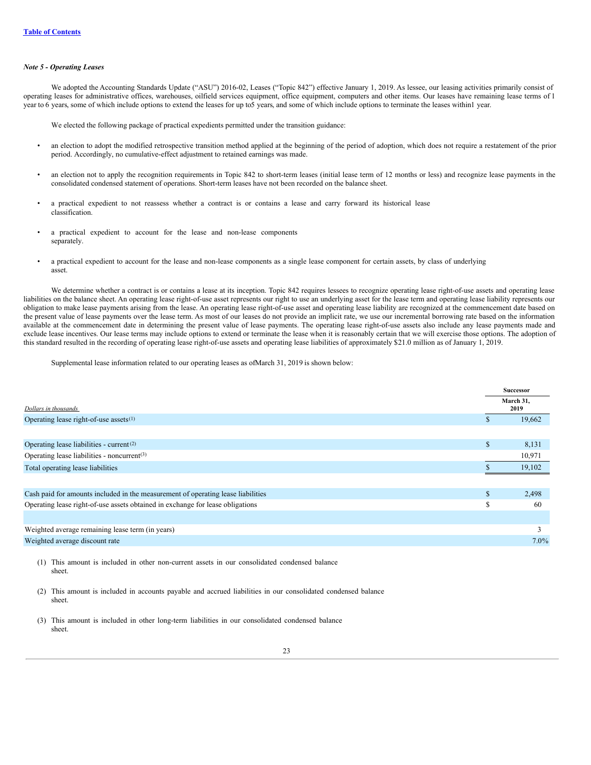*Note 5 - Operating Leases*

We adopted the Accounting Standards Update ("ASU") 2016-02, Leases ("Topic 842") effective January 1, 2019. As lessee, our leasing activities primarily consist of operating leases for administrative offices, warehouses, oilfield services equipment, office equipment, computers and other items. Our leases have remaining lease terms of 1 year to 6 years, some of which include options to extend the leases for up to5 years, and some of which include options to terminate the leases within1 year.

We elected the following package of practical expedients permitted under the transition guidance:

- an election to adopt the modified retrospective transition method applied at the beginning of the period of adoption, which does not require a restatement of the prior period. Accordingly, no cumulative-effect adjustment to retained earnings was made.
- an election not to apply the recognition requirements in Topic 842 to short-term leases (initial lease term of 12 months or less) and recognize lease payments in the consolidated condensed statement of operations. Short-term leases have not been recorded on the balance sheet.
- a practical expedient to not reassess whether a contract is or contains a lease and carry forward its historical lease classification.
- a practical expedient to account for the lease and non-lease components separately.
- a practical expedient to account for the lease and non-lease components as a single lease component for certain assets, by class of underlying asset.

We determine whether a contract is or contains a lease at its inception. Topic 842 requires lessees to recognize operating lease right-of-use assets and operating lease liabilities on the balance sheet. An operating lease right-of-use asset represents our right to use an underlying asset for the lease term and operating lease liability represents our obligation to make lease payments arising from the lease. An operating lease right-of-use asset and operating lease liability are recognized at the commencement date based on the present value of lease payments over the lease term. As most of our leases do not provide an implicit rate, we use our incremental borrowing rate based on the information available at the commencement date in determining the present value of lease payments. The operating lease right-of-use assets also include any lease payments made and exclude lease incentives. Our lease terms may include options to extend or terminate the lease when it is reasonably certain that we will exercise those options. The adoption of this standard resulted in the recording of operating lease right-of-use assets and operating lease liabilities of approximately $21.0 million as of January 1, 2019.

Supplemental lease information related to our operating leases as ofMarch 31, 2019 is shown below:

| | Successor |
|---|---|
| *Dollars in thousands* | March 31, 2019 |
| Operating lease right-of-use assets[(1)] | $ 19,662 |
| | |
| Operating lease liabilities - current[(2)] | $ 8,131 |
| Operating lease liabilities - noncurrent[(3)] | 10,971 |
| Total operating lease liabilities | $ 19,102 |
| | |
| Cash paid for amounts included in the measurement of operating lease liabilities | $ 2,498 |
| Operating lease right-of-use assets obtained in exchange for lease obligations | $ 60 |
| | |
| Weighted average remaining lease term (in years) | 3 |
| Weighted average discount rate | 7.0% |

(1) This amount is included in other non-current assets in our consolidated condensed balance sheet.

(2) This amount is included in accounts payable and accrued liabilities in our consolidated condensed balance sheet.

(3) This amount is included in other long-term liabilities in our consolidated condensed balance sheet.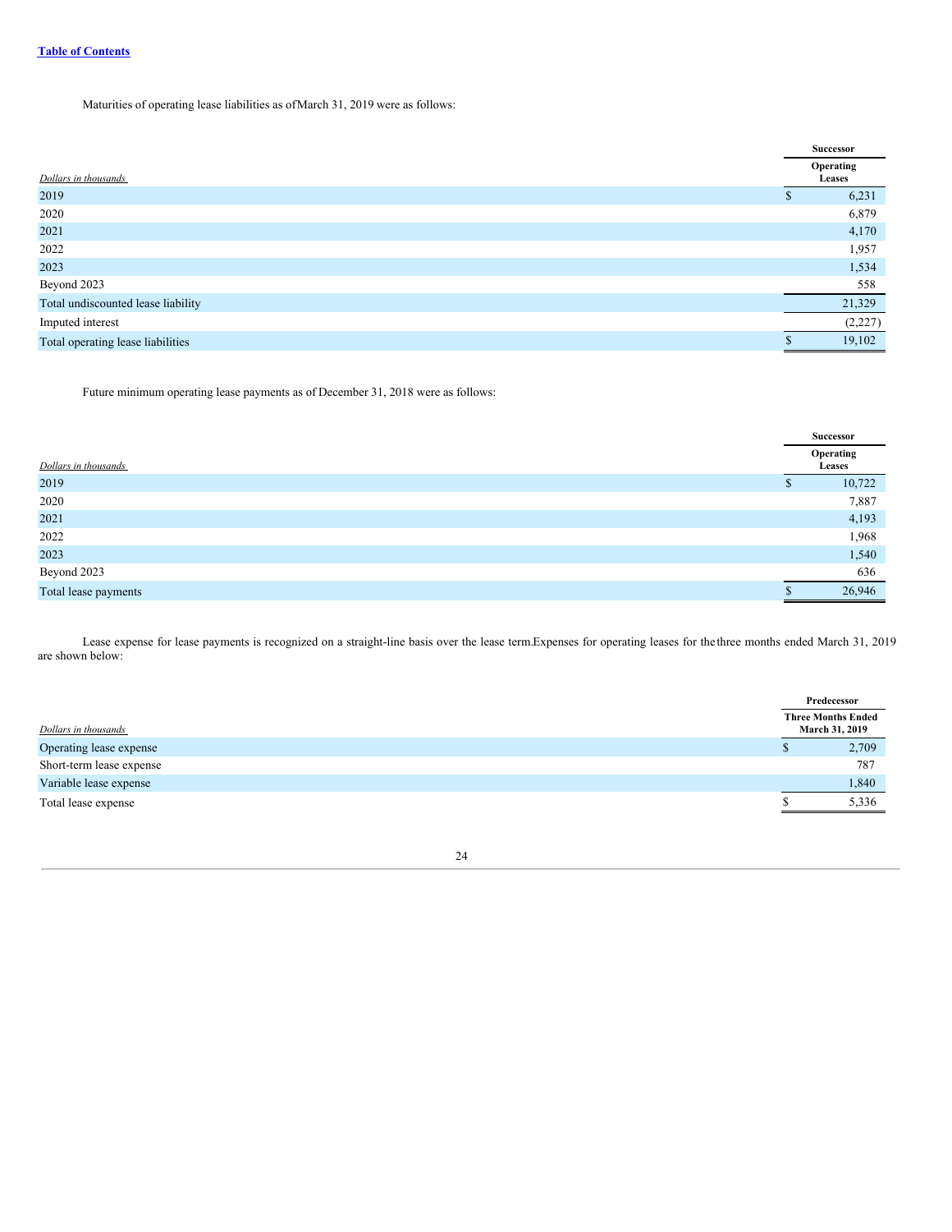Table of Contents

Maturities of operating lease liabilities as of March 31, 2019 were as follows:

| | Successor |
|---|---|
| *Dollars in thousands* | Operating Leases |
| 2019 | $ 6,231 |
| 2020 | 6,879 |
| 2021 | 4,170 |
| 2022 | 1,957 |
| 2023 | 1,534 |
| Beyond 2023 | 558 |
| Total undiscounted lease liability | 21,329 |
| Imputed interest | (2,227) |
| Total operating lease liabilities | $ 19,102 |

Future minimum operating lease payments as of December 31, 2018 were as follows:

| | Successor |
|---|---|
| *Dollars in thousands* | Operating Leases |
| 2019 | $ 10,722 |
| 2020 | 7,887 |
| 2021 | 4,193 |
| 2022 | 1,968 |
| 2023 | 1,540 |
| Beyond 2023 | 636 |
| Total lease payments | $ 26,946 |

Lease expense for lease payments is recognized on a straight-line basis over the lease term. Expenses for operating leases for the three months ended March 31, 2019 are shown below:

| | Predecessor |
|---|---|
| *Dollars in thousands* | Three Months Ended March 31, 2019 |
| Operating lease expense | $ 2,709 |
| Short-term lease expense | 787 |
| Variable lease expense | 1,840 |
| Total lease expense | $ 5,336 |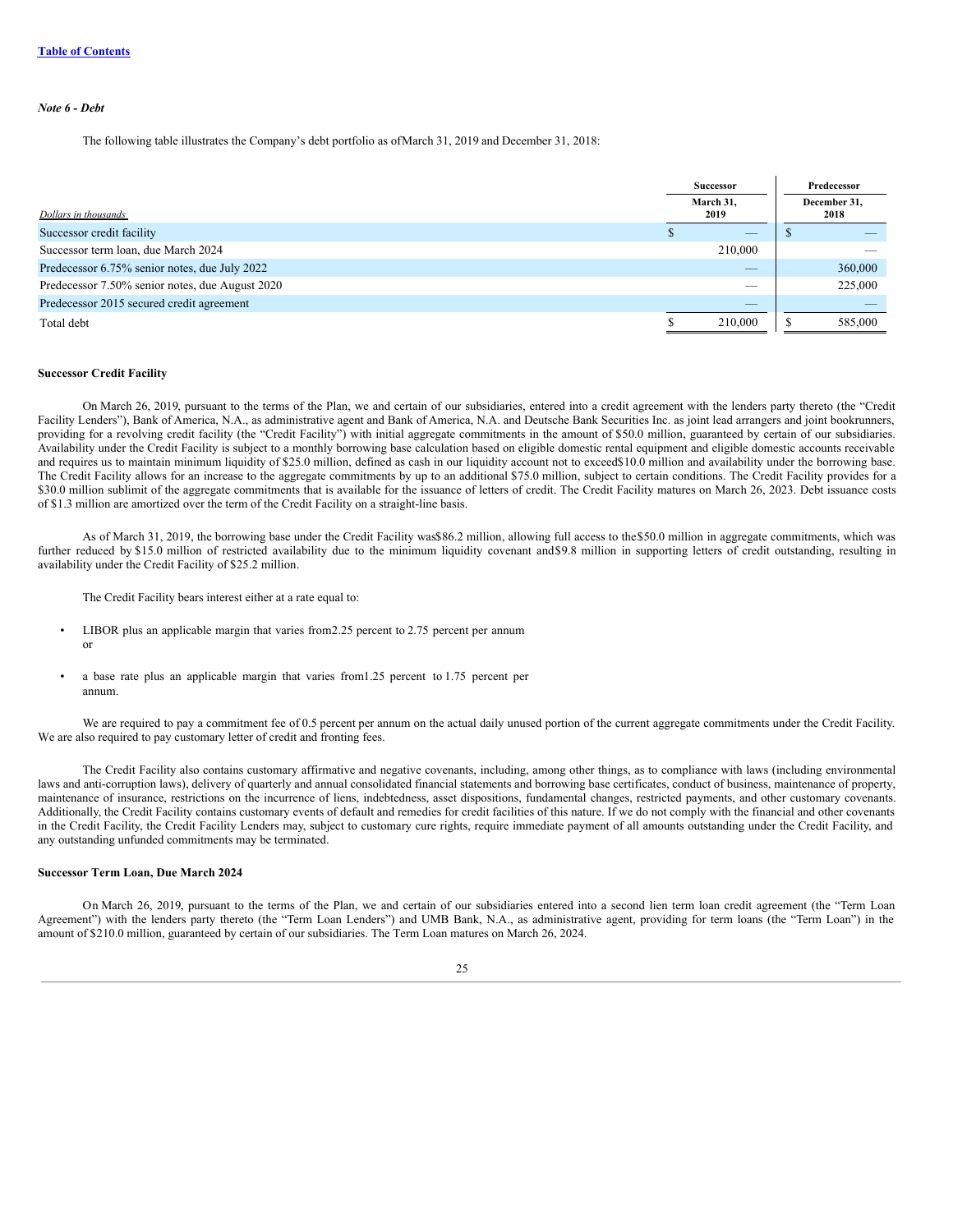*Note 6 - Debt*

The following table illustrates the Company's debt portfolio as of March 31, 2019 and December 31, 2018:

| *Dollars in thousands* | Successor | Predecessor |
|---|---|---|
| | March 31, 2019 | December 31, 2018 |
| Successor credit facility | $ — | $ — |
| Successor term loan, due March 2024 | 210,000 | — |
| Predecessor 6.75% senior notes, due July 2022 | — | 360,000 |
| Predecessor 7.50% senior notes, due August 2020 | — | 225,000 |
| Predecessor 2015 secured credit agreement | — | — |
| Total debt | $ 210,000 | $ 585,000 |

**Successor Credit Facility**

On March 26, 2019, pursuant to the terms of the Plan, we and certain of our subsidiaries, entered into a credit agreement with the lenders party thereto (the "Credit Facility Lenders"), Bank of America, N.A., as administrative agent and Bank of America, N.A. and Deutsche Bank Securities Inc. as joint lead arrangers and joint bookrunners, providing for a revolving credit facility (the "Credit Facility") with initial aggregate commitments in the amount of $50.0 million, guaranteed by certain of our subsidiaries. Availability under the Credit Facility is subject to a monthly borrowing base calculation based on eligible domestic rental equipment and eligible domestic accounts receivable and requires us to maintain minimum liquidity of $25.0 million, defined as cash in our liquidity account not to exceed $10.0 million and availability under the borrowing base. The Credit Facility allows for an increase to the aggregate commitments by up to an additional $75.0 million, subject to certain conditions. The Credit Facility provides for a $30.0 million sublimit of the aggregate commitments that is available for the issuance of letters of credit. The Credit Facility matures on March 26, 2023. Debt issuance costs of $1.3 million are amortized over the term of the Credit Facility on a straight-line basis.

As of March 31, 2019, the borrowing base under the Credit Facility was $86.2 million, allowing full access to the $50.0 million in aggregate commitments, which was further reduced by $15.0 million of restricted availability due to the minimum liquidity covenant and $9.8 million in supporting letters of credit outstanding, resulting in availability under the Credit Facility of $25.2 million.

The Credit Facility bears interest either at a rate equal to:

- LIBOR plus an applicable margin that varies from 2.25 percent to 2.75 percent per annum or
- a base rate plus an applicable margin that varies from 1.25 percent to 1.75 percent per annum.

We are required to pay a commitment fee of 0.5 percent per annum on the actual daily unused portion of the current aggregate commitments under the Credit Facility. We are also required to pay customary letter of credit and fronting fees.

The Credit Facility also contains customary affirmative and negative covenants, including, among other things, as to compliance with laws (including environmental laws and anti-corruption laws), delivery of quarterly and annual consolidated financial statements and borrowing base certificates, conduct of business, maintenance of property, maintenance of insurance, restrictions on the incurrence of liens, indebtedness, asset dispositions, fundamental changes, restricted payments, and other customary covenants. Additionally, the Credit Facility contains customary events of default and remedies for credit facilities of this nature. If we do not comply with the financial and other covenants in the Credit Facility, the Credit Facility Lenders may, subject to customary cure rights, require immediate payment of all amounts outstanding under the Credit Facility, and any outstanding unfunded commitments may be terminated.

**Successor Term Loan, Due March 2024**

On March 26, 2019, pursuant to the terms of the Plan, we and certain of our subsidiaries entered into a second lien term loan credit agreement (the "Term Loan Agreement") with the lenders party thereto (the "Term Loan Lenders") and UMB Bank, N.A., as administrative agent, providing for term loans (the "Term Loan") in the amount of $210.0 million, guaranteed by certain of our subsidiaries. The Term Loan matures on March 26, 2024.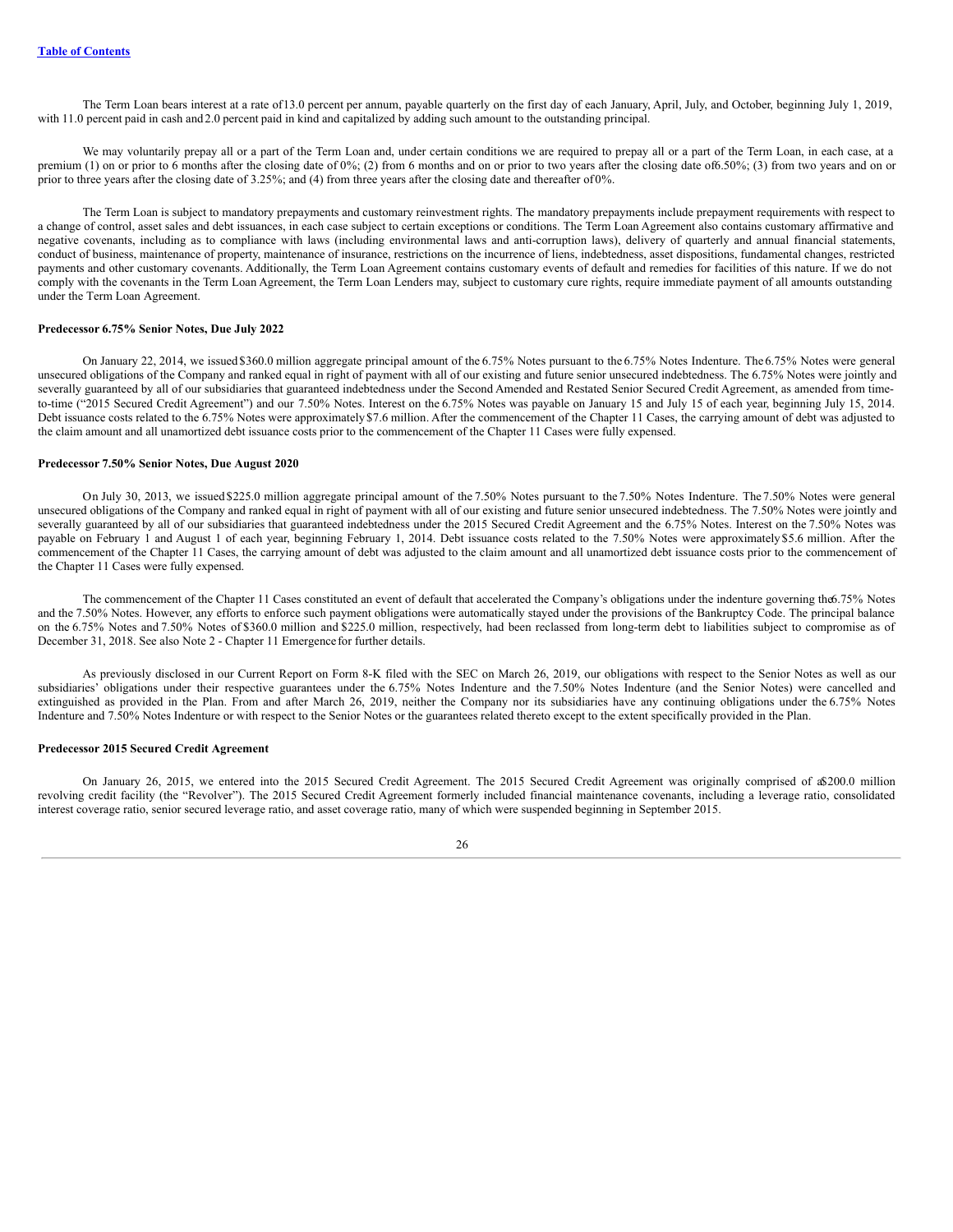The Term Loan bears interest at a rate of 13.0 percent per annum, payable quarterly on the first day of each January, April, July, and October, beginning July 1, 2019, with 11.0 percent paid in cash and 2.0 percent paid in kind and capitalized by adding such amount to the outstanding principal.

We may voluntarily prepay all or a part of the Term Loan and, under certain conditions we are required to prepay all or a part of the Term Loan, in each case, at a premium (1) on or prior to 6 months after the closing date of 0%; (2) from 6 months and on or prior to two years after the closing date of 6.50%; (3) from two years and on or prior to three years after the closing date of 3.25%; and (4) from three years after the closing date and thereafter of 0%.

The Term Loan is subject to mandatory prepayments and customary reinvestment rights. The mandatory prepayments include prepayment requirements with respect to a change of control, asset sales and debt issuances, in each case subject to certain exceptions or conditions. The Term Loan Agreement also contains customary affirmative and negative covenants, including as to compliance with laws (including environmental laws and anti-corruption laws), delivery of quarterly and annual financial statements, conduct of business, maintenance of property, maintenance of insurance, restrictions on the incurrence of liens, indebtedness, asset dispositions, fundamental changes, restricted payments and other customary covenants. Additionally, the Term Loan Agreement contains customary events of default and remedies for facilities of this nature. If we do not comply with the covenants in the Term Loan Agreement, the Term Loan Lenders may, subject to customary cure rights, require immediate payment of all amounts outstanding under the Term Loan Agreement.

**Predecessor 6.75% Senior Notes, Due July 2022**

On January 22, 2014, we issued $360.0 million aggregate principal amount of the 6.75% Notes pursuant to the 6.75% Notes Indenture. The 6.75% Notes were general unsecured obligations of the Company and ranked equal in right of payment with all of our existing and future senior unsecured indebtedness. The 6.75% Notes were jointly and severally guaranteed by all of our subsidiaries that guaranteed indebtedness under the Second Amended and Restated Senior Secured Credit Agreement, as amended from time-to-time ("2015 Secured Credit Agreement") and our 7.50% Notes. Interest on the 6.75% Notes was payable on January 15 and July 15 of each year, beginning July 15, 2014. Debt issuance costs related to the 6.75% Notes were approximately $7.6 million. After the commencement of the Chapter 11 Cases, the carrying amount of debt was adjusted to the claim amount and all unamortized debt issuance costs prior to the commencement of the Chapter 11 Cases were fully expensed.

**Predecessor 7.50% Senior Notes, Due August 2020**

On July 30, 2013, we issued $225.0 million aggregate principal amount of the 7.50% Notes pursuant to the 7.50% Notes Indenture. The 7.50% Notes were general unsecured obligations of the Company and ranked equal in right of payment with all of our existing and future senior unsecured indebtedness. The 7.50% Notes were jointly and severally guaranteed by all of our subsidiaries that guaranteed indebtedness under the 2015 Secured Credit Agreement and the 6.75% Notes. Interest on the 7.50% Notes was payable on February 1 and August 1 of each year, beginning February 1, 2014. Debt issuance costs related to the 7.50% Notes were approximately $5.6 million. After the commencement of the Chapter 11 Cases, the carrying amount of debt was adjusted to the claim amount and all unamortized debt issuance costs prior to the commencement of the Chapter 11 Cases were fully expensed.

The commencement of the Chapter 11 Cases constituted an event of default that accelerated the Company's obligations under the indenture governing the 6.75% Notes and the 7.50% Notes. However, any efforts to enforce such payment obligations were automatically stayed under the provisions of the Bankruptcy Code. The principal balance on the 6.75% Notes and 7.50% Notes of $360.0 million and $225.0 million, respectively, had been reclassed from long-term debt to liabilities subject to compromise as of December 31, 2018. See also Note 2 - Chapter 11 Emergence for further details.

As previously disclosed in our Current Report on Form 8-K filed with the SEC on March 26, 2019, our obligations with respect to the Senior Notes as well as our subsidiaries' obligations under their respective guarantees under the 6.75% Notes Indenture and the 7.50% Notes Indenture (and the Senior Notes) were cancelled and extinguished as provided in the Plan. From and after March 26, 2019, neither the Company nor its subsidiaries have any continuing obligations under the 6.75% Notes Indenture and 7.50% Notes Indenture or with respect to the Senior Notes or the guarantees related thereto except to the extent specifically provided in the Plan.

**Predecessor 2015 Secured Credit Agreement**

On January 26, 2015, we entered into the 2015 Secured Credit Agreement. The 2015 Secured Credit Agreement was originally comprised of a $200.0 million revolving credit facility (the "Revolver"). The 2015 Secured Credit Agreement formerly included financial maintenance covenants, including a leverage ratio, consolidated interest coverage ratio, senior secured leverage ratio, and asset coverage ratio, many of which were suspended beginning in September 2015.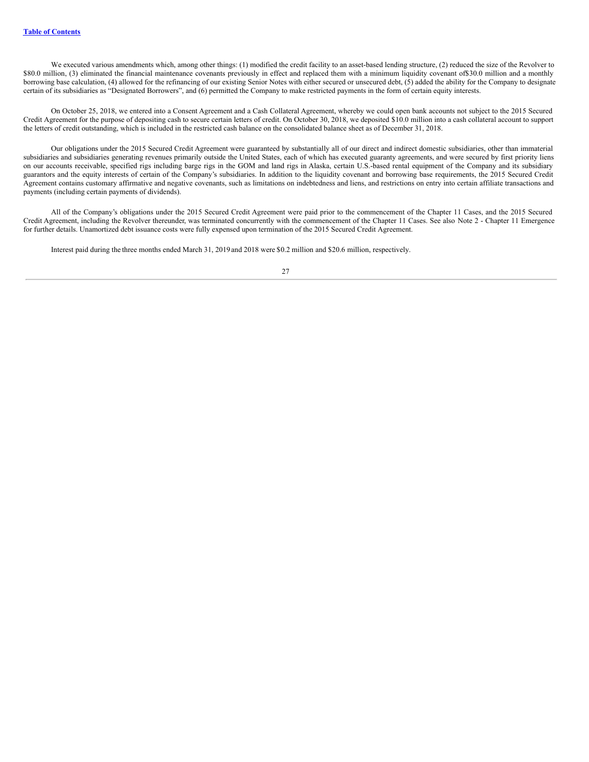We executed various amendments which, among other things: (1) modified the credit facility to an asset-based lending structure, (2) reduced the size of the Revolver to $80.0 million, (3) eliminated the financial maintenance covenants previously in effect and replaced them with a minimum liquidity covenant of$30.0 million and a monthly borrowing base calculation, (4) allowed for the refinancing of our existing Senior Notes with either secured or unsecured debt, (5) added the ability for the Company to designate certain of its subsidiaries as "Designated Borrowers", and (6) permitted the Company to make restricted payments in the form of certain equity interests.

On October 25, 2018, we entered into a Consent Agreement and a Cash Collateral Agreement, whereby we could open bank accounts not subject to the 2015 Secured Credit Agreement for the purpose of depositing cash to secure certain letters of credit. On October 30, 2018, we deposited $10.0 million into a cash collateral account to support the letters of credit outstanding, which is included in the restricted cash balance on the consolidated balance sheet as of December 31, 2018.

Our obligations under the 2015 Secured Credit Agreement were guaranteed by substantially all of our direct and indirect domestic subsidiaries, other than immaterial subsidiaries and subsidiaries generating revenues primarily outside the United States, each of which has executed guaranty agreements, and were secured by first priority liens on our accounts receivable, specified rigs including barge rigs in the GOM and land rigs in Alaska, certain U.S.-based rental equipment of the Company and its subsidiary guarantors and the equity interests of certain of the Company's subsidiaries. In addition to the liquidity covenant and borrowing base requirements, the 2015 Secured Credit Agreement contains customary affirmative and negative covenants, such as limitations on indebtedness and liens, and restrictions on entry into certain affiliate transactions and payments (including certain payments of dividends).

All of the Company's obligations under the 2015 Secured Credit Agreement were paid prior to the commencement of the Chapter 11 Cases, and the 2015 Secured Credit Agreement, including the Revolver thereunder, was terminated concurrently with the commencement of the Chapter 11 Cases. See also Note 2 - Chapter 11 Emergence for further details. Unamortized debt issuance costs were fully expensed upon termination of the 2015 Secured Credit Agreement.

Interest paid during the three months ended March 31, 2019 and 2018 were $0.2 million and $20.6 million, respectively.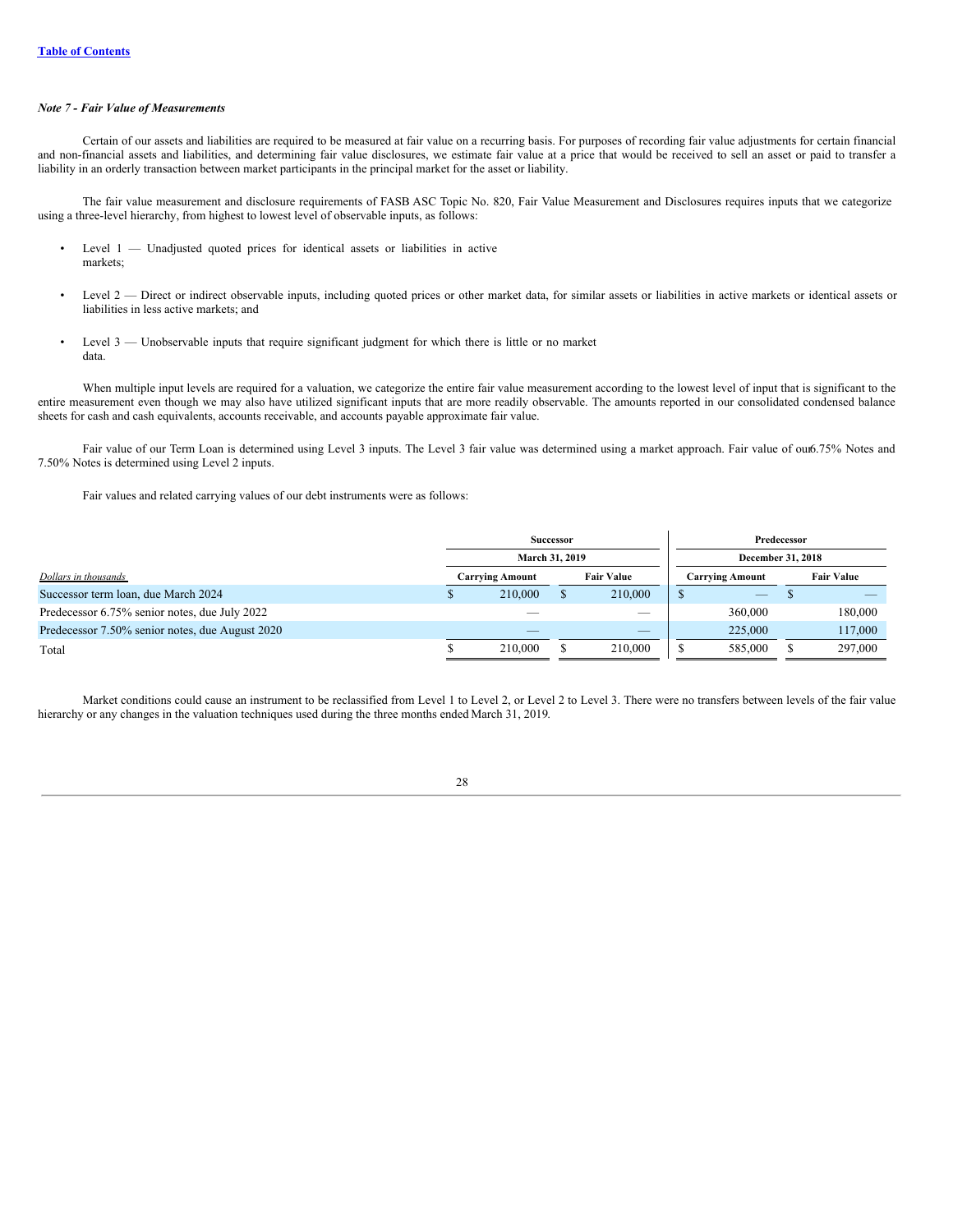*Note 7 - Fair Value of Measurements*

Certain of our assets and liabilities are required to be measured at fair value on a recurring basis. For purposes of recording fair value adjustments for certain financial and non-financial assets and liabilities, and determining fair value disclosures, we estimate fair value at a price that would be received to sell an asset or paid to transfer a liability in an orderly transaction between market participants in the principal market for the asset or liability.

The fair value measurement and disclosure requirements of FASB ASC Topic No. 820, Fair Value Measurement and Disclosures requires inputs that we categorize using a three-level hierarchy, from highest to lowest level of observable inputs, as follows:

- Level 1 — Unadjusted quoted prices for identical assets or liabilities in active markets;
- Level 2 — Direct or indirect observable inputs, including quoted prices or other market data, for similar assets or liabilities in active markets or identical assets or liabilities in less active markets; and
- Level 3 — Unobservable inputs that require significant judgment for which there is little or no market data.

When multiple input levels are required for a valuation, we categorize the entire fair value measurement according to the lowest level of input that is significant to the entire measurement even though we may also have utilized significant inputs that are more readily observable. The amounts reported in our consolidated condensed balance sheets for cash and cash equivalents, accounts receivable, and accounts payable approximate fair value.

Fair value of our Term Loan is determined using Level 3 inputs. The Level 3 fair value was determined using a market approach. Fair value of our 6.75% Notes and 7.50% Notes is determined using Level 2 inputs.

Fair values and related carrying values of our debt instruments were as follows:

| | Successor | | Predecessor | |
|---|---|---|---|---|
| | March 31, 2019 | | December 31, 2018 | |
| *Dollars in thousands* | Carrying Amount | Fair Value | Carrying Amount | Fair Value |
| Successor term loan, due March 2024 | $ 210,000 | $ 210,000 | $ — | $ — |
| Predecessor 6.75% senior notes, due July 2022 | — | — | 360,000 | 180,000 |
| Predecessor 7.50% senior notes, due August 2020 | — | — | 225,000 | 117,000 |
| Total | $ 210,000 | $ 210,000 | $ 585,000 | $ 297,000 |

Market conditions could cause an instrument to be reclassified from Level 1 to Level 2, or Level 2 to Level 3. There were no transfers between levels of the fair value hierarchy or any changes in the valuation techniques used during the three months ended March 31, 2019.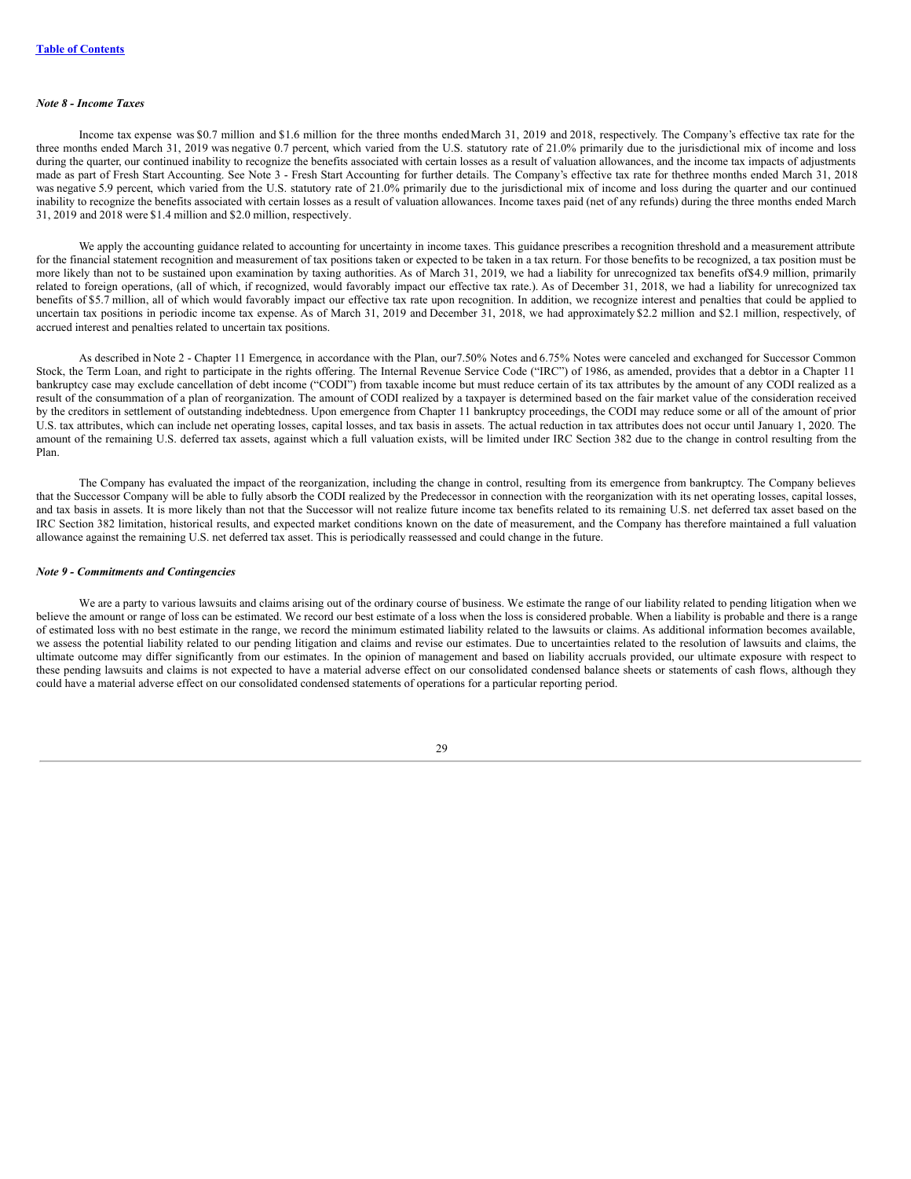*Note 8 - Income Taxes*

Income tax expense was $0.7 million and $1.6 million for the three months ended March 31, 2019 and 2018, respectively. The Company's effective tax rate for the three months ended March 31, 2019 was negative 0.7 percent, which varied from the U.S. statutory rate of 21.0% primarily due to the jurisdictional mix of income and loss during the quarter, our continued inability to recognize the benefits associated with certain losses as a result of valuation allowances, and the income tax impacts of adjustments made as part of Fresh Start Accounting. See Note 3 - Fresh Start Accounting for further details. The Company's effective tax rate for thethree months ended March 31, 2018 was negative 5.9 percent, which varied from the U.S. statutory rate of 21.0% primarily due to the jurisdictional mix of income and loss during the quarter and our continued inability to recognize the benefits associated with certain losses as a result of valuation allowances. Income taxes paid (net of any refunds) during the three months ended March 31, 2019 and 2018 were $1.4 million and $2.0 million, respectively.

We apply the accounting guidance related to accounting for uncertainty in income taxes. This guidance prescribes a recognition threshold and a measurement attribute for the financial statement recognition and measurement of tax positions taken or expected to be taken in a tax return. For those benefits to be recognized, a tax position must be more likely than not to be sustained upon examination by taxing authorities. As of March 31, 2019, we had a liability for unrecognized tax benefits of$4.9 million, primarily related to foreign operations, (all of which, if recognized, would favorably impact our effective tax rate.). As of December 31, 2018, we had a liability for unrecognized tax benefits of $5.7 million, all of which would favorably impact our effective tax rate upon recognition. In addition, we recognize interest and penalties that could be applied to uncertain tax positions in periodic income tax expense. As of March 31, 2019 and December 31, 2018, we had approximately $2.2 million and $2.1 million, respectively, of accrued interest and penalties related to uncertain tax positions.

As described in Note 2 - Chapter 11 Emergence, in accordance with the Plan, our7.50% Notes and 6.75% Notes were canceled and exchanged for Successor Common Stock, the Term Loan, and right to participate in the rights offering. The Internal Revenue Service Code ("IRC") of 1986, as amended, provides that a debtor in a Chapter 11 bankruptcy case may exclude cancellation of debt income ("CODI") from taxable income but must reduce certain of its tax attributes by the amount of any CODI realized as a result of the consummation of a plan of reorganization. The amount of CODI realized by a taxpayer is determined based on the fair market value of the consideration received by the creditors in settlement of outstanding indebtedness. Upon emergence from Chapter 11 bankruptcy proceedings, the CODI may reduce some or all of the amount of prior U.S. tax attributes, which can include net operating losses, capital losses, and tax basis in assets. The actual reduction in tax attributes does not occur until January 1, 2020. The amount of the remaining U.S. deferred tax assets, against which a full valuation exists, will be limited under IRC Section 382 due to the change in control resulting from the Plan.

The Company has evaluated the impact of the reorganization, including the change in control, resulting from its emergence from bankruptcy. The Company believes that the Successor Company will be able to fully absorb the CODI realized by the Predecessor in connection with the reorganization with its net operating losses, capital losses, and tax basis in assets. It is more likely than not that the Successor will not realize future income tax benefits related to its remaining U.S. net deferred tax asset based on the IRC Section 382 limitation, historical results, and expected market conditions known on the date of measurement, and the Company has therefore maintained a full valuation allowance against the remaining U.S. net deferred tax asset. This is periodically reassessed and could change in the future.

*Note 9 - Commitments and Contingencies*

We are a party to various lawsuits and claims arising out of the ordinary course of business. We estimate the range of our liability related to pending litigation when we believe the amount or range of loss can be estimated. We record our best estimate of a loss when the loss is considered probable. When a liability is probable and there is a range of estimated loss with no best estimate in the range, we record the minimum estimated liability related to the lawsuits or claims. As additional information becomes available, we assess the potential liability related to our pending litigation and claims and revise our estimates. Due to uncertainties related to the resolution of lawsuits and claims, the ultimate outcome may differ significantly from our estimates. In the opinion of management and based on liability accruals provided, our ultimate exposure with respect to these pending lawsuits and claims is not expected to have a material adverse effect on our consolidated condensed balance sheets or statements of cash flows, although they could have a material adverse effect on our consolidated condensed statements of operations for a particular reporting period.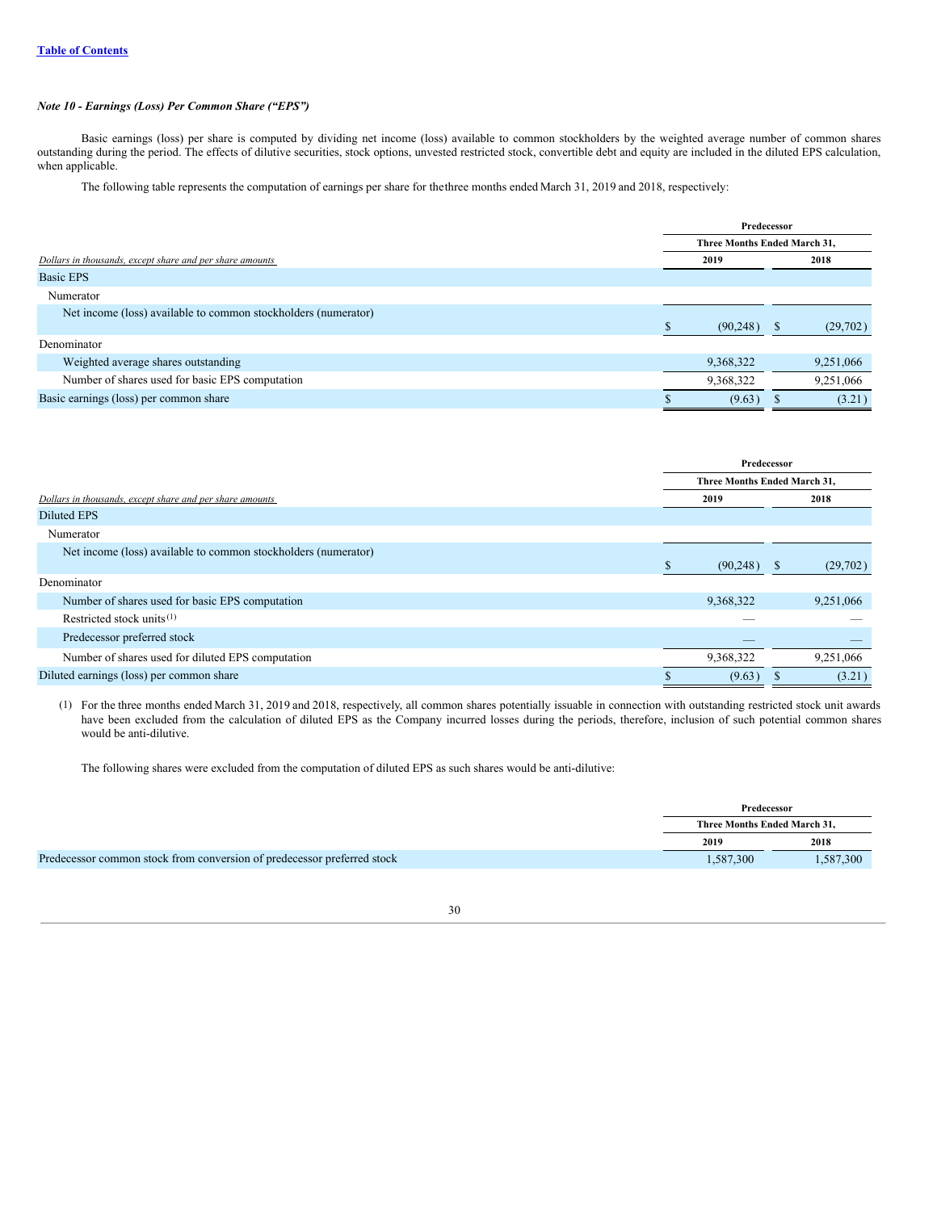*Note 10 - Earnings (Loss) Per Common Share (“EPS”)*

Basic earnings (loss) per share is computed by dividing net income (loss) available to common stockholders by the weighted average number of common shares outstanding during the period. The effects of dilutive securities, stock options, unvested restricted stock, convertible debt and equity are included in the diluted EPS calculation, when applicable.

The following table represents the computation of earnings per share for the three months ended March 31, 2019 and 2018, respectively:

| *Dollars in thousands, except share and per share amounts* | Predecessor | |
|---|---|---|
| | Three Months Ended March 31, | |
| | 2019 | 2018 |
| Basic EPS | | |
| Numerator | | |
| Net income (loss) available to common stockholders (numerator) | $ (90,248) | $ (29,702) |
| Denominator | | |
| Weighted average shares outstanding | 9,368,322 | 9,251,066 |
| Number of shares used for basic EPS computation | 9,368,322 | 9,251,066 |
| Basic earnings (loss) per common share | $ (9.63) | $ (3.21) |

| *Dollars in thousands, except share and per share amounts* | Predecessor | |
|---|---|---|
| | Three Months Ended March 31, | |
| | 2019 | 2018 |
| Diluted EPS | | |
| Numerator | | |
| Net income (loss) available to common stockholders (numerator) | $ (90,248) | $ (29,702) |
| Denominator | | |
| Number of shares used for basic EPS computation | 9,368,322 | 9,251,066 |
| Restricted stock units [(1)] | — | — |
| Predecessor preferred stock | — | — |
| Number of shares used for diluted EPS computation | 9,368,322 | 9,251,066 |
| Diluted earnings (loss) per common share | $ (9.63) | $ (3.21) |

(1) For the three months ended March 31, 2019 and 2018, respectively, all common shares potentially issuable in connection with outstanding restricted stock unit awards have been excluded from the calculation of diluted EPS as the Company incurred losses during the periods, therefore, inclusion of such potential common shares would be anti-dilutive.

The following shares were excluded from the computation of diluted EPS as such shares would be anti-dilutive:

| | Predecessor | |
|---|---|---|
| | Three Months Ended March 31, | |
| | 2019 | 2018 |
| Predecessor common stock from conversion of predecessor preferred stock | 1,587,300 | 1,587,300 |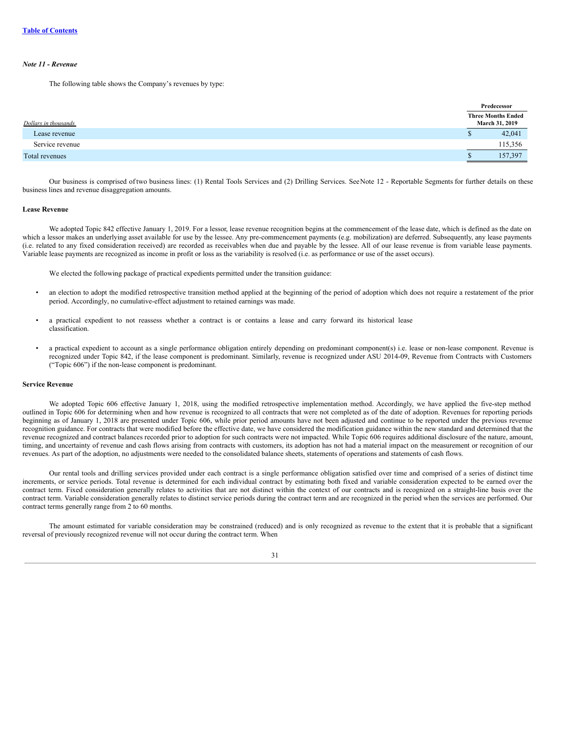[Table of Contents](#)

*Note 11 - Revenue*

The following table shows the Company's revenues by type:

| *Dollars in thousands* | Predecessor |
|---|---|
| | Three Months Ended March 31, 2019 |
| Lease revenue | $ 42,041 |
| Service revenue | 115,356 |
| Total revenues | $ 157,397 |

Our business is comprised of two business lines: (1) Rental Tools Services and (2) Drilling Services. See Note 12 - Reportable Segments for further details on these business lines and revenue disaggregation amounts.

**Lease Revenue**

We adopted Topic 842 effective January 1, 2019. For a lessor, lease revenue recognition begins at the commencement of the lease date, which is defined as the date on which a lessor makes an underlying asset available for use by the lessee. Any pre-commencement payments (e.g. mobilization) are deferred. Subsequently, any lease payments (i.e. related to any fixed consideration received) are recorded as receivables when due and payable by the lessee. All of our lease revenue is from variable lease payments. Variable lease payments are recognized as income in profit or loss as the variability is resolved (i.e. as performance or use of the asset occurs).

We elected the following package of practical expedients permitted under the transition guidance:

- an election to adopt the modified retrospective transition method applied at the beginning of the period of adoption which does not require a restatement of the prior period. Accordingly, no cumulative-effect adjustment to retained earnings was made.
- a practical expedient to not reassess whether a contract is or contains a lease and carry forward its historical lease classification.
- a practical expedient to account as a single performance obligation entirely depending on predominant component(s) i.e. lease or non-lease component. Revenue is recognized under Topic 842, if the lease component is predominant. Similarly, revenue is recognized under ASU 2014-09, Revenue from Contracts with Customers ("Topic 606") if the non-lease component is predominant.

**Service Revenue**

We adopted Topic 606 effective January 1, 2018, using the modified retrospective implementation method. Accordingly, we have applied the five-step method outlined in Topic 606 for determining when and how revenue is recognized to all contracts that were not completed as of the date of adoption. Revenues for reporting periods beginning as of January 1, 2018 are presented under Topic 606, while prior period amounts have not been adjusted and continue to be reported under the previous revenue recognition guidance. For contracts that were modified before the effective date, we have considered the modification guidance within the new standard and determined that the revenue recognized and contract balances recorded prior to adoption for such contracts were not impacted. While Topic 606 requires additional disclosure of the nature, amount, timing, and uncertainty of revenue and cash flows arising from contracts with customers, its adoption has not had a material impact on the measurement or recognition of our revenues. As part of the adoption, no adjustments were needed to the consolidated balance sheets, statements of operations and statements of cash flows.

Our rental tools and drilling services provided under each contract is a single performance obligation satisfied over time and comprised of a series of distinct time increments, or service periods. Total revenue is determined for each individual contract by estimating both fixed and variable consideration expected to be earned over the contract term. Fixed consideration generally relates to activities that are not distinct within the context of our contracts and is recognized on a straight-line basis over the contract term. Variable consideration generally relates to distinct service periods during the contract term and are recognized in the period when the services are performed. Our contract terms generally range from 2 to 60 months.

The amount estimated for variable consideration may be constrained (reduced) and is only recognized as revenue to the extent that it is probable that a significant reversal of previously recognized revenue will not occur during the contract term. When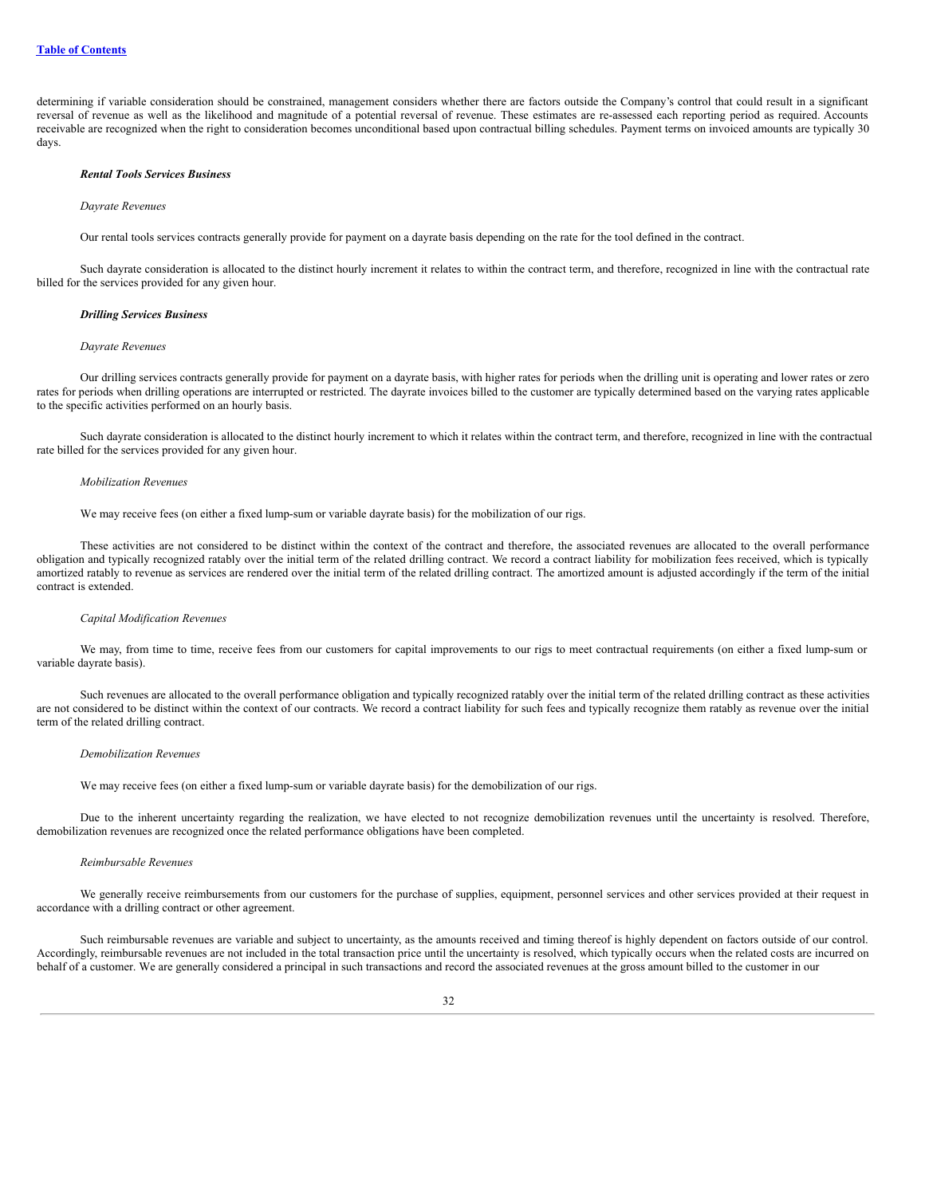determining if variable consideration should be constrained, management considers whether there are factors outside the Company's control that could result in a significant reversal of revenue as well as the likelihood and magnitude of a potential reversal of revenue. These estimates are re-assessed each reporting period as required. Accounts receivable are recognized when the right to consideration becomes unconditional based upon contractual billing schedules. Payment terms on invoiced amounts are typically 30 days.

***Rental Tools Services Business***

*Dayrate Revenues*

Our rental tools services contracts generally provide for payment on a dayrate basis depending on the rate for the tool defined in the contract.

Such dayrate consideration is allocated to the distinct hourly increment it relates to within the contract term, and therefore, recognized in line with the contractual rate billed for the services provided for any given hour.

***Drilling Services Business***

*Dayrate Revenues*

Our drilling services contracts generally provide for payment on a dayrate basis, with higher rates for periods when the drilling unit is operating and lower rates or zero rates for periods when drilling operations are interrupted or restricted. The dayrate invoices billed to the customer are typically determined based on the varying rates applicable to the specific activities performed on an hourly basis.

Such dayrate consideration is allocated to the distinct hourly increment to which it relates within the contract term, and therefore, recognized in line with the contractual rate billed for the services provided for any given hour.

*Mobilization Revenues*

We may receive fees (on either a fixed lump-sum or variable dayrate basis) for the mobilization of our rigs.

These activities are not considered to be distinct within the context of the contract and therefore, the associated revenues are allocated to the overall performance obligation and typically recognized ratably over the initial term of the related drilling contract. We record a contract liability for mobilization fees received, which is typically amortized ratably to revenue as services are rendered over the initial term of the related drilling contract. The amortized amount is adjusted accordingly if the term of the initial contract is extended.

*Capital Modification Revenues*

We may, from time to time, receive fees from our customers for capital improvements to our rigs to meet contractual requirements (on either a fixed lump-sum or variable dayrate basis).

Such revenues are allocated to the overall performance obligation and typically recognized ratably over the initial term of the related drilling contract as these activities are not considered to be distinct within the context of our contracts. We record a contract liability for such fees and typically recognize them ratably as revenue over the initial term of the related drilling contract.

*Demobilization Revenues*

We may receive fees (on either a fixed lump-sum or variable dayrate basis) for the demobilization of our rigs.

Due to the inherent uncertainty regarding the realization, we have elected to not recognize demobilization revenues until the uncertainty is resolved. Therefore, demobilization revenues are recognized once the related performance obligations have been completed.

*Reimbursable Revenues*

We generally receive reimbursements from our customers for the purchase of supplies, equipment, personnel services and other services provided at their request in accordance with a drilling contract or other agreement.

Such reimbursable revenues are variable and subject to uncertainty, as the amounts received and timing thereof is highly dependent on factors outside of our control. Accordingly, reimbursable revenues are not included in the total transaction price until the uncertainty is resolved, which typically occurs when the related costs are incurred on behalf of a customer. We are generally considered a principal in such transactions and record the associated revenues at the gross amount billed to the customer in our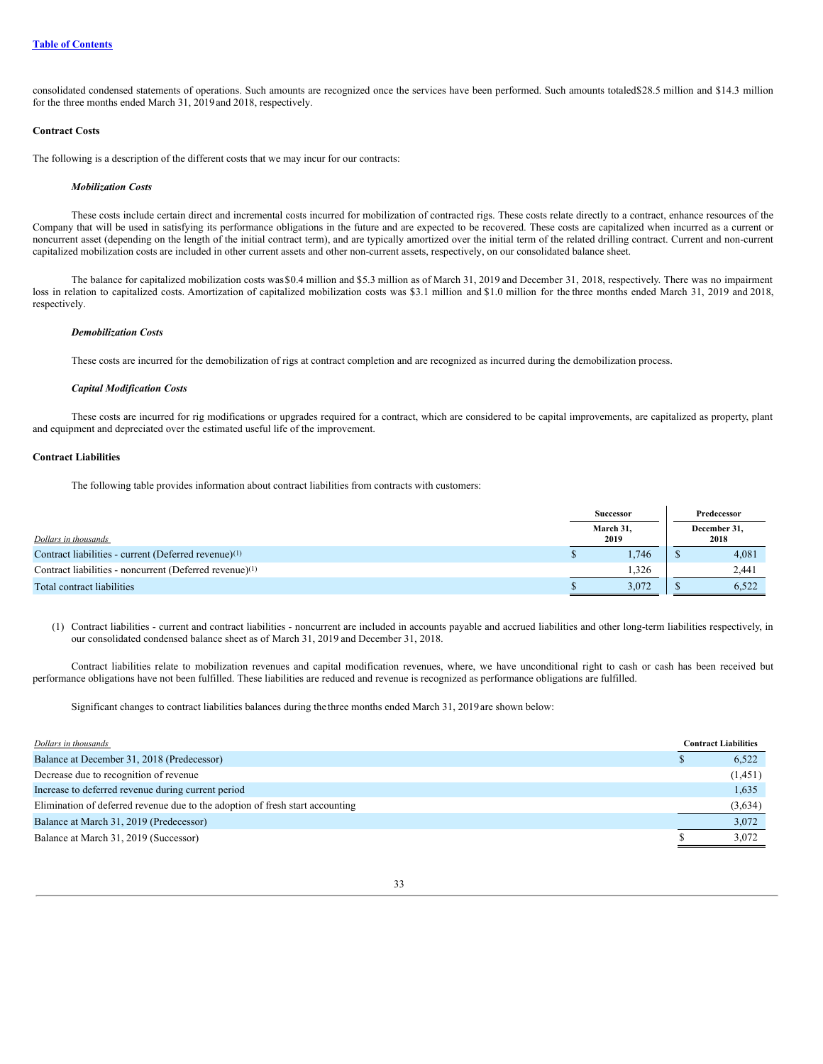consolidated condensed statements of operations. Such amounts are recognized once the services have been performed. Such amounts totaled$28.5 million and $14.3 million for the three months ended March 31, 2019 and 2018, respectively.

**Contract Costs**

The following is a description of the different costs that we may incur for our contracts:

***Mobilization Costs***

These costs include certain direct and incremental costs incurred for mobilization of contracted rigs. These costs relate directly to a contract, enhance resources of the Company that will be used in satisfying its performance obligations in the future and are expected to be recovered. These costs are capitalized when incurred as a current or noncurrent asset (depending on the length of the initial contract term), and are typically amortized over the initial term of the related drilling contract. Current and non-current capitalized mobilization costs are included in other current assets and other non-current assets, respectively, on our consolidated balance sheet.

The balance for capitalized mobilization costs was $0.4 million and $5.3 million as of March 31, 2019 and December 31, 2018, respectively. There was no impairment loss in relation to capitalized costs. Amortization of capitalized mobilization costs was $3.1 million and $1.0 million for the three months ended March 31, 2019 and 2018, respectively.

***Demobilization Costs***

These costs are incurred for the demobilization of rigs at contract completion and are recognized as incurred during the demobilization process.

***Capital Modification Costs***

These costs are incurred for rig modifications or upgrades required for a contract, which are considered to be capital improvements, are capitalized as property, plant and equipment and depreciated over the estimated useful life of the improvement.

**Contract Liabilities**

The following table provides information about contract liabilities from contracts with customers:

| | Successor | Predecessor |
|---|---|---|
| *Dollars in thousands* | March 31, 2019 | December 31, 2018 |
| Contract liabilities - current (Deferred revenue)[1] | $ 1,746 | $ 4,081 |
| Contract liabilities - noncurrent (Deferred revenue)[1] | 1,326 | 2,441 |
| Total contract liabilities | $ 3,072 | $ 6,522 |

(1) Contract liabilities - current and contract liabilities - noncurrent are included in accounts payable and accrued liabilities and other long-term liabilities respectively, in our consolidated condensed balance sheet as of March 31, 2019 and December 31, 2018.

Contract liabilities relate to mobilization revenues and capital modification revenues, where, we have unconditional right to cash or cash has been received but performance obligations have not been fulfilled. These liabilities are reduced and revenue is recognized as performance obligations are fulfilled.

Significant changes to contract liabilities balances during the three months ended March 31, 2019 are shown below:

| *Dollars in thousands* | Contract Liabilities |
|---|---|
| Balance at December 31, 2018 (Predecessor) | $ 6,522 |
| Decrease due to recognition of revenue | (1,451) |
| Increase to deferred revenue during current period | 1,635 |
| Elimination of deferred revenue due to the adoption of fresh start accounting | (3,634) |
| Balance at March 31, 2019 (Predecessor) | 3,072 |
| Balance at March 31, 2019 (Successor) | $ 3,072 |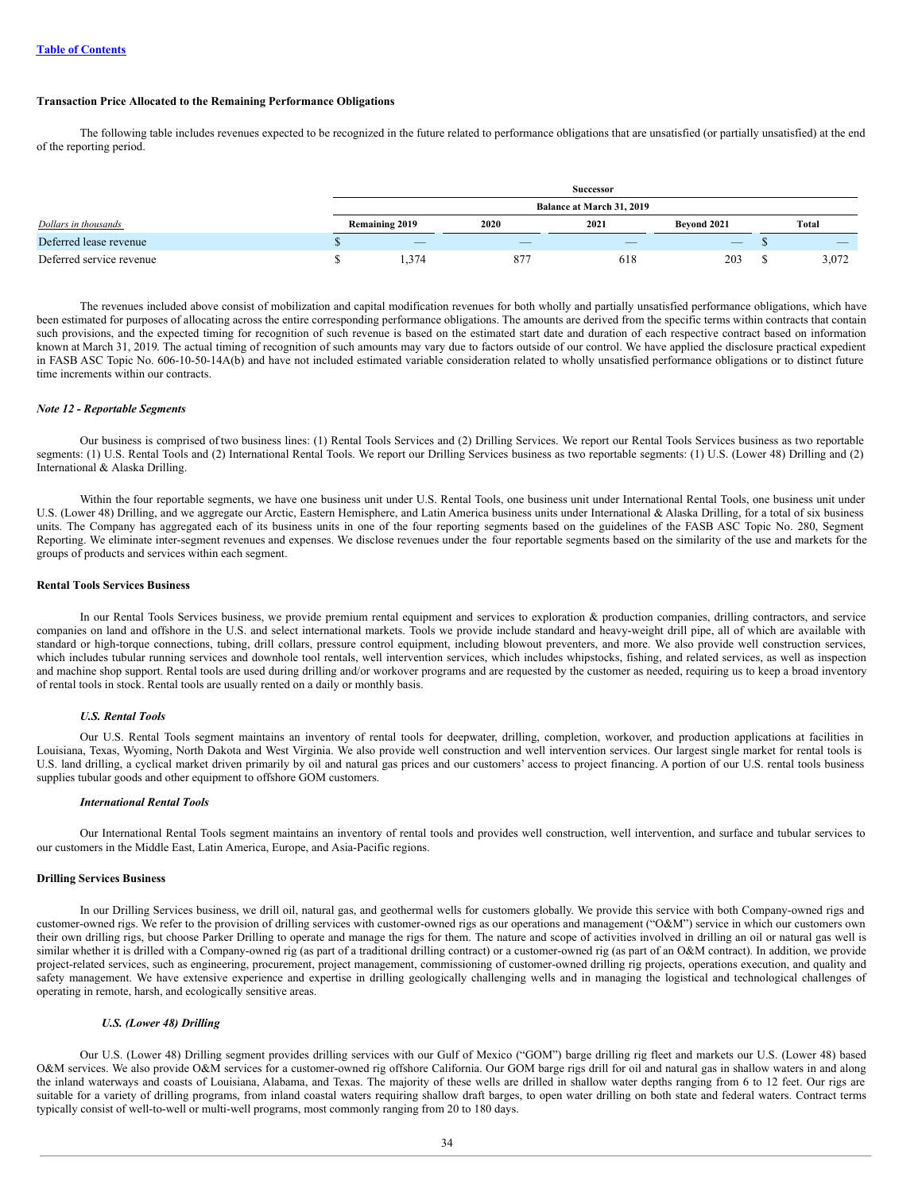[Table of Contents](#)

**Transaction Price Allocated to the Remaining Performance Obligations**

The following table includes revenues expected to be recognized in the future related to performance obligations that are unsatisfied (or partially unsatisfied) at the end of the reporting period.

| | Successor | | | | |
|---|---|---|---|---|---|
| | Balance at March 31, 2019 | | | | |
| *Dollars in thousands* | Remaining 2019 | 2020 | 2021 | Beyond 2021 | Total |
| Deferred lease revenue | $ — | — | — | — | $ — |
| Deferred service revenue | $ 1,374 | 877 | 618 | 203 | $ 3,072 |

The revenues included above consist of mobilization and capital modification revenues for both wholly and partially unsatisfied performance obligations, which have been estimated for purposes of allocating across the entire corresponding performance obligations. The amounts are derived from the specific terms within contracts that contain such provisions, and the expected timing for recognition of such revenue is based on the estimated start date and duration of each respective contract based on information known at March 31, 2019. The actual timing of recognition of such amounts may vary due to factors outside of our control. We have applied the disclosure practical expedient in FASB ASC Topic No. 606-10-50-14A(b) and have not included estimated variable consideration related to wholly unsatisfied performance obligations or to distinct future time increments within our contracts.

*Note 12 - Reportable Segments*

Our business is comprised of two business lines: (1) Rental Tools Services and (2) Drilling Services. We report our Rental Tools Services business as two reportable segments: (1) U.S. Rental Tools and (2) International Rental Tools. We report our Drilling Services business as two reportable segments: (1) U.S. (Lower 48) Drilling and (2) International & Alaska Drilling.

Within the four reportable segments, we have one business unit under U.S. Rental Tools, one business unit under International Rental Tools, one business unit under U.S. (Lower 48) Drilling, and we aggregate our Arctic, Eastern Hemisphere, and Latin America business units under International & Alaska Drilling, for a total of six business units. The Company has aggregated each of its business units in one of the four reporting segments based on the guidelines of the FASB ASC Topic No. 280, Segment Reporting. We eliminate inter-segment revenues and expenses. We disclose revenues under the four reportable segments based on the similarity of the use and markets for the groups of products and services within each segment.

**Rental Tools Services Business**

In our Rental Tools Services business, we provide premium rental equipment and services to exploration & production companies, drilling contractors, and service companies on land and offshore in the U.S. and select international markets. Tools we provide include standard and heavy-weight drill pipe, all of which are available with standard or high-torque connections, tubing, drill collars, pressure control equipment, including blowout preventers, and more. We also provide well construction services, which includes tubular running services and downhole tool rentals, well intervention services, which includes whipstocks, fishing, and related services, as well as inspection and machine shop support. Rental tools are used during drilling and/or workover programs and are requested by the customer as needed, requiring us to keep a broad inventory of rental tools in stock. Rental tools are usually rented on a daily or monthly basis.

***U.S. Rental Tools***

Our U.S. Rental Tools segment maintains an inventory of rental tools for deepwater, drilling, completion, workover, and production applications at facilities in Louisiana, Texas, Wyoming, North Dakota and West Virginia. We also provide well construction and well intervention services. Our largest single market for rental tools is U.S. land drilling, a cyclical market driven primarily by oil and natural gas prices and our customers' access to project financing. A portion of our U.S. rental tools business supplies tubular goods and other equipment to offshore GOM customers.

***International Rental Tools***

Our International Rental Tools segment maintains an inventory of rental tools and provides well construction, well intervention, and surface and tubular services to our customers in the Middle East, Latin America, Europe, and Asia-Pacific regions.

**Drilling Services Business**

In our Drilling Services business, we drill oil, natural gas, and geothermal wells for customers globally. We provide this service with both Company-owned rigs and customer-owned rigs. We refer to the provision of drilling services with customer-owned rigs as our operations and management ("O&M") service in which our customers own their own drilling rigs, but choose Parker Drilling to operate and manage the rigs for them. The nature and scope of activities involved in drilling an oil or natural gas well is similar whether it is drilled with a Company-owned rig (as part of a traditional drilling contract) or a customer-owned rig (as part of an O&M contract). In addition, we provide project-related services, such as engineering, procurement, project management, commissioning of customer-owned drilling rig projects, operations execution, and quality and safety management. We have extensive experience and expertise in drilling geologically challenging wells and in managing the logistical and technological challenges of operating in remote, harsh, and ecologically sensitive areas.

***U.S. (Lower 48) Drilling***

Our U.S. (Lower 48) Drilling segment provides drilling services with our Gulf of Mexico ("GOM") barge drilling rig fleet and markets our U.S. (Lower 48) based O&M services. We also provide O&M services for a customer-owned rig offshore California. Our GOM barge rigs drill for oil and natural gas in shallow waters in and along the inland waterways and coasts of Louisiana, Alabama, and Texas. The majority of these wells are drilled in shallow water depths ranging from 6 to 12 feet. Our rigs are suitable for a variety of drilling programs, from inland coastal waters requiring shallow draft barges, to open water drilling on both state and federal waters. Contract terms typically consist of well-to-well or multi-well programs, most commonly ranging from 20 to 180 days.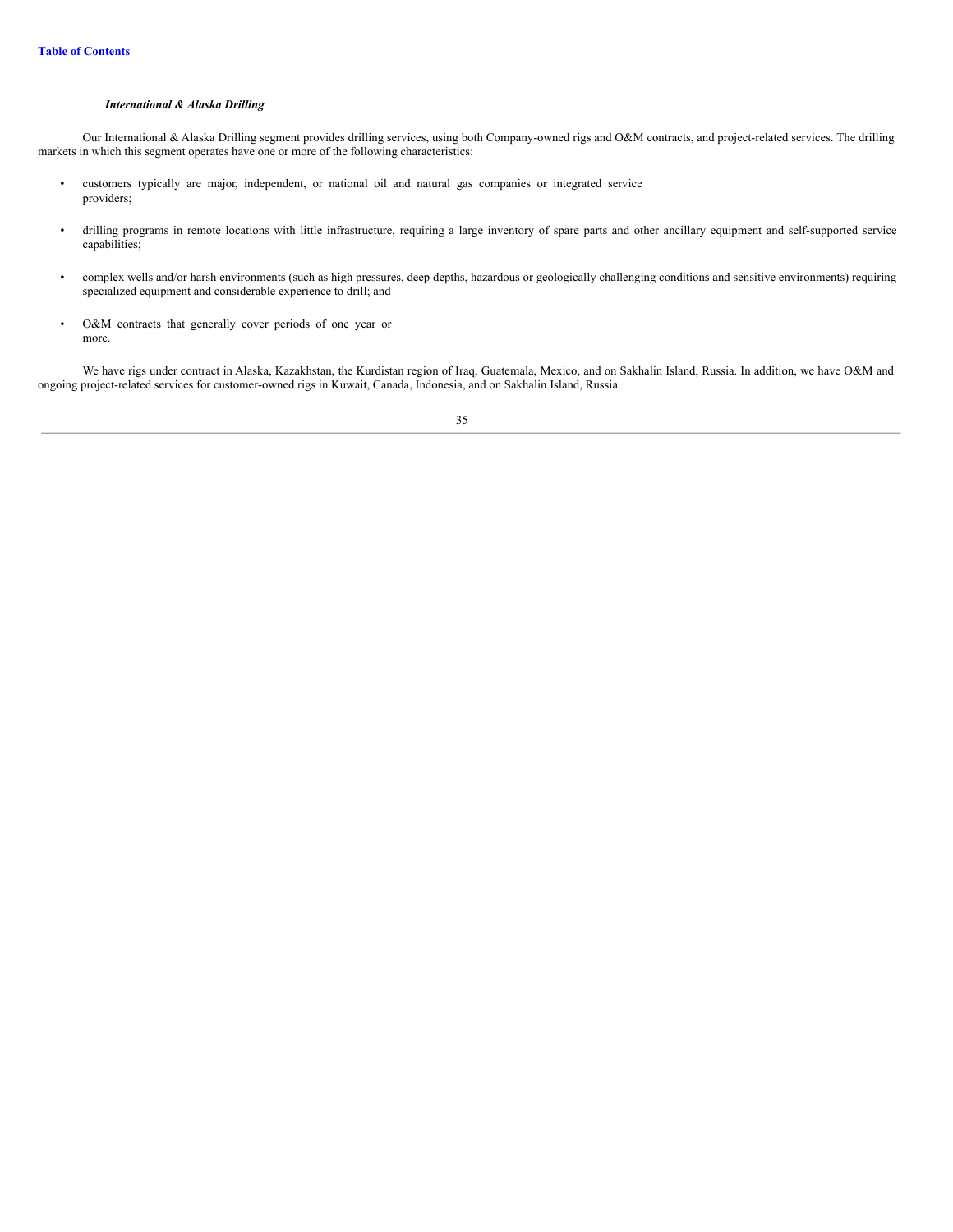### *International & Alaska Drilling*

Our International & Alaska Drilling segment provides drilling services, using both Company-owned rigs and O&M contracts, and project-related services. The drilling markets in which this segment operates have one or more of the following characteristics:

- customers typically are major, independent, or national oil and natural gas companies or integrated service providers;
- drilling programs in remote locations with little infrastructure, requiring a large inventory of spare parts and other ancillary equipment and self-supported service capabilities;
- complex wells and/or harsh environments (such as high pressures, deep depths, hazardous or geologically challenging conditions and sensitive environments) requiring specialized equipment and considerable experience to drill; and
- O&M contracts that generally cover periods of one year or more.

We have rigs under contract in Alaska, Kazakhstan, the Kurdistan region of Iraq, Guatemala, Mexico, and on Sakhalin Island, Russia. In addition, we have O&M and ongoing project-related services for customer-owned rigs in Kuwait, Canada, Indonesia, and on Sakhalin Island, Russia.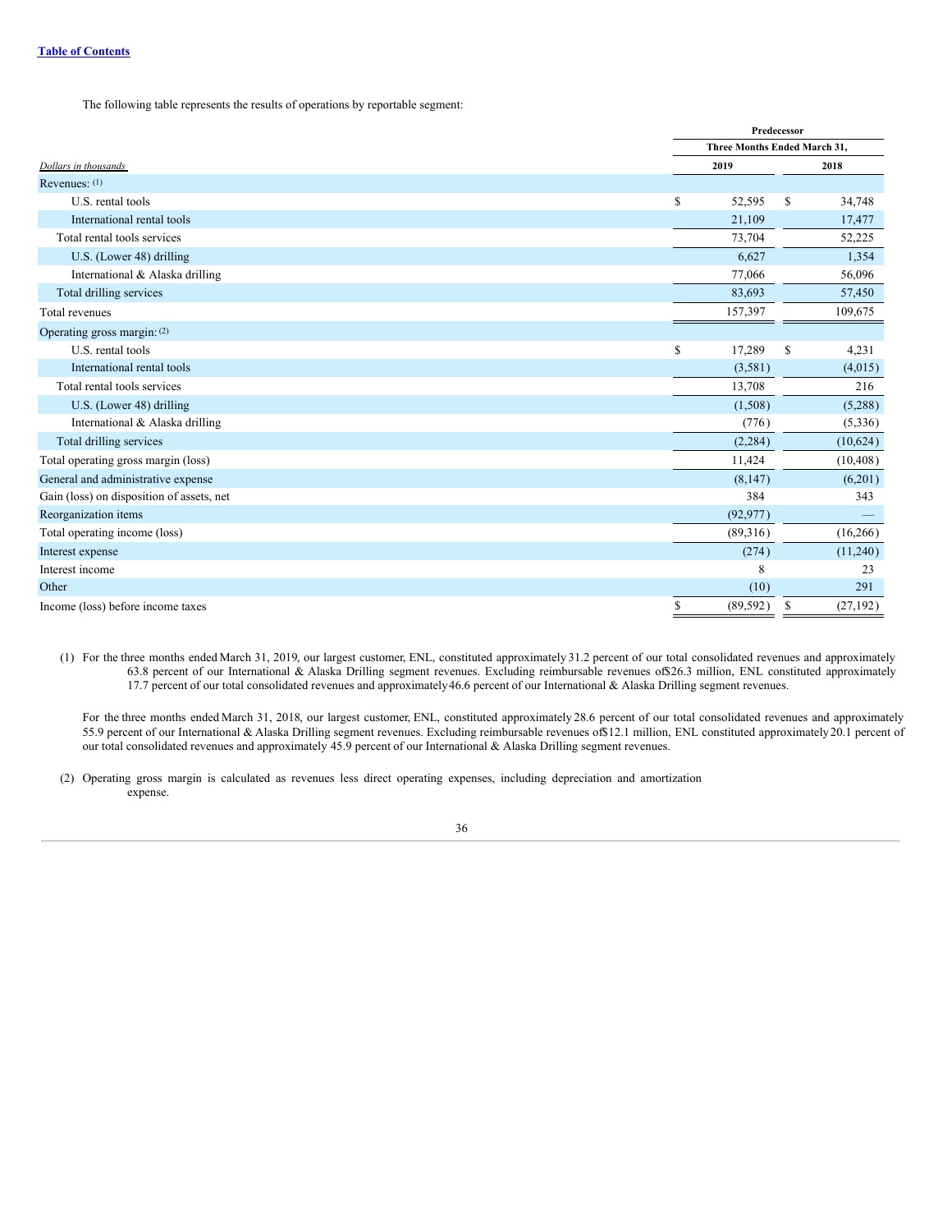[Table of Contents](#)

The following table represents the results of operations by reportable segment:

| | Predecessor | |
|---|---|---|
| | Three Months Ended March 31, | |
| *Dollars in thousands* | 2019 | 2018 |
| Revenues: (1) | | |
| U.S. rental tools | $ 52,595 | $ 34,748 |
| International rental tools | 21,109 | 17,477 |
| Total rental tools services | 73,704 | 52,225 |
| U.S. (Lower 48) drilling | 6,627 | 1,354 |
| International & Alaska drilling | 77,066 | 56,096 |
| Total drilling services | 83,693 | 57,450 |
| Total revenues | 157,397 | 109,675 |
| Operating gross margin: (2) | | |
| U.S. rental tools | $ 17,289 | $ 4,231 |
| International rental tools | (3,581) | (4,015) |
| Total rental tools services | 13,708 | 216 |
| U.S. (Lower 48) drilling | (1,508) | (5,288) |
| International & Alaska drilling | (776) | (5,336) |
| Total drilling services | (2,284) | (10,624) |
| Total operating gross margin (loss) | 11,424 | (10,408) |
| General and administrative expense | (8,147) | (6,201) |
| Gain (loss) on disposition of assets, net | 384 | 343 |
| Reorganization items | (92,977) | — |
| Total operating income (loss) | (89,316) | (16,266) |
| Interest expense | (274) | (11,240) |
| Interest income | 8 | 23 |
| Other | (10) | 291 |
| Income (loss) before income taxes | $ (89,592) | $ (27,192) |

(1) For the three months ended March 31, 2019, our largest customer, ENL, constituted approximately 31.2 percent of our total consolidated revenues and approximately 63.8 percent of our International & Alaska Drilling segment revenues. Excluding reimbursable revenues of $26.3 million, ENL constituted approximately 17.7 percent of our total consolidated revenues and approximately 46.6 percent of our International & Alaska Drilling segment revenues.

For the three months ended March 31, 2018, our largest customer, ENL, constituted approximately 28.6 percent of our total consolidated revenues and approximately 55.9 percent of our International & Alaska Drilling segment revenues. Excluding reimbursable revenues of $12.1 million, ENL constituted approximately 20.1 percent of our total consolidated revenues and approximately 45.9 percent of our International & Alaska Drilling segment revenues.

(2) Operating gross margin is calculated as revenues less direct operating expenses, including depreciation and amortization expense.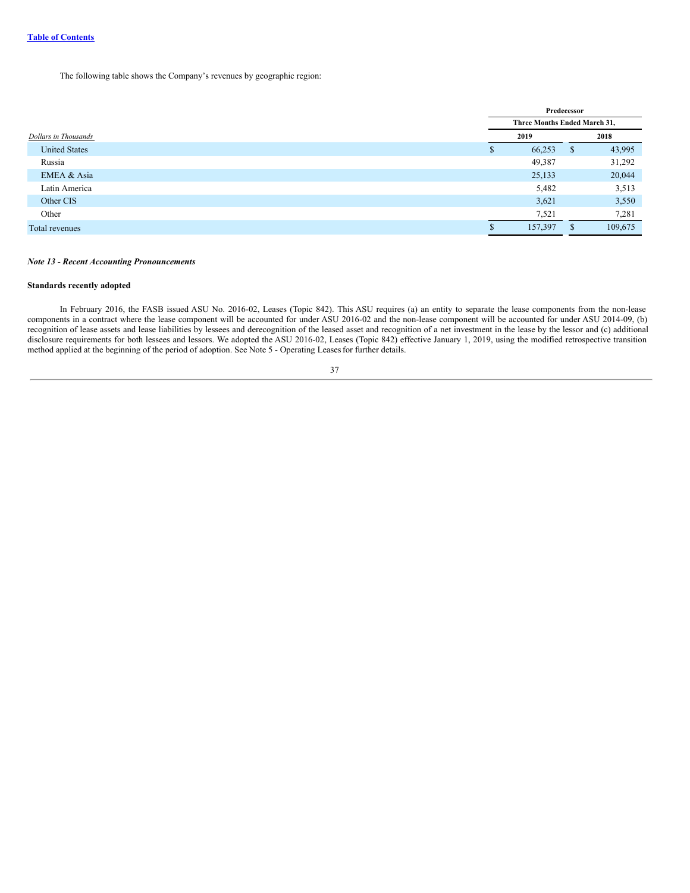The following table shows the Company's revenues by geographic region:

| | Predecessor | |
|---|---|---|
| | Three Months Ended March 31, | |
| *Dollars in Thousands* | 2019 | 2018 |
| United States | $ 66,253 | $ 43,995 |
| Russia | 49,387 | 31,292 |
| EMEA & Asia | 25,133 | 20,044 |
| Latin America | 5,482 | 3,513 |
| Other CIS | 3,621 | 3,550 |
| Other | 7,521 | 7,281 |
| Total revenues | $ 157,397 | $ 109,675 |

***Note 13 - Recent Accounting Pronouncements***

**Standards recently adopted**

In February 2016, the FASB issued ASU No. 2016-02, Leases (Topic 842). This ASU requires (a) an entity to separate the lease components from the non-lease components in a contract where the lease component will be accounted for under ASU 2016-02 and the non-lease component will be accounted for under ASU 2014-09, (b) recognition of lease assets and lease liabilities by lessees and derecognition of the leased asset and recognition of a net investment in the lease by the lessor and (c) additional disclosure requirements for both lessees and lessors. We adopted the ASU 2016-02, Leases (Topic 842) effective January 1, 2019, using the modified retrospective transition method applied at the beginning of the period of adoption. See Note 5 - Operating Leases for further details.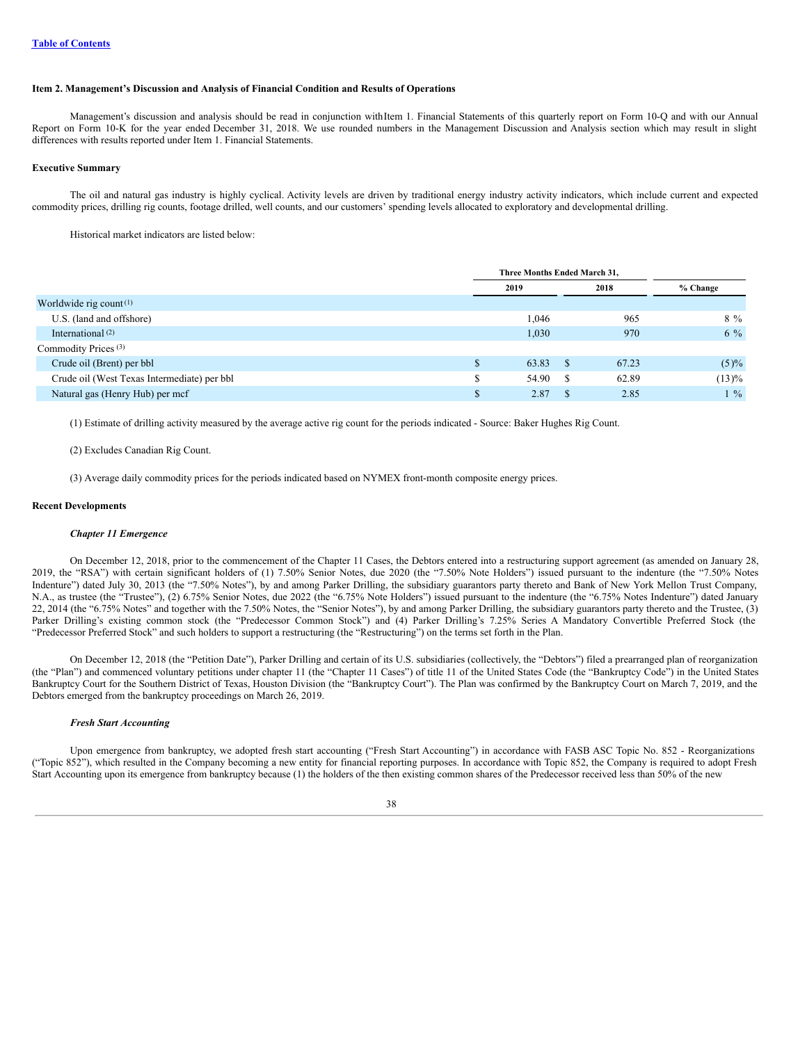[Table of Contents](#)

**Item 2. Management's Discussion and Analysis of Financial Condition and Results of Operations**

Management's discussion and analysis should be read in conjunction with Item 1. Financial Statements of this quarterly report on Form 10-Q and with our Annual Report on Form 10-K for the year ended December 31, 2018. We use rounded numbers in the Management Discussion and Analysis section which may result in slight differences with results reported under Item 1. Financial Statements.

**Executive Summary**

The oil and natural gas industry is highly cyclical. Activity levels are driven by traditional energy industry activity indicators, which include current and expected commodity prices, drilling rig counts, footage drilled, well counts, and our customers' spending levels allocated to exploratory and developmental drilling.

Historical market indicators are listed below:

| | Three Months Ended March 31, | | |
|---|---|---|---|
| | 2019 | 2018 | % Change |
| Worldwide rig count (1) | | | |
| U.S. (land and offshore) | 1,046 | 965 | 8 % |
| International (2) | 1,030 | 970 | 6 % |
| Commodity Prices (3) | | | |
| Crude oil (Brent) per bbl | $ 63.83 | $ 67.23 | (5)% |
| Crude oil (West Texas Intermediate) per bbl | $ 54.90 | $ 62.89 | (13)% |
| Natural gas (Henry Hub) per mcf | $ 2.87 | $ 2.85 | 1 % |

(1) Estimate of drilling activity measured by the average active rig count for the periods indicated - Source: Baker Hughes Rig Count.

(2) Excludes Canadian Rig Count.

(3) Average daily commodity prices for the periods indicated based on NYMEX front-month composite energy prices.

**Recent Developments**

***Chapter 11 Emergence***

On December 12, 2018, prior to the commencement of the Chapter 11 Cases, the Debtors entered into a restructuring support agreement (as amended on January 28, 2019, the "RSA") with certain significant holders of (1) 7.50% Senior Notes, due 2020 (the "7.50% Note Holders") issued pursuant to the indenture (the "7.50% Notes Indenture") dated July 30, 2013 (the "7.50% Notes"), by and among Parker Drilling, the subsidiary guarantors party thereto and Bank of New York Mellon Trust Company, N.A., as trustee (the "Trustee"), (2) 6.75% Senior Notes, due 2022 (the "6.75% Note Holders") issued pursuant to the indenture (the "6.75% Notes Indenture") dated January 22, 2014 (the "6.75% Notes" and together with the 7.50% Notes, the "Senior Notes"), by and among Parker Drilling, the subsidiary guarantors party thereto and the Trustee, (3) Parker Drilling's existing common stock (the "Predecessor Common Stock") and (4) Parker Drilling's 7.25% Series A Mandatory Convertible Preferred Stock (the "Predecessor Preferred Stock" and such holders to support a restructuring (the "Restructuring") on the terms set forth in the Plan.

On December 12, 2018 (the "Petition Date"), Parker Drilling and certain of its U.S. subsidiaries (collectively, the "Debtors") filed a prearranged plan of reorganization (the "Plan") and commenced voluntary petitions under chapter 11 (the "Chapter 11 Cases") of title 11 of the United States Code (the "Bankruptcy Code") in the United States Bankruptcy Court for the Southern District of Texas, Houston Division (the "Bankruptcy Court"). The Plan was confirmed by the Bankruptcy Court on March 7, 2019, and the Debtors emerged from the bankruptcy proceedings on March 26, 2019.

***Fresh Start Accounting***

Upon emergence from bankruptcy, we adopted fresh start accounting ("Fresh Start Accounting") in accordance with FASB ASC Topic No. 852 - Reorganizations ("Topic 852"), which resulted in the Company becoming a new entity for financial reporting purposes. In accordance with Topic 852, the Company is required to adopt Fresh Start Accounting upon its emergence from bankruptcy because (1) the holders of the then existing common shares of the Predecessor received less than 50% of the new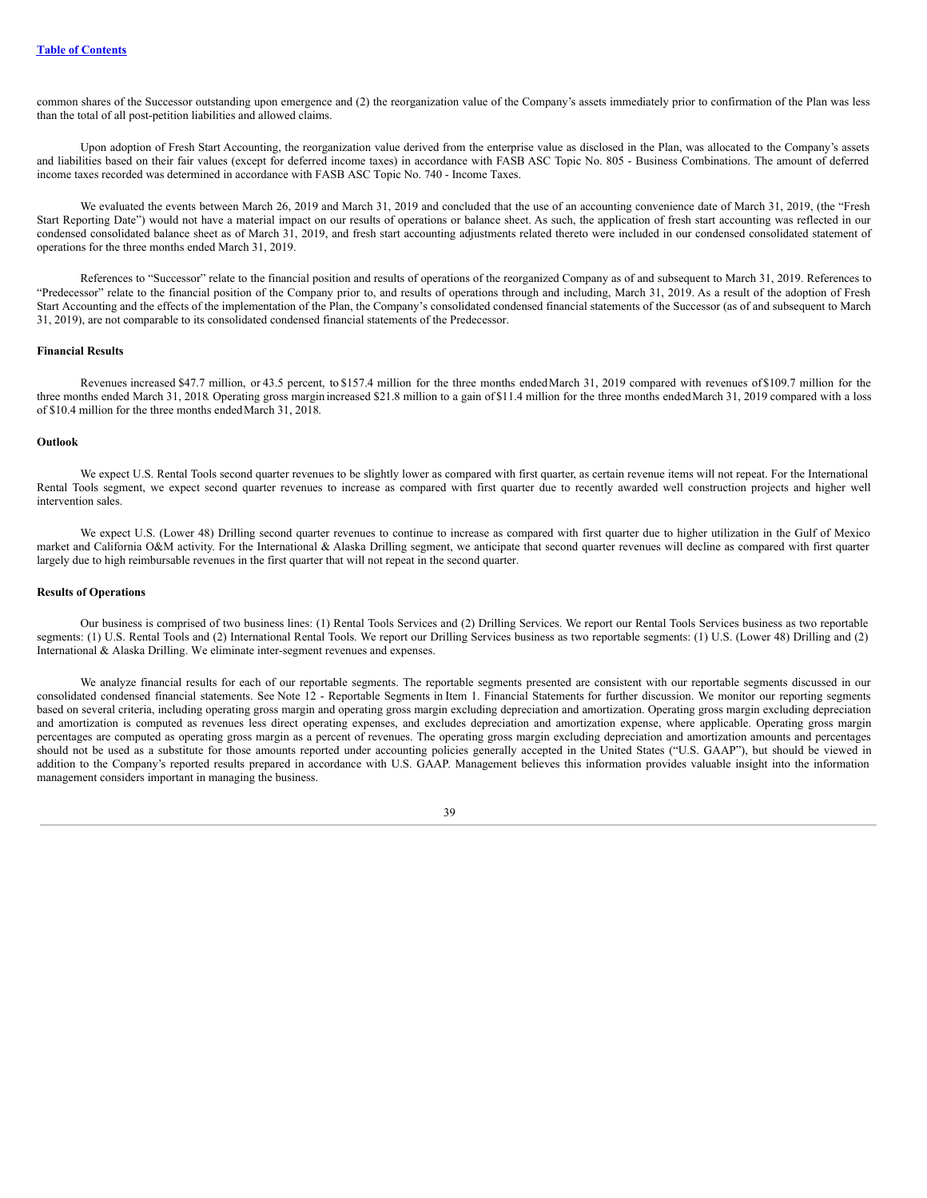common shares of the Successor outstanding upon emergence and (2) the reorganization value of the Company's assets immediately prior to confirmation of the Plan was less than the total of all post-petition liabilities and allowed claims.

Upon adoption of Fresh Start Accounting, the reorganization value derived from the enterprise value as disclosed in the Plan, was allocated to the Company's assets and liabilities based on their fair values (except for deferred income taxes) in accordance with FASB ASC Topic No. 805 - Business Combinations. The amount of deferred income taxes recorded was determined in accordance with FASB ASC Topic No. 740 - Income Taxes.

We evaluated the events between March 26, 2019 and March 31, 2019 and concluded that the use of an accounting convenience date of March 31, 2019, (the "Fresh Start Reporting Date") would not have a material impact on our results of operations or balance sheet. As such, the application of fresh start accounting was reflected in our condensed consolidated balance sheet as of March 31, 2019, and fresh start accounting adjustments related thereto were included in our condensed consolidated statement of operations for the three months ended March 31, 2019.

References to "Successor" relate to the financial position and results of operations of the reorganized Company as of and subsequent to March 31, 2019. References to "Predecessor" relate to the financial position of the Company prior to, and results of operations through and including, March 31, 2019. As a result of the adoption of Fresh Start Accounting and the effects of the implementation of the Plan, the Company's consolidated condensed financial statements of the Successor (as of and subsequent to March 31, 2019), are not comparable to its consolidated condensed financial statements of the Predecessor.

**Financial Results**

Revenues increased $47.7 million, or 43.5 percent, to $157.4 million for the three months ended March 31, 2019 compared with revenues of $109.7 million for the three months ended March 31, 2018. Operating gross margin increased $21.8 million to a gain of $11.4 million for the three months ended March 31, 2019 compared with a loss of $10.4 million for the three months ended March 31, 2018.

**Outlook**

We expect U.S. Rental Tools second quarter revenues to be slightly lower as compared with first quarter, as certain revenue items will not repeat. For the International Rental Tools segment, we expect second quarter revenues to increase as compared with first quarter due to recently awarded well construction projects and higher well intervention sales.

We expect U.S. (Lower 48) Drilling second quarter revenues to continue to increase as compared with first quarter due to higher utilization in the Gulf of Mexico market and California O&M activity. For the International & Alaska Drilling segment, we anticipate that second quarter revenues will decline as compared with first quarter largely due to high reimbursable revenues in the first quarter that will not repeat in the second quarter.

**Results of Operations**

Our business is comprised of two business lines: (1) Rental Tools Services and (2) Drilling Services. We report our Rental Tools Services business as two reportable segments: (1) U.S. Rental Tools and (2) International Rental Tools. We report our Drilling Services business as two reportable segments: (1) U.S. (Lower 48) Drilling and (2) International & Alaska Drilling. We eliminate inter-segment revenues and expenses.

We analyze financial results for each of our reportable segments. The reportable segments presented are consistent with our reportable segments discussed in our consolidated condensed financial statements. See Note 12 - Reportable Segments in Item 1. Financial Statements for further discussion. We monitor our reporting segments based on several criteria, including operating gross margin and operating gross margin excluding depreciation and amortization. Operating gross margin excluding depreciation and amortization is computed as revenues less direct operating expenses, and excludes depreciation and amortization expense, where applicable. Operating gross margin percentages are computed as operating gross margin as a percent of revenues. The operating gross margin excluding depreciation and amortization amounts and percentages should not be used as a substitute for those amounts reported under accounting policies generally accepted in the United States ("U.S. GAAP"), but should be viewed in addition to the Company's reported results prepared in accordance with U.S. GAAP. Management believes this information provides valuable insight into the information management considers important in managing the business.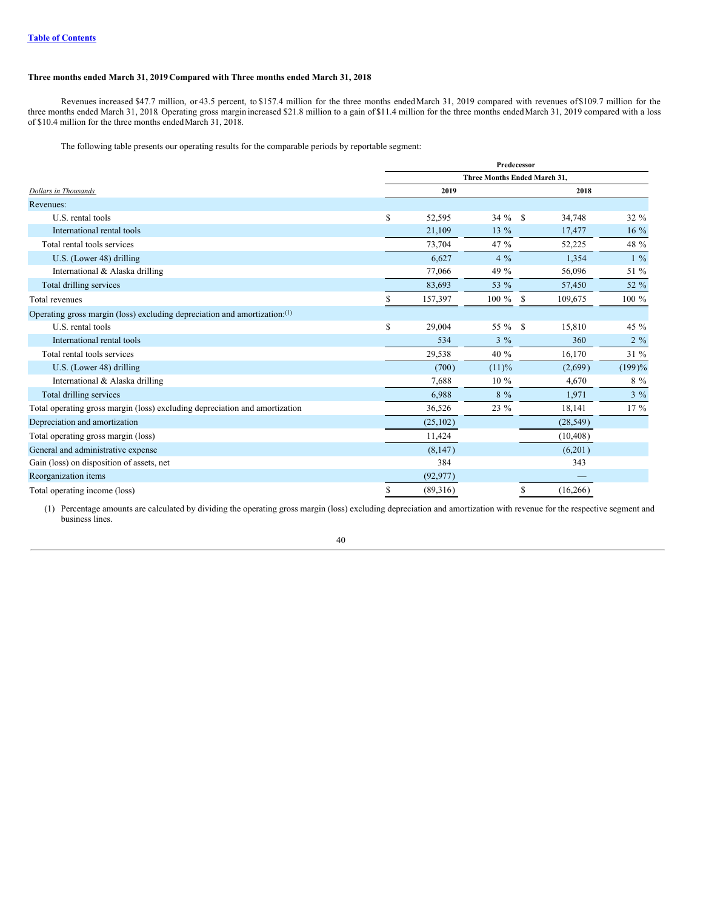### Three months ended March 31, 2019 Compared with Three months ended March 31, 2018

Revenues increased $47.7 million, or 43.5 percent, to $157.4 million for the three months ended March 31, 2019 compared with revenues of $109.7 million for the three months ended March 31, 2018. Operating gross margin increased $21.8 million to a gain of $11.4 million for the three months ended March 31, 2019 compared with a loss of $10.4 million for the three months ended March 31, 2018.

The following table presents our operating results for the comparable periods by reportable segment:

| | Predecessor | | | |
|---|---|---|---|---|
| | Three Months Ended March 31, | | | |
| *Dollars in Thousands* | 2019 | | 2018 | |
| Revenues: | | | | |
| U.S. rental tools | $ 52,595 | 34 % | $ 34,748 | 32 % |
| International rental tools | 21,109 | 13 % | 17,477 | 16 % |
| Total rental tools services | 73,704 | 47 % | 52,225 | 48 % |
| U.S. (Lower 48) drilling | 6,627 | 4 % | 1,354 | 1 % |
| International & Alaska drilling | 77,066 | 49 % | 56,096 | 51 % |
| Total drilling services | 83,693 | 53 % | 57,450 | 52 % |
| Total revenues | $ 157,397 | 100 % | $ 109,675 | 100 % |
| Operating gross margin (loss) excluding depreciation and amortization:(1) | | | | |
| U.S. rental tools | $ 29,004 | 55 % | $ 15,810 | 45 % |
| International rental tools | 534 | 3 % | 360 | 2 % |
| Total rental tools services | 29,538 | 40 % | 16,170 | 31 % |
| U.S. (Lower 48) drilling | (700) | (11)% | (2,699) | (199)% |
| International & Alaska drilling | 7,688 | 10 % | 4,670 | 8 % |
| Total drilling services | 6,988 | 8 % | 1,971 | 3 % |
| Total operating gross margin (loss) excluding depreciation and amortization | 36,526 | 23 % | 18,141 | 17 % |
| Depreciation and amortization | (25,102) | | (28,549) | |
| Total operating gross margin (loss) | 11,424 | | (10,408) | |
| General and administrative expense | (8,147) | | (6,201) | |
| Gain (loss) on disposition of assets, net | 384 | | 343 | |
| Reorganization items | (92,977) | | — | |
| Total operating income (loss) | $ (89,316) | | $ (16,266) | |

(1) Percentage amounts are calculated by dividing the operating gross margin (loss) excluding depreciation and amortization with revenue for the respective segment and business lines.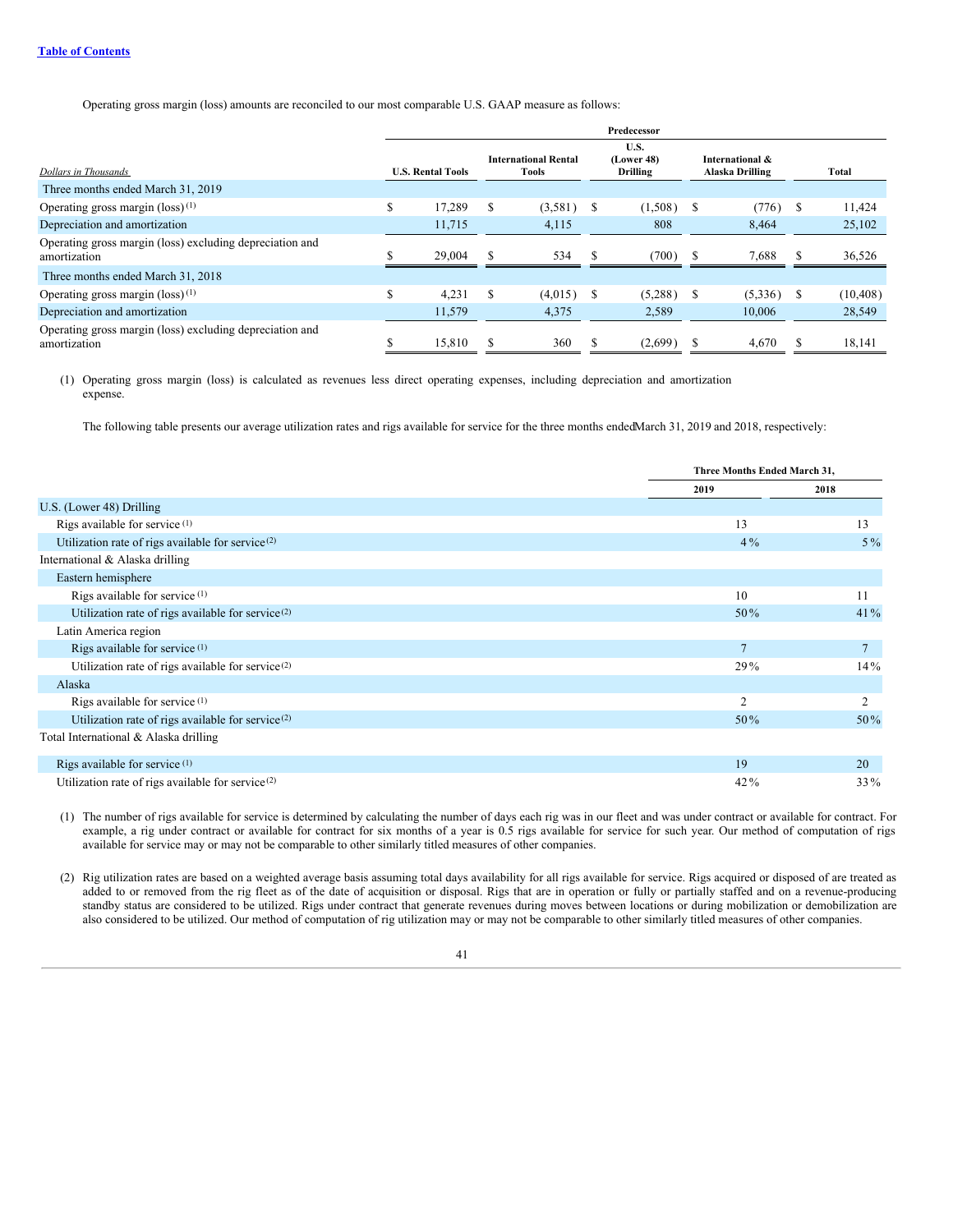Operating gross margin (loss) amounts are reconciled to our most comparable U.S. GAAP measure as follows:

| | Predecessor | | | | |
|---|---|---|---|---|---|
| *Dollars in Thousands* | U.S. Rental Tools | International Rental Tools | U.S. (Lower 48) Drilling | International & Alaska Drilling | Total |
| Three months ended March 31, 2019 | | | | | |
| Operating gross margin (loss)[(1)] | $ 17,289 | $ (3,581) | $ (1,508) | $ (776) | $ 11,424 |
| Depreciation and amortization | 11,715 | 4,115 | 808 | 8,464 | 25,102 |
| Operating gross margin (loss) excluding depreciation and amortization | $ 29,004 | $ 534 | $ (700) | $ 7,688 | $ 36,526 |
| Three months ended March 31, 2018 | | | | | |
| Operating gross margin (loss)[(1)] | $ 4,231 | $ (4,015) | $ (5,288) | $ (5,336) | $ (10,408) |
| Depreciation and amortization | 11,579 | 4,375 | 2,589 | 10,006 | 28,549 |
| Operating gross margin (loss) excluding depreciation and amortization | $ 15,810 | $ 360 | $ (2,699) | $ 4,670 | $ 18,141 |

(1) Operating gross margin (loss) is calculated as revenues less direct operating expenses, including depreciation and amortization expense.

The following table presents our average utilization rates and rigs available for service for the three months ended March 31, 2019 and 2018, respectively:

| | Three Months Ended March 31, | |
|---|---|---|
| | 2019 | 2018 |
| U.S. (Lower 48) Drilling | | |
| Rigs available for service[(1)] | 13 | 13 |
| Utilization rate of rigs available for service[(2)] | 4% | 5% |
| International & Alaska drilling | | |
| Eastern hemisphere | | |
| Rigs available for service[(1)] | 10 | 11 |
| Utilization rate of rigs available for service[(2)] | 50% | 41% |
| Latin America region | | |
| Rigs available for service[(1)] | 7 | 7 |
| Utilization rate of rigs available for service[(2)] | 29% | 14% |
| Alaska | | |
| Rigs available for service[(1)] | 2 | 2 |
| Utilization rate of rigs available for service[(2)] | 50% | 50% |
| Total International & Alaska drilling | | |
| Rigs available for service[(1)] | 19 | 20 |
| Utilization rate of rigs available for service[(2)] | 42% | 33% |

(1) The number of rigs available for service is determined by calculating the number of days each rig was in our fleet and was under contract or available for contract. For example, a rig under contract or available for contract for six months of a year is 0.5 rigs available for service for such year. Our method of computation of rigs available for service may or may not be comparable to other similarly titled measures of other companies.

(2) Rig utilization rates are based on a weighted average basis assuming total days availability for all rigs available for service. Rigs acquired or disposed of are treated as added to or removed from the rig fleet as of the date of acquisition or disposal. Rigs that are in operation or fully or partially staffed and on a revenue-producing standby status are considered to be utilized. Rigs under contract that generate revenues during moves between locations or during mobilization or demobilization are also considered to be utilized. Our method of computation of rig utilization may or may not be comparable to other similarly titled measures of other companies.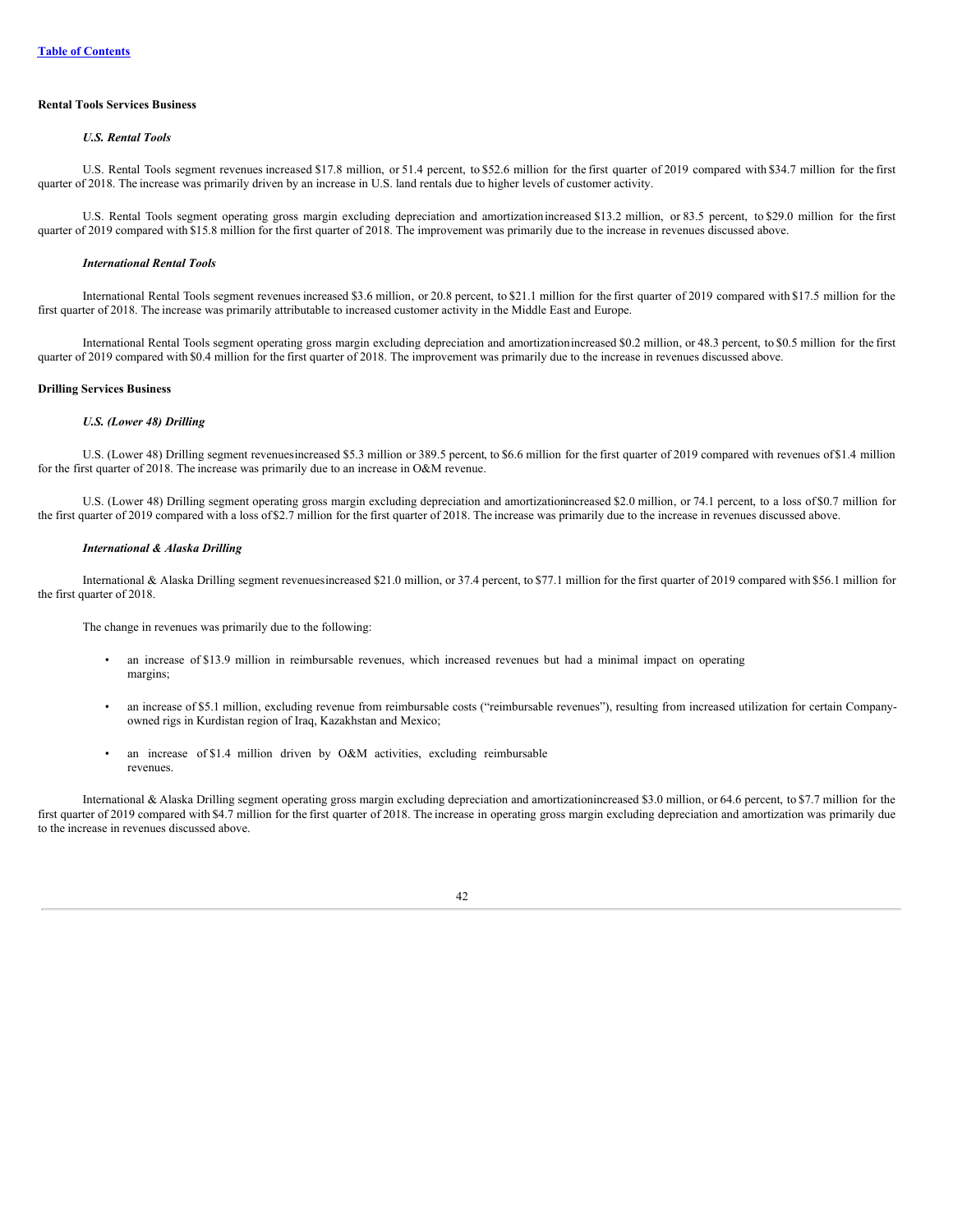**Rental Tools Services Business**

***U.S. Rental Tools***

U.S. Rental Tools segment revenues increased $17.8 million, or 51.4 percent, to $52.6 million for the first quarter of 2019 compared with $34.7 million for the first quarter of 2018. The increase was primarily driven by an increase in U.S. land rentals due to higher levels of customer activity.

U.S. Rental Tools segment operating gross margin excluding depreciation and amortization increased $13.2 million, or 83.5 percent, to $29.0 million for the first quarter of 2019 compared with $15.8 million for the first quarter of 2018. The improvement was primarily due to the increase in revenues discussed above.

***International Rental Tools***

International Rental Tools segment revenues increased $3.6 million, or 20.8 percent, to $21.1 million for the first quarter of 2019 compared with $17.5 million for the first quarter of 2018. The increase was primarily attributable to increased customer activity in the Middle East and Europe.

International Rental Tools segment operating gross margin excluding depreciation and amortization increased $0.2 million, or 48.3 percent, to $0.5 million for the first quarter of 2019 compared with $0.4 million for the first quarter of 2018. The improvement was primarily due to the increase in revenues discussed above.

**Drilling Services Business**

***U.S. (Lower 48) Drilling***

U.S. (Lower 48) Drilling segment revenues increased $5.3 million or 389.5 percent, to $6.6 million for the first quarter of 2019 compared with revenues of $1.4 million for the first quarter of 2018. The increase was primarily due to an increase in O&M revenue.

U.S. (Lower 48) Drilling segment operating gross margin excluding depreciation and amortization increased $2.0 million, or 74.1 percent, to a loss of $0.7 million for the first quarter of 2019 compared with a loss of $2.7 million for the first quarter of 2018. The increase was primarily due to the increase in revenues discussed above.

***International & Alaska Drilling***

International & Alaska Drilling segment revenues increased $21.0 million, or 37.4 percent, to $77.1 million for the first quarter of 2019 compared with $56.1 million for the first quarter of 2018.

The change in revenues was primarily due to the following:

- an increase of $13.9 million in reimbursable revenues, which increased revenues but had a minimal impact on operating margins;
- an increase of $5.1 million, excluding revenue from reimbursable costs ("reimbursable revenues"), resulting from increased utilization for certain Company-owned rigs in Kurdistan region of Iraq, Kazakhstan and Mexico;
- an increase of $1.4 million driven by O&M activities, excluding reimbursable revenues.

International & Alaska Drilling segment operating gross margin excluding depreciation and amortization increased $3.0 million, or 64.6 percent, to $7.7 million for the first quarter of 2019 compared with $4.7 million for the first quarter of 2018. The increase in operating gross margin excluding depreciation and amortization was primarily due to the increase in revenues discussed above.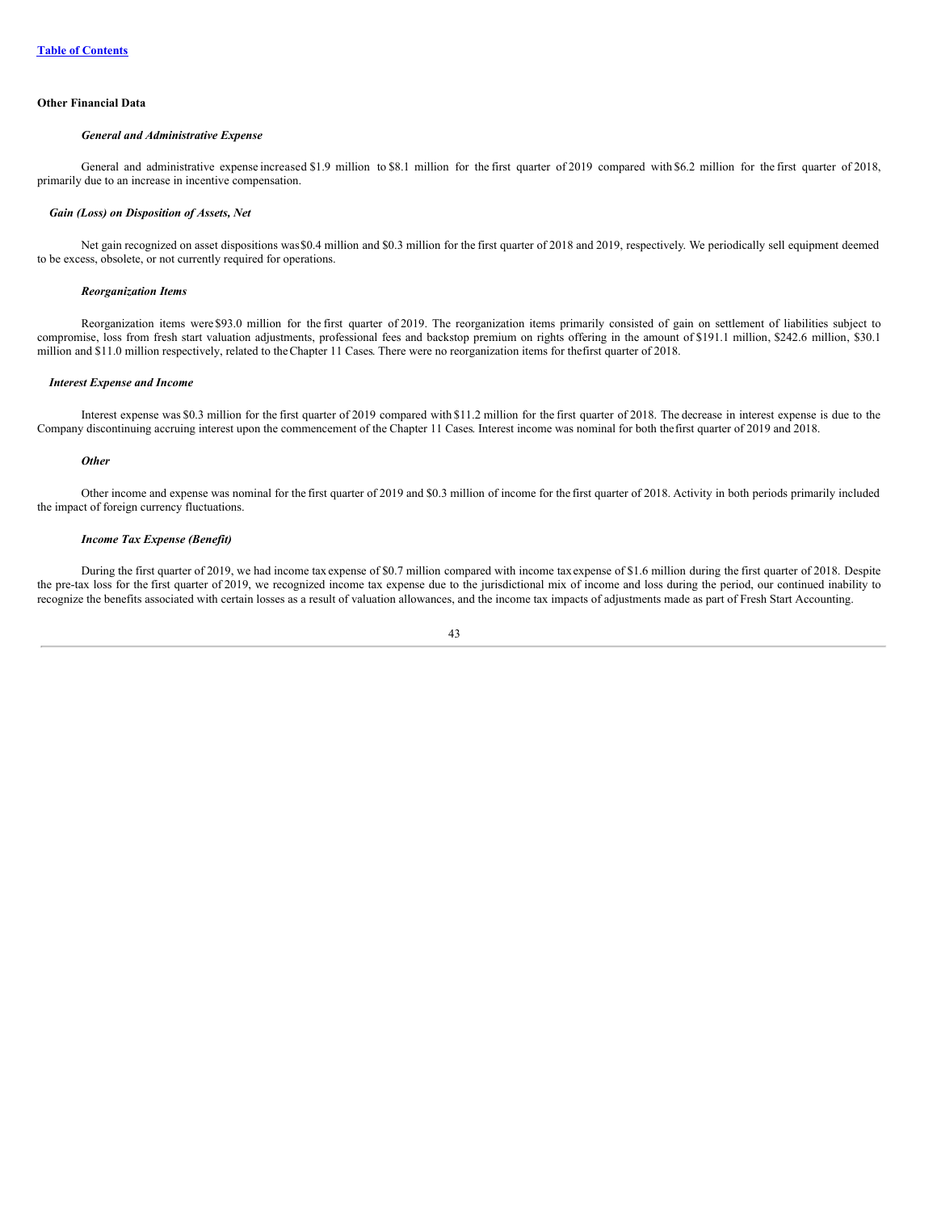[Table of Contents](#)

**Other Financial Data**

***General and Administrative Expense***

General and administrative expense increased $1.9 million to $8.1 million for the first quarter of 2019 compared with $6.2 million for the first quarter of 2018, primarily due to an increase in incentive compensation.

***Gain (Loss) on Disposition of Assets, Net***

Net gain recognized on asset dispositions was $0.4 million and $0.3 million for the first quarter of 2018 and 2019, respectively. We periodically sell equipment deemed to be excess, obsolete, or not currently required for operations.

***Reorganization Items***

Reorganization items were $93.0 million for the first quarter of 2019. The reorganization items primarily consisted of gain on settlement of liabilities subject to compromise, loss from fresh start valuation adjustments, professional fees and backstop premium on rights offering in the amount of $191.1 million, $242.6 million, $30.1 million and $11.0 million respectively, related to the Chapter 11 Cases. There were no reorganization items for the first quarter of 2018.

***Interest Expense and Income***

Interest expense was $0.3 million for the first quarter of 2019 compared with $11.2 million for the first quarter of 2018. The decrease in interest expense is due to the Company discontinuing accruing interest upon the commencement of the Chapter 11 Cases. Interest income was nominal for both the first quarter of 2019 and 2018.

***Other***

Other income and expense was nominal for the first quarter of 2019 and $0.3 million of income for the first quarter of 2018. Activity in both periods primarily included the impact of foreign currency fluctuations.

***Income Tax Expense (Benefit)***

During the first quarter of 2019, we had income tax expense of $0.7 million compared with income tax expense of $1.6 million during the first quarter of 2018. Despite the pre-tax loss for the first quarter of 2019, we recognized income tax expense due to the jurisdictional mix of income and loss during the period, our continued inability to recognize the benefits associated with certain losses as a result of valuation allowances, and the income tax impacts of adjustments made as part of Fresh Start Accounting.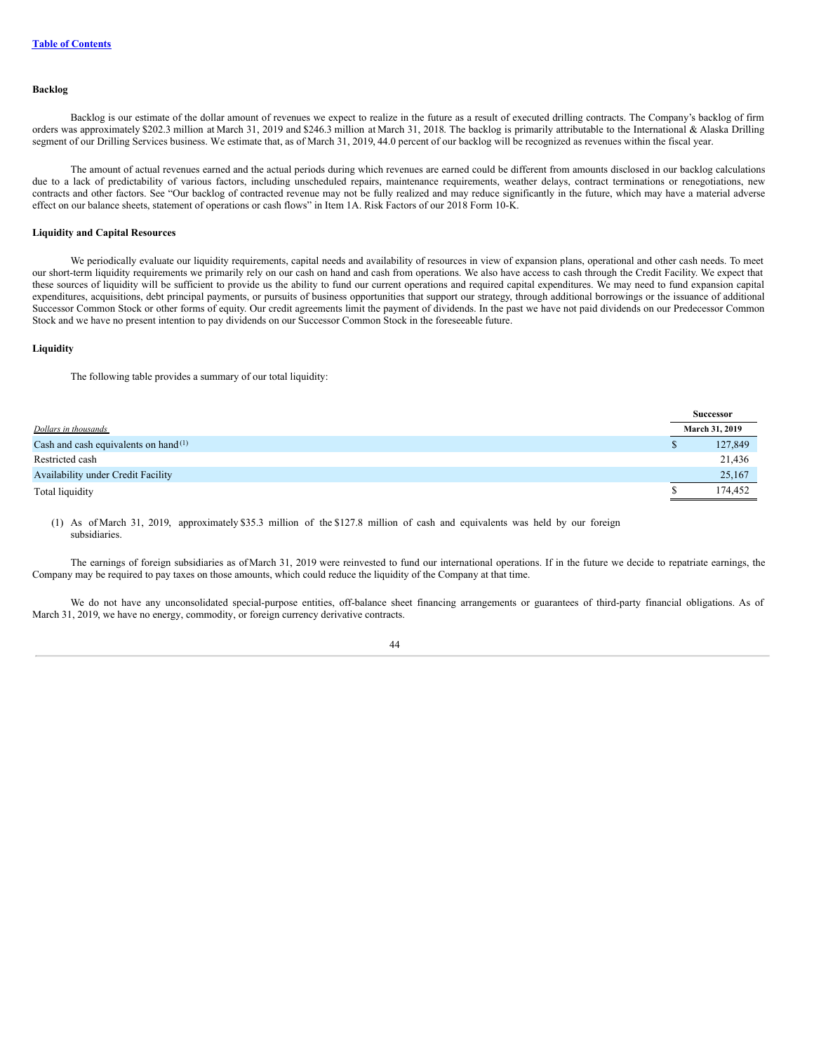[Table of Contents](#)

**Backlog**

Backlog is our estimate of the dollar amount of revenues we expect to realize in the future as a result of executed drilling contracts. The Company's backlog of firm orders was approximately $202.3 million at March 31, 2019 and $246.3 million at March 31, 2018. The backlog is primarily attributable to the International & Alaska Drilling segment of our Drilling Services business. We estimate that, as of March 31, 2019, 44.0 percent of our backlog will be recognized as revenues within the fiscal year.

The amount of actual revenues earned and the actual periods during which revenues are earned could be different from amounts disclosed in our backlog calculations due to a lack of predictability of various factors, including unscheduled repairs, maintenance requirements, weather delays, contract terminations or renegotiations, new contracts and other factors. See "Our backlog of contracted revenue may not be fully realized and may reduce significantly in the future, which may have a material adverse effect on our balance sheets, statement of operations or cash flows" in Item 1A. Risk Factors of our 2018 Form 10-K.

**Liquidity and Capital Resources**

We periodically evaluate our liquidity requirements, capital needs and availability of resources in view of expansion plans, operational and other cash needs. To meet our short-term liquidity requirements we primarily rely on our cash on hand and cash from operations. We also have access to cash through the Credit Facility. We expect that these sources of liquidity will be sufficient to provide us the ability to fund our current operations and required capital expenditures. We may need to fund expansion capital expenditures, acquisitions, debt principal payments, or pursuits of business opportunities that support our strategy, through additional borrowings or the issuance of additional Successor Common Stock or other forms of equity. Our credit agreements limit the payment of dividends. In the past we have not paid dividends on our Predecessor Common Stock and we have no present intention to pay dividends on our Successor Common Stock in the foreseeable future.

**Liquidity**

The following table provides a summary of our total liquidity:

| | Successor |
|---|---|
| *Dollars in thousands* | March 31, 2019 |
| Cash and cash equivalents on hand[1] | $ 127,849 |
| Restricted cash | 21,436 |
| Availability under Credit Facility | 25,167 |
| Total liquidity | $ 174,452 |

(1) As of March 31, 2019, approximately $35.3 million of the $127.8 million of cash and equivalents was held by our foreign subsidiaries.

The earnings of foreign subsidiaries as of March 31, 2019 were reinvested to fund our international operations. If in the future we decide to repatriate earnings, the Company may be required to pay taxes on those amounts, which could reduce the liquidity of the Company at that time.

We do not have any unconsolidated special-purpose entities, off-balance sheet financing arrangements or guarantees of third-party financial obligations. As of March 31, 2019, we have no energy, commodity, or foreign currency derivative contracts.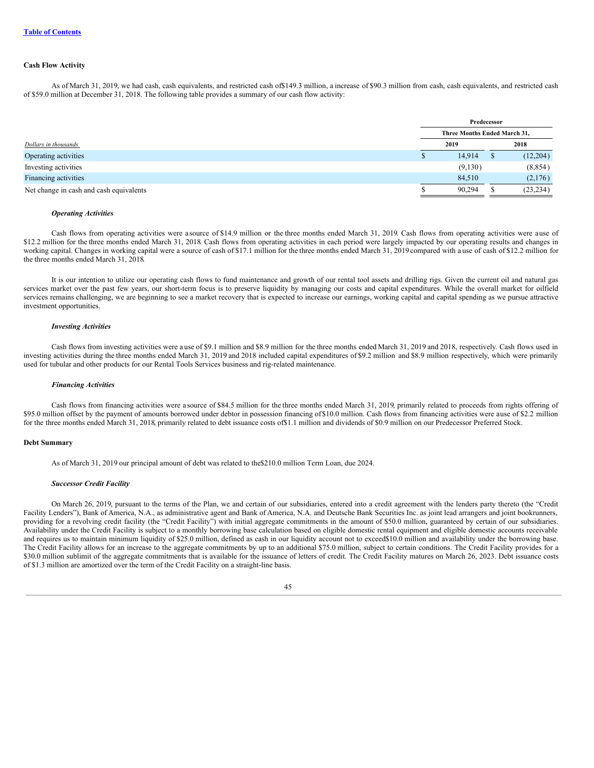[Table of Contents](#)

**Cash Flow Activity**

As of March 31, 2019, we had cash, cash equivalents, and restricted cash of $149.3 million, a increase of $90.3 million from cash, cash equivalents, and restricted cash of $59.0 million at December 31, 2018. The following table provides a summary of our cash flow activity:

| | Predecessor | |
|---|---|---|
| | Three Months Ended March 31, | |
| *Dollars in thousands* | 2019 | 2018 |
| Operating activities | $ 14,914 | $ (12,204) |
| Investing activities | (9,130) | (8,854) |
| Financing activities | 84,510 | (2,176) |
| Net change in cash and cash equivalents | $ 90,294 | $ (23,234) |

***Operating Activities***

Cash flows from operating activities were a source of $14.9 million or the three months ended March 31, 2019. Cash flows from operating activities were a use of $12.2 million for the three months ended March 31, 2018. Cash flows from operating activities in each period were largely impacted by our operating results and changes in working capital. Changes in working capital were a source of cash of $17.1 million for the three months ended March 31, 2019 compared with a use of cash of $12.2 million for the three months ended March 31, 2018.

It is our intention to utilize our operating cash flows to fund maintenance and growth of our rental tool assets and drilling rigs. Given the current oil and natural gas services market over the past few years, our short-term focus is to preserve liquidity by managing our costs and capital expenditures. While the overall market for oilfield services remains challenging, we are beginning to see a market recovery that is expected to increase our earnings, working capital and capital spending as we pursue attractive investment opportunities.

***Investing Activities***

Cash flows from investing activities were a use of $9.1 million and $8.9 million for the three months ended March 31, 2019 and 2018, respectively. Cash flows used in investing activities during the three months ended March 31, 2019 and 2018 included capital expenditures of $9.2 million and $8.9 million respectively, which were primarily used for tubular and other products for our Rental Tools Services business and rig-related maintenance.

***Financing Activities***

Cash flows from financing activities were a source of $84.5 million for the three months ended March 31, 2019, primarily related to proceeds from rights offering of $95.0 million offset by the payment of amounts borrowed under debtor in possession financing of $10.0 million. Cash flows from financing activities were a use of $2.2 million for the three months ended March 31, 2018, primarily related to debt issuance costs of $1.1 million and dividends of $0.9 million on our Predecessor Preferred Stock.

**Debt Summary**

As of March 31, 2019 our principal amount of debt was related to the $210.0 million Term Loan, due 2024.

***Successor Credit Facility***

On March 26, 2019, pursuant to the terms of the Plan, we and certain of our subsidiaries, entered into a credit agreement with the lenders party thereto (the "Credit Facility Lenders"), Bank of America, N.A., as administrative agent and Bank of America, N.A. and Deutsche Bank Securities Inc. as joint lead arrangers and joint bookrunners, providing for a revolving credit facility (the "Credit Facility") with initial aggregate commitments in the amount of $50.0 million, guaranteed by certain of our subsidiaries. Availability under the Credit Facility is subject to a monthly borrowing base calculation based on eligible domestic rental equipment and eligible domestic accounts receivable and requires us to maintain minimum liquidity of $25.0 million, defined as cash in our liquidity account not to exceed $10.0 million and availability under the borrowing base. The Credit Facility allows for an increase to the aggregate commitments by up to an additional $75.0 million, subject to certain conditions. The Credit Facility provides for a $30.0 million sublimit of the aggregate commitments that is available for the issuance of letters of credit. The Credit Facility matures on March 26, 2023. Debt issuance costs of $1.3 million are amortized over the term of the Credit Facility on a straight-line basis.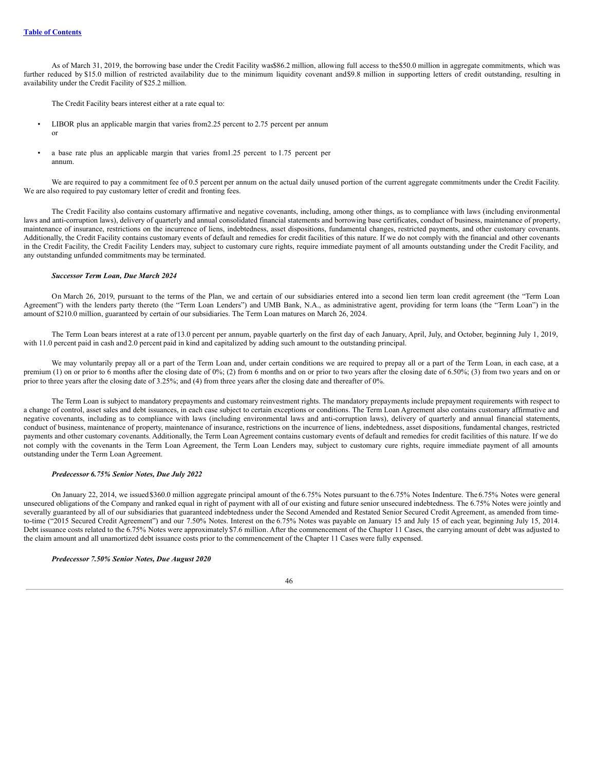As of March 31, 2019, the borrowing base under the Credit Facility was $86.2 million, allowing full access to the $50.0 million in aggregate commitments, which was further reduced by $15.0 million of restricted availability due to the minimum liquidity covenant and $9.8 million in supporting letters of credit outstanding, resulting in availability under the Credit Facility of $25.2 million.

The Credit Facility bears interest either at a rate equal to:

- LIBOR plus an applicable margin that varies from 2.25 percent to 2.75 percent per annum or
- a base rate plus an applicable margin that varies from 1.25 percent to 1.75 percent per annum.

We are required to pay a commitment fee of 0.5 percent per annum on the actual daily unused portion of the current aggregate commitments under the Credit Facility. We are also required to pay customary letter of credit and fronting fees.

The Credit Facility also contains customary affirmative and negative covenants, including, among other things, as to compliance with laws (including environmental laws and anti-corruption laws), delivery of quarterly and annual consolidated financial statements and borrowing base certificates, conduct of business, maintenance of property, maintenance of insurance, restrictions on the incurrence of liens, indebtedness, asset dispositions, fundamental changes, restricted payments, and other customary covenants. Additionally, the Credit Facility contains customary events of default and remedies for credit facilities of this nature. If we do not comply with the financial and other covenants in the Credit Facility, the Credit Facility Lenders may, subject to customary cure rights, require immediate payment of all amounts outstanding under the Credit Facility, and any outstanding unfunded commitments may be terminated.

***Successor Term Loan, Due March 2024***

On March 26, 2019, pursuant to the terms of the Plan, we and certain of our subsidiaries entered into a second lien term loan credit agreement (the "Term Loan Agreement") with the lenders party thereto (the "Term Loan Lenders") and UMB Bank, N.A., as administrative agent, providing for term loans (the "Term Loan") in the amount of $210.0 million, guaranteed by certain of our subsidiaries. The Term Loan matures on March 26, 2024.

The Term Loan bears interest at a rate of 13.0 percent per annum, payable quarterly on the first day of each January, April, July, and October, beginning July 1, 2019, with 11.0 percent paid in cash and 2.0 percent paid in kind and capitalized by adding such amount to the outstanding principal.

We may voluntarily prepay all or a part of the Term Loan and, under certain conditions we are required to prepay all or a part of the Term Loan, in each case, at a premium (1) on or prior to 6 months after the closing date of 0%; (2) from 6 months and on or prior to two years after the closing date of 6.50%; (3) from two years and on or prior to three years after the closing date of 3.25%; and (4) from three years after the closing date and thereafter of 0%.

The Term Loan is subject to mandatory prepayments and customary reinvestment rights. The mandatory prepayments include prepayment requirements with respect to a change of control, asset sales and debt issuances, in each case subject to certain exceptions or conditions. The Term Loan Agreement also contains customary affirmative and negative covenants, including as to compliance with laws (including environmental laws and anti-corruption laws), delivery of quarterly and annual financial statements, conduct of business, maintenance of property, maintenance of insurance, restrictions on the incurrence of liens, indebtedness, asset dispositions, fundamental changes, restricted payments and other customary covenants. Additionally, the Term Loan Agreement contains customary events of default and remedies for credit facilities of this nature. If we do not comply with the covenants in the Term Loan Agreement, the Term Loan Lenders may, subject to customary cure rights, require immediate payment of all amounts outstanding under the Term Loan Agreement.

***Predecessor 6.75% Senior Notes, Due July 2022***

On January 22, 2014, we issued $360.0 million aggregate principal amount of the 6.75% Notes pursuant to the 6.75% Notes Indenture. The 6.75% Notes were general unsecured obligations of the Company and ranked equal in right of payment with all of our existing and future senior unsecured indebtedness. The 6.75% Notes were jointly and severally guaranteed by all of our subsidiaries that guaranteed indebtedness under the Second Amended and Restated Senior Secured Credit Agreement, as amended from time-to-time ("2015 Secured Credit Agreement") and our 7.50% Notes. Interest on the 6.75% Notes was payable on January 15 and July 15 of each year, beginning July 15, 2014. Debt issuance costs related to the 6.75% Notes were approximately $7.6 million. After the commencement of the Chapter 11 Cases, the carrying amount of debt was adjusted to the claim amount and all unamortized debt issuance costs prior to the commencement of the Chapter 11 Cases were fully expensed.

***Predecessor 7.50% Senior Notes, Due August 2020***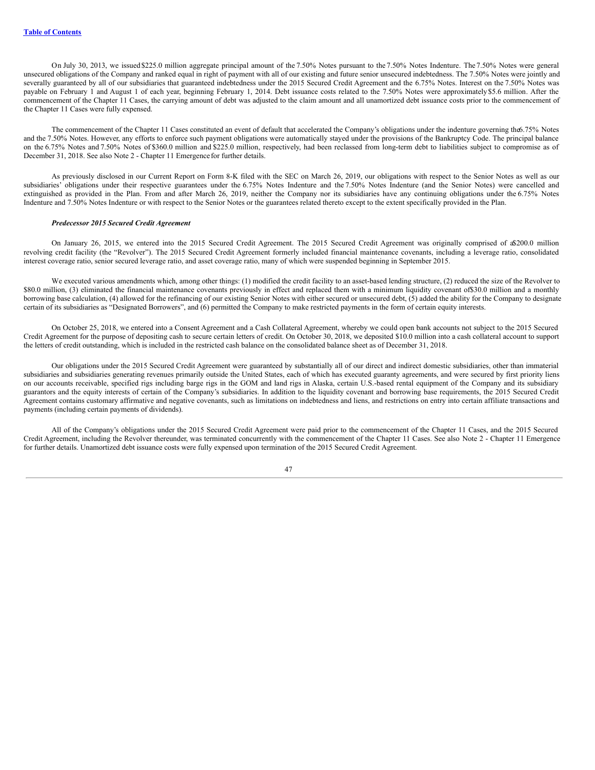On July 30, 2013, we issued $225.0 million aggregate principal amount of the 7.50% Notes pursuant to the 7.50% Notes Indenture. The 7.50% Notes were general unsecured obligations of the Company and ranked equal in right of payment with all of our existing and future senior unsecured indebtedness. The 7.50% Notes were jointly and severally guaranteed by all of our subsidiaries that guaranteed indebtedness under the 2015 Secured Credit Agreement and the 6.75% Notes. Interest on the 7.50% Notes was payable on February 1 and August 1 of each year, beginning February 1, 2014. Debt issuance costs related to the 7.50% Notes were approximately $5.6 million. After the commencement of the Chapter 11 Cases, the carrying amount of debt was adjusted to the claim amount and all unamortized debt issuance costs prior to the commencement of the Chapter 11 Cases were fully expensed.

The commencement of the Chapter 11 Cases constituted an event of default that accelerated the Company's obligations under the indenture governing the 6.75% Notes and the 7.50% Notes. However, any efforts to enforce such payment obligations were automatically stayed under the provisions of the Bankruptcy Code. The principal balance on the 6.75% Notes and 7.50% Notes of $360.0 million and $225.0 million, respectively, had been reclassed from long-term debt to liabilities subject to compromise as of December 31, 2018. See also Note 2 - Chapter 11 Emergence for further details.

As previously disclosed in our Current Report on Form 8-K filed with the SEC on March 26, 2019, our obligations with respect to the Senior Notes as well as our subsidiaries' obligations under their respective guarantees under the 6.75% Notes Indenture and the 7.50% Notes Indenture (and the Senior Notes) were cancelled and extinguished as provided in the Plan. From and after March 26, 2019, neither the Company nor its subsidiaries have any continuing obligations under the 6.75% Notes Indenture and 7.50% Notes Indenture or with respect to the Senior Notes or the guarantees related thereto except to the extent specifically provided in the Plan.

***Predecessor 2015 Secured Credit Agreement***

On January 26, 2015, we entered into the 2015 Secured Credit Agreement. The 2015 Secured Credit Agreement was originally comprised of a $200.0 million revolving credit facility (the "Revolver"). The 2015 Secured Credit Agreement formerly included financial maintenance covenants, including a leverage ratio, consolidated interest coverage ratio, senior secured leverage ratio, and asset coverage ratio, many of which were suspended beginning in September 2015.

We executed various amendments which, among other things: (1) modified the credit facility to an asset-based lending structure, (2) reduced the size of the Revolver to $80.0 million, (3) eliminated the financial maintenance covenants previously in effect and replaced them with a minimum liquidity covenant of $30.0 million and a monthly borrowing base calculation, (4) allowed for the refinancing of our existing Senior Notes with either secured or unsecured debt, (5) added the ability for the Company to designate certain of its subsidiaries as "Designated Borrowers", and (6) permitted the Company to make restricted payments in the form of certain equity interests.

On October 25, 2018, we entered into a Consent Agreement and a Cash Collateral Agreement, whereby we could open bank accounts not subject to the 2015 Secured Credit Agreement for the purpose of depositing cash to secure certain letters of credit. On October 30, 2018, we deposited $10.0 million into a cash collateral account to support the letters of credit outstanding, which is included in the restricted cash balance on the consolidated balance sheet as of December 31, 2018.

Our obligations under the 2015 Secured Credit Agreement were guaranteed by substantially all of our direct and indirect domestic subsidiaries, other than immaterial subsidiaries and subsidiaries generating revenues primarily outside the United States, each of which has executed guaranty agreements, and were secured by first priority liens on our accounts receivable, specified rigs including barge rigs in the GOM and land rigs in Alaska, certain U.S.-based rental equipment of the Company and its subsidiary guarantors and the equity interests of certain of the Company's subsidiaries. In addition to the liquidity covenant and borrowing base requirements, the 2015 Secured Credit Agreement contains customary affirmative and negative covenants, such as limitations on indebtedness and liens, and restrictions on entry into certain affiliate transactions and payments (including certain payments of dividends).

All of the Company's obligations under the 2015 Secured Credit Agreement were paid prior to the commencement of the Chapter 11 Cases, and the 2015 Secured Credit Agreement, including the Revolver thereunder, was terminated concurrently with the commencement of the Chapter 11 Cases. See also Note 2 - Chapter 11 Emergence for further details. Unamortized debt issuance costs were fully expensed upon termination of the 2015 Secured Credit Agreement.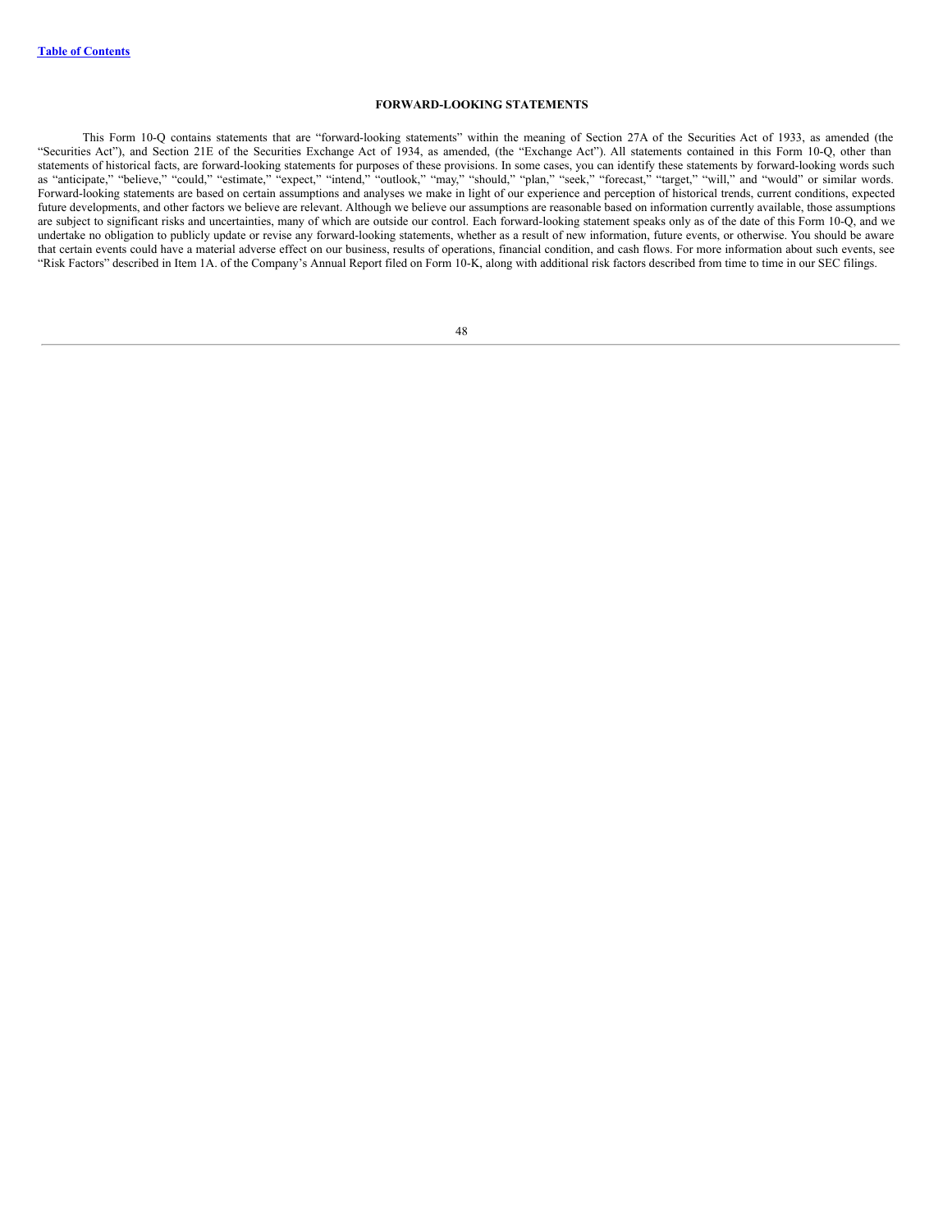## FORWARD-LOOKING STATEMENTS

This Form 10-Q contains statements that are "forward-looking statements" within the meaning of Section 27A of the Securities Act of 1933, as amended (the "Securities Act"), and Section 21E of the Securities Exchange Act of 1934, as amended, (the "Exchange Act"). All statements contained in this Form 10-Q, other than statements of historical facts, are forward-looking statements for purposes of these provisions. In some cases, you can identify these statements by forward-looking words such as "anticipate," "believe," "could," "estimate," "expect," "intend," "outlook," "may," "should," "plan," "seek," "forecast," "target," "will," and "would" or similar words. Forward-looking statements are based on certain assumptions and analyses we make in light of our experience and perception of historical trends, current conditions, expected future developments, and other factors we believe are relevant. Although we believe our assumptions are reasonable based on information currently available, those assumptions are subject to significant risks and uncertainties, many of which are outside our control. Each forward-looking statement speaks only as of the date of this Form 10-Q, and we undertake no obligation to publicly update or revise any forward-looking statements, whether as a result of new information, future events, or otherwise. You should be aware that certain events could have a material adverse effect on our business, results of operations, financial condition, and cash flows. For more information about such events, see "Risk Factors" described in Item 1A. of the Company's Annual Report filed on Form 10-K, along with additional risk factors described from time to time in our SEC filings.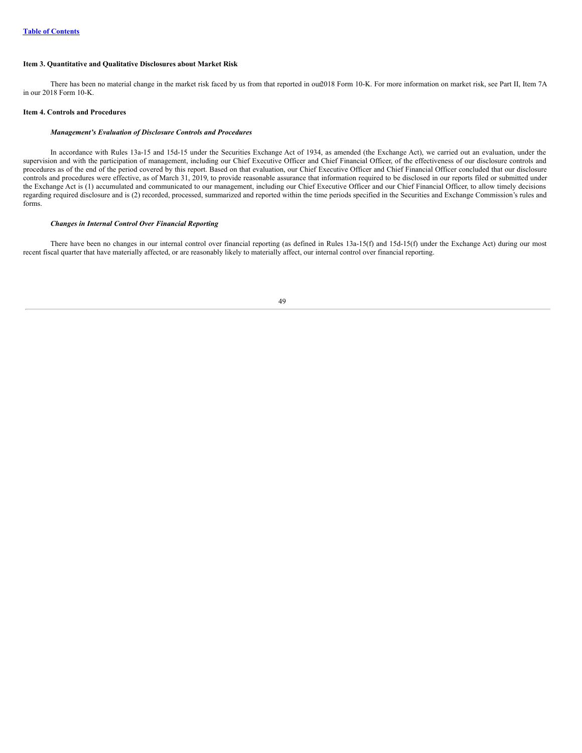## Item 3. Quantitative and Qualitative Disclosures about Market Risk

There has been no material change in the market risk faced by us from that reported in our 2018 Form 10-K. For more information on market risk, see Part II, Item 7A in our 2018 Form 10-K.

## Item 4. Controls and Procedures

### *Management's Evaluation of Disclosure Controls and Procedures*

In accordance with Rules 13a-15 and 15d-15 under the Securities Exchange Act of 1934, as amended (the Exchange Act), we carried out an evaluation, under the supervision and with the participation of management, including our Chief Executive Officer and Chief Financial Officer, of the effectiveness of our disclosure controls and procedures as of the end of the period covered by this report. Based on that evaluation, our Chief Executive Officer and Chief Financial Officer concluded that our disclosure controls and procedures were effective, as of March 31, 2019, to provide reasonable assurance that information required to be disclosed in our reports filed or submitted under the Exchange Act is (1) accumulated and communicated to our management, including our Chief Executive Officer and our Chief Financial Officer, to allow timely decisions regarding required disclosure and is (2) recorded, processed, summarized and reported within the time periods specified in the Securities and Exchange Commission's rules and forms.

### *Changes in Internal Control Over Financial Reporting*

There have been no changes in our internal control over financial reporting (as defined in Rules 13a-15(f) and 15d-15(f) under the Exchange Act) during our most recent fiscal quarter that have materially affected, or are reasonably likely to materially affect, our internal control over financial reporting.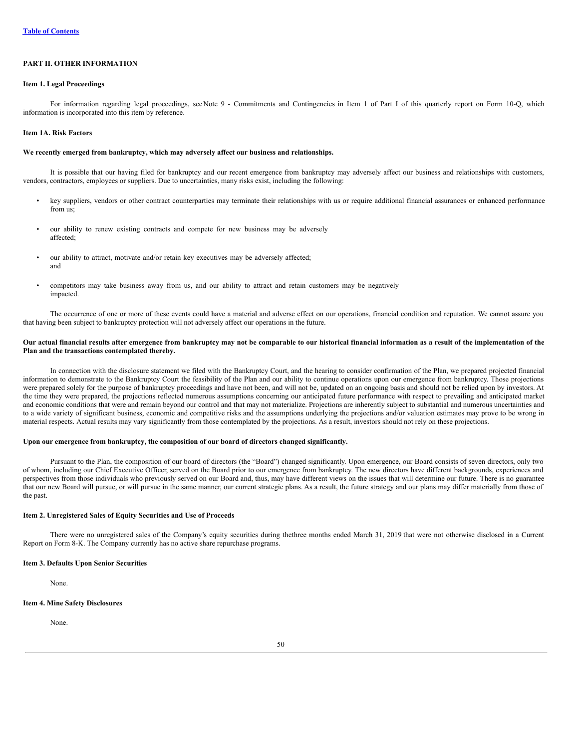## PART II. OTHER INFORMATION

### Item 1. Legal Proceedings

For information regarding legal proceedings, see Note 9 - Commitments and Contingencies in Item 1 of Part I of this quarterly report on Form 10-Q, which information is incorporated into this item by reference.

### Item 1A. Risk Factors

**We recently emerged from bankruptcy, which may adversely affect our business and relationships.**

It is possible that our having filed for bankruptcy and our recent emergence from bankruptcy may adversely affect our business and relationships with customers, vendors, contractors, employees or suppliers. Due to uncertainties, many risks exist, including the following:

- key suppliers, vendors or other contract counterparties may terminate their relationships with us or require additional financial assurances or enhanced performance from us;
- our ability to renew existing contracts and compete for new business may be adversely affected;
- our ability to attract, motivate and/or retain key executives may be adversely affected; and
- competitors may take business away from us, and our ability to attract and retain customers may be negatively impacted.

The occurrence of one or more of these events could have a material and adverse effect on our operations, financial condition and reputation. We cannot assure you that having been subject to bankruptcy protection will not adversely affect our operations in the future.

**Our actual financial results after emergence from bankruptcy may not be comparable to our historical financial information as a result of the implementation of the Plan and the transactions contemplated thereby.**

In connection with the disclosure statement we filed with the Bankruptcy Court, and the hearing to consider confirmation of the Plan, we prepared projected financial information to demonstrate to the Bankruptcy Court the feasibility of the Plan and our ability to continue operations upon our emergence from bankruptcy. Those projections were prepared solely for the purpose of bankruptcy proceedings and have not been, and will not be, updated on an ongoing basis and should not be relied upon by investors. At the time they were prepared, the projections reflected numerous assumptions concerning our anticipated future performance with respect to prevailing and anticipated market and economic conditions that were and remain beyond our control and that may not materialize. Projections are inherently subject to substantial and numerous uncertainties and to a wide variety of significant business, economic and competitive risks and the assumptions underlying the projections and/or valuation estimates may prove to be wrong in material respects. Actual results may vary significantly from those contemplated by the projections. As a result, investors should not rely on these projections.

**Upon our emergence from bankruptcy, the composition of our board of directors changed significantly.**

Pursuant to the Plan, the composition of our board of directors (the "Board") changed significantly. Upon emergence, our Board consists of seven directors, only two of whom, including our Chief Executive Officer, served on the Board prior to our emergence from bankruptcy. The new directors have different backgrounds, experiences and perspectives from those individuals who previously served on our Board and, thus, may have different views on the issues that will determine our future. There is no guarantee that our new Board will pursue, or will pursue in the same manner, our current strategic plans. As a result, the future strategy and our plans may differ materially from those of the past.

### Item 2. Unregistered Sales of Equity Securities and Use of Proceeds

There were no unregistered sales of the Company's equity securities during thethree months ended March 31, 2019 that were not otherwise disclosed in a Current Report on Form 8-K. The Company currently has no active share repurchase programs.

### Item 3. Defaults Upon Senior Securities

None.

### Item 4. Mine Safety Disclosures

None.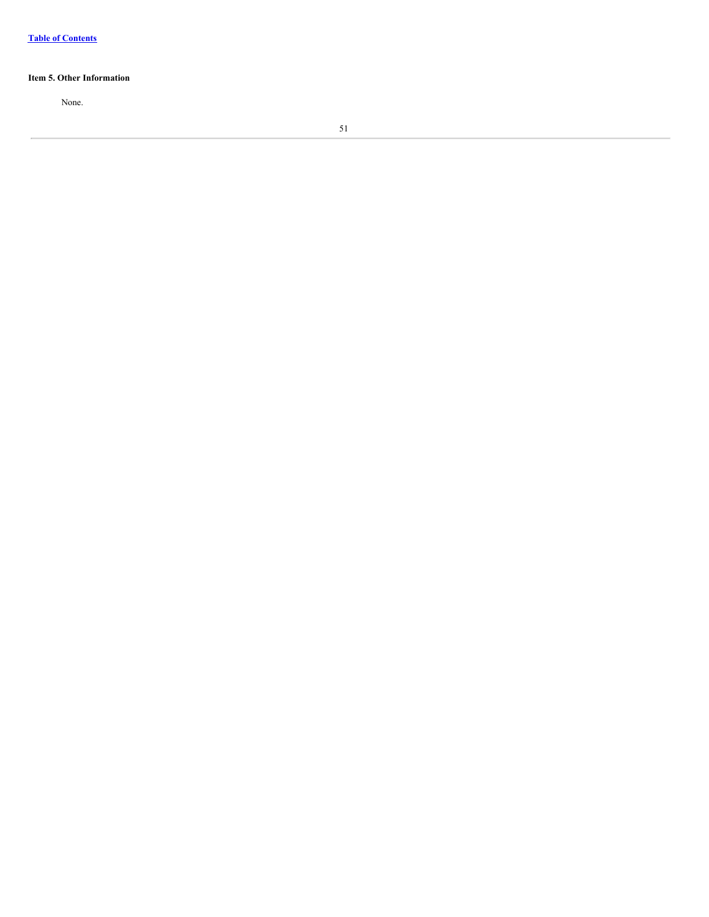### Item 5. Other Information

None.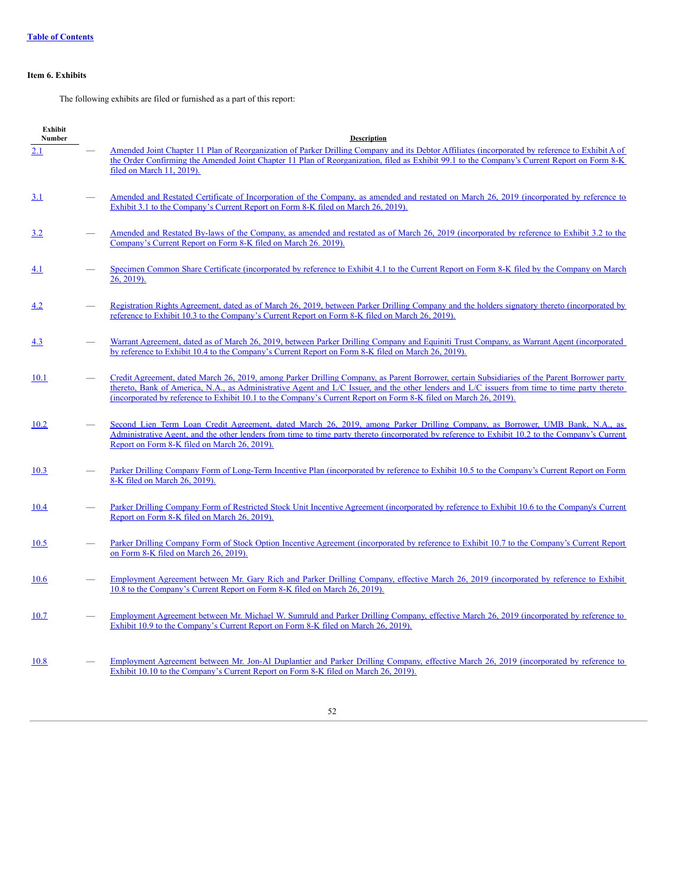[Table of Contents](#)

**Item 6. Exhibits**

The following exhibits are filed or furnished as a part of this report:

| Exhibit Number | | Description |
|---|---|---|
| 2.1 | — | Amended Joint Chapter 11 Plan of Reorganization of Parker Drilling Company and its Debtor Affiliates (incorporated by reference to Exhibit A of the Order Confirming the Amended Joint Chapter 11 Plan of Reorganization, filed as Exhibit 99.1 to the Company's Current Report on Form 8-K filed on March 11, 2019). |
| 3.1 | — | Amended and Restated Certificate of Incorporation of the Company, as amended and restated on March 26, 2019 (incorporated by reference to Exhibit 3.1 to the Company's Current Report on Form 8-K filed on March 26, 2019). |
| 3.2 | — | Amended and Restated By-laws of the Company, as amended and restated as of March 26, 2019 (incorporated by reference to Exhibit 3.2 to the Company's Current Report on Form 8-K filed on March 26. 2019). |
| 4.1 | — | Specimen Common Share Certificate (incorporated by reference to Exhibit 4.1 to the Current Report on Form 8-K filed by the Company on March 26, 2019). |
| 4.2 | — | Registration Rights Agreement, dated as of March 26, 2019, between Parker Drilling Company and the holders signatory thereto (incorporated by reference to Exhibit 10.3 to the Company's Current Report on Form 8-K filed on March 26, 2019). |
| 4.3 | — | Warrant Agreement, dated as of March 26, 2019, between Parker Drilling Company and Equiniti Trust Company, as Warrant Agent (incorporated by reference to Exhibit 10.4 to the Company's Current Report on Form 8-K filed on March 26, 2019). |
| 10.1 | — | Credit Agreement, dated March 26, 2019, among Parker Drilling Company, as Parent Borrower, certain Subsidiaries of the Parent Borrower party thereto, Bank of America, N.A., as Administrative Agent and L/C Issuer, and the other lenders and L/C issuers from time to time party thereto (incorporated by reference to Exhibit 10.1 to the Company's Current Report on Form 8-K filed on March 26, 2019). |
| 10.2 | — | Second Lien Term Loan Credit Agreement, dated March 26, 2019, among Parker Drilling Company, as Borrower, UMB Bank, N.A., as Administrative Agent, and the other lenders from time to time party thereto (incorporated by reference to Exhibit 10.2 to the Company's Current Report on Form 8-K filed on March 26, 2019). |
| 10.3 | — | Parker Drilling Company Form of Long-Term Incentive Plan (incorporated by reference to Exhibit 10.5 to the Company's Current Report on Form 8-K filed on March 26, 2019). |
| 10.4 | — | Parker Drilling Company Form of Restricted Stock Unit Incentive Agreement (incorporated by reference to Exhibit 10.6 to the Company's Current Report on Form 8-K filed on March 26, 2019). |
| 10.5 | — | Parker Drilling Company Form of Stock Option Incentive Agreement (incorporated by reference to Exhibit 10.7 to the Company's Current Report on Form 8-K filed on March 26, 2019). |
| 10.6 | — | Employment Agreement between Mr. Gary Rich and Parker Drilling Company, effective March 26, 2019 (incorporated by reference to Exhibit 10.8 to the Company's Current Report on Form 8-K filed on March 26, 2019). |
| 10.7 | — | Employment Agreement between Mr. Michael W. Sumruld and Parker Drilling Company, effective March 26, 2019 (incorporated by reference to Exhibit 10.9 to the Company's Current Report on Form 8-K filed on March 26, 2019). |
| 10.8 | — | Employment Agreement between Mr. Jon-Al Duplantier and Parker Drilling Company, effective March 26, 2019 (incorporated by reference to Exhibit 10.10 to the Company's Current Report on Form 8-K filed on March 26, 2019). |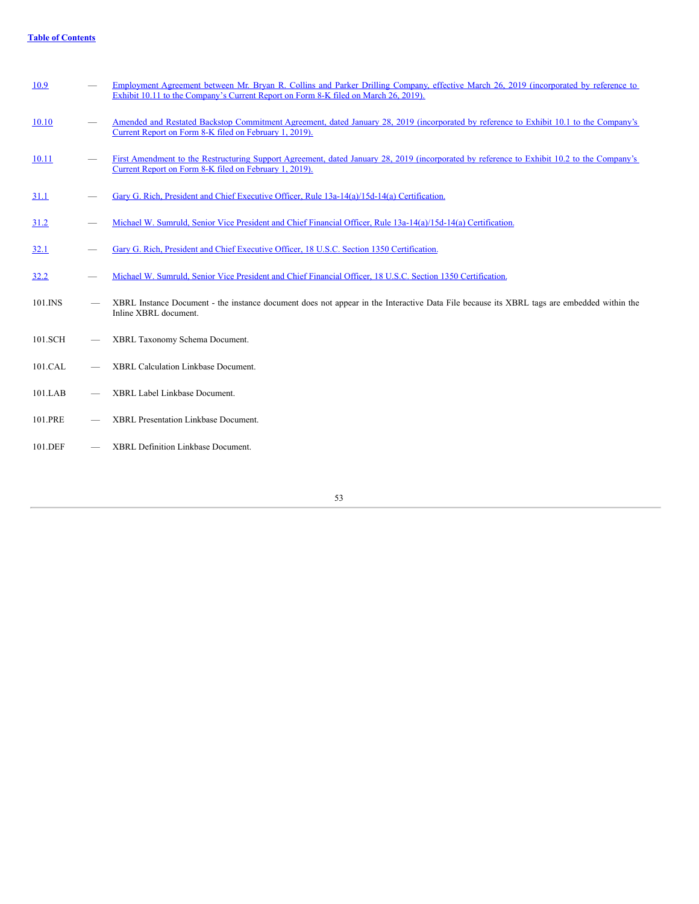| | | |
|---|---|---|
| 10.9 | — | Employment Agreement between Mr. Bryan R. Collins and Parker Drilling Company, effective March 26, 2019 (incorporated by reference to Exhibit 10.11 to the Company's Current Report on Form 8-K filed on March 26, 2019). |
| 10.10 | — | Amended and Restated Backstop Commitment Agreement, dated January 28, 2019 (incorporated by reference to Exhibit 10.1 to the Company's Current Report on Form 8-K filed on February 1, 2019). |
| 10.11 | — | First Amendment to the Restructuring Support Agreement, dated January 28, 2019 (incorporated by reference to Exhibit 10.2 to the Company's Current Report on Form 8-K filed on February 1, 2019). |
| 31.1 | — | Gary G. Rich, President and Chief Executive Officer, Rule 13a-14(a)/15d-14(a) Certification. |
| 31.2 | — | Michael W. Sumruld, Senior Vice President and Chief Financial Officer, Rule 13a-14(a)/15d-14(a) Certification. |
| 32.1 | — | Gary G. Rich, President and Chief Executive Officer, 18 U.S.C. Section 1350 Certification. |
| 32.2 | — | Michael W. Sumruld, Senior Vice President and Chief Financial Officer, 18 U.S.C. Section 1350 Certification. |
| 101.INS | — | XBRL Instance Document - the instance document does not appear in the Interactive Data File because its XBRL tags are embedded within the Inline XBRL document. |
| 101.SCH | — | XBRL Taxonomy Schema Document. |
| 101.CAL | — | XBRL Calculation Linkbase Document. |
| 101.LAB | — | XBRL Label Linkbase Document. |
| 101.PRE | — | XBRL Presentation Linkbase Document. |
| 101.DEF | — | XBRL Definition Linkbase Document. |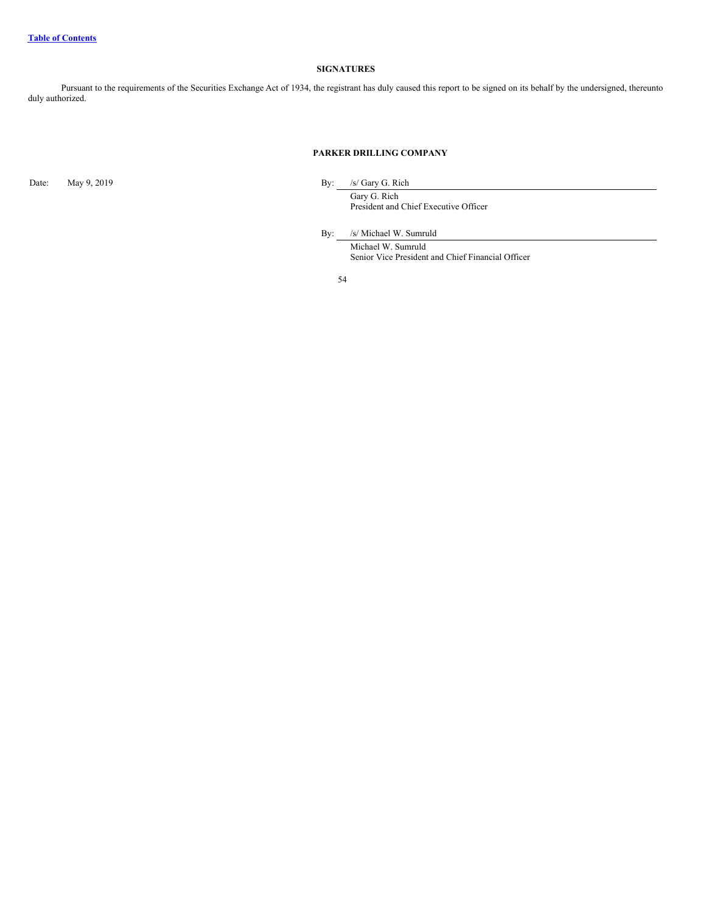## SIGNATURES

Pursuant to the requirements of the Securities Exchange Act of 1934, the registrant has duly caused this report to be signed on its behalf by the undersigned, thereunto duly authorized.

**PARKER DRILLING COMPANY**

Date: May 9, 2019

By: /s/ Gary G. Rich
Gary G. Rich
President and Chief Executive Officer

By: /s/ Michael W. Sumruld
Michael W. Sumruld
Senior Vice President and Chief Financial Officer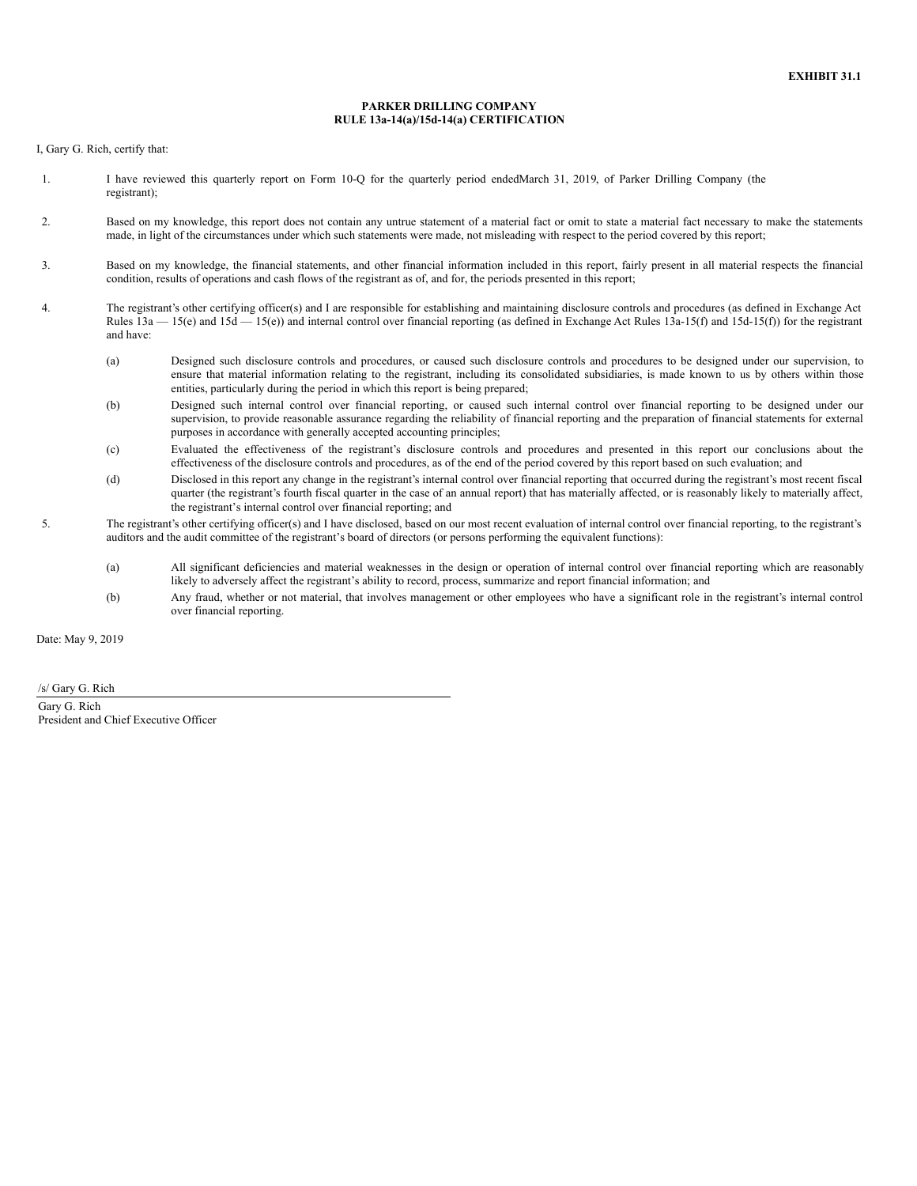**EXHIBIT 31.1**

**PARKER DRILLING COMPANY**
**RULE 13a-14(a)/15d-14(a) CERTIFICATION**

I, Gary G. Rich, certify that:

1. I have reviewed this quarterly report on Form 10-Q for the quarterly period endedMarch 31, 2019, of Parker Drilling Company (the registrant);

2. Based on my knowledge, this report does not contain any untrue statement of a material fact or omit to state a material fact necessary to make the statements made, in light of the circumstances under which such statements were made, not misleading with respect to the period covered by this report;

3. Based on my knowledge, the financial statements, and other financial information included in this report, fairly present in all material respects the financial condition, results of operations and cash flows of the registrant as of, and for, the periods presented in this report;

4. The registrant's other certifying officer(s) and I are responsible for establishing and maintaining disclosure controls and procedures (as defined in Exchange Act Rules 13a — 15(e) and 15d — 15(e)) and internal control over financial reporting (as defined in Exchange Act Rules 13a-15(f) and 15d-15(f)) for the registrant and have:

   (a) Designed such disclosure controls and procedures, or caused such disclosure controls and procedures to be designed under our supervision, to ensure that material information relating to the registrant, including its consolidated subsidiaries, is made known to us by others within those entities, particularly during the period in which this report is being prepared;

   (b) Designed such internal control over financial reporting, or caused such internal control over financial reporting to be designed under our supervision, to provide reasonable assurance regarding the reliability of financial reporting and the preparation of financial statements for external purposes in accordance with generally accepted accounting principles;

   (c) Evaluated the effectiveness of the registrant's disclosure controls and procedures and presented in this report our conclusions about the effectiveness of the disclosure controls and procedures, as of the end of the period covered by this report based on such evaluation; and

   (d) Disclosed in this report any change in the registrant's internal control over financial reporting that occurred during the registrant's most recent fiscal quarter (the registrant's fourth fiscal quarter in the case of an annual report) that has materially affected, or is reasonably likely to materially affect, the registrant's internal control over financial reporting; and

5. The registrant's other certifying officer(s) and I have disclosed, based on our most recent evaluation of internal control over financial reporting, to the registrant's auditors and the audit committee of the registrant's board of directors (or persons performing the equivalent functions):

   (a) All significant deficiencies and material weaknesses in the design or operation of internal control over financial reporting which are reasonably likely to adversely affect the registrant's ability to record, process, summarize and report financial information; and

   (b) Any fraud, whether or not material, that involves management or other employees who have a significant role in the registrant's internal control over financial reporting.

Date: May 9, 2019

/s/ Gary G. Rich

Gary G. Rich
President and Chief Executive Officer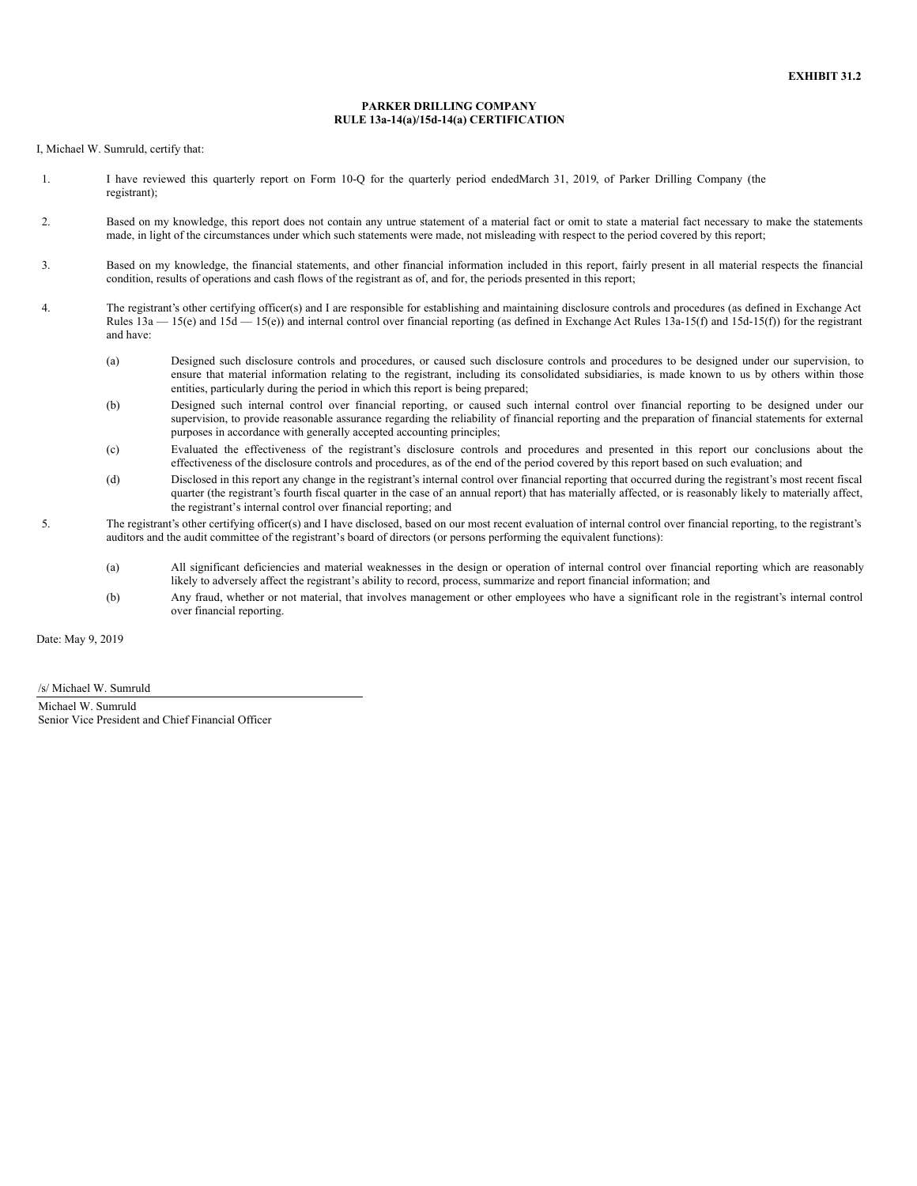**EXHIBIT 31.2**

**PARKER DRILLING COMPANY**
**RULE 13a-14(a)/15d-14(a) CERTIFICATION**

I, Michael W. Sumruld, certify that:

1. I have reviewed this quarterly report on Form 10-Q for the quarterly period endedMarch 31, 2019, of Parker Drilling Company (the registrant);

2. Based on my knowledge, this report does not contain any untrue statement of a material fact or omit to state a material fact necessary to make the statements made, in light of the circumstances under which such statements were made, not misleading with respect to the period covered by this report;

3. Based on my knowledge, the financial statements, and other financial information included in this report, fairly present in all material respects the financial condition, results of operations and cash flows of the registrant as of, and for, the periods presented in this report;

4. The registrant's other certifying officer(s) and I are responsible for establishing and maintaining disclosure controls and procedures (as defined in Exchange Act Rules 13a — 15(e) and 15d — 15(e)) and internal control over financial reporting (as defined in Exchange Act Rules 13a-15(f) and 15d-15(f)) for the registrant and have:

   (a) Designed such disclosure controls and procedures, or caused such disclosure controls and procedures to be designed under our supervision, to ensure that material information relating to the registrant, including its consolidated subsidiaries, is made known to us by others within those entities, particularly during the period in which this report is being prepared;

   (b) Designed such internal control over financial reporting, or caused such internal control over financial reporting to be designed under our supervision, to provide reasonable assurance regarding the reliability of financial reporting and the preparation of financial statements for external purposes in accordance with generally accepted accounting principles;

   (c) Evaluated the effectiveness of the registrant's disclosure controls and procedures and presented in this report our conclusions about the effectiveness of the disclosure controls and procedures, as of the end of the period covered by this report based on such evaluation; and

   (d) Disclosed in this report any change in the registrant's internal control over financial reporting that occurred during the registrant's most recent fiscal quarter (the registrant's fourth fiscal quarter in the case of an annual report) that has materially affected, or is reasonably likely to materially affect, the registrant's internal control over financial reporting; and

5. The registrant's other certifying officer(s) and I have disclosed, based on our most recent evaluation of internal control over financial reporting, to the registrant's auditors and the audit committee of the registrant's board of directors (or persons performing the equivalent functions):

   (a) All significant deficiencies and material weaknesses in the design or operation of internal control over financial reporting which are reasonably likely to adversely affect the registrant's ability to record, process, summarize and report financial information; and

   (b) Any fraud, whether or not material, that involves management or other employees who have a significant role in the registrant's internal control over financial reporting.

Date: May 9, 2019

/s/ Michael W. Sumruld

Michael W. Sumruld
Senior Vice President and Chief Financial Officer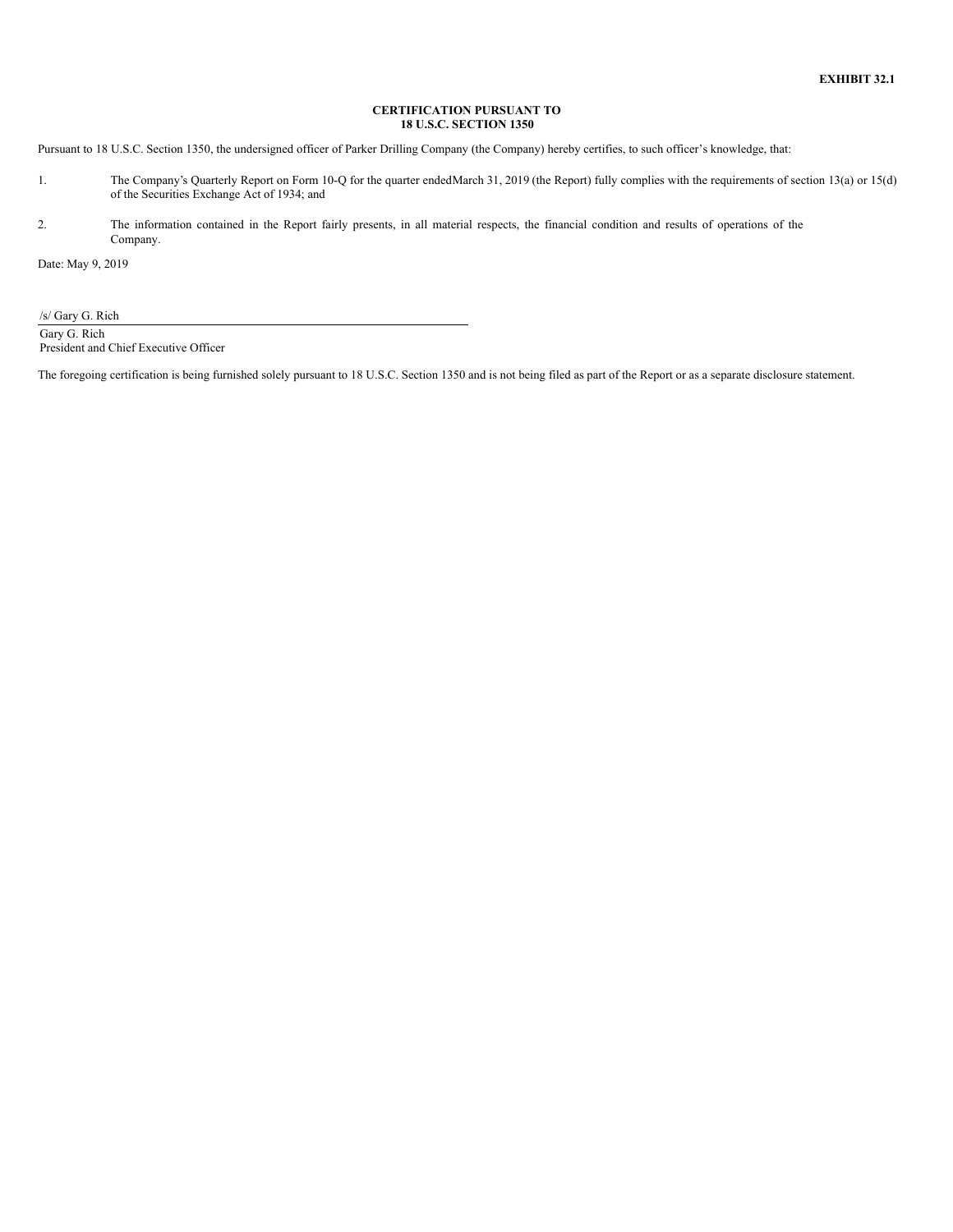**EXHIBIT 32.1**

**CERTIFICATION PURSUANT TO**
**18 U.S.C. SECTION 1350**

Pursuant to 18 U.S.C. Section 1350, the undersigned officer of Parker Drilling Company (the Company) hereby certifies, to such officer's knowledge, that:

1. The Company's Quarterly Report on Form 10-Q for the quarter endedMarch 31, 2019 (the Report) fully complies with the requirements of section 13(a) or 15(d) of the Securities Exchange Act of 1934; and

2. The information contained in the Report fairly presents, in all material respects, the financial condition and results of operations of the Company.

Date: May 9, 2019

/s/ Gary G. Rich

Gary G. Rich
President and Chief Executive Officer

The foregoing certification is being furnished solely pursuant to 18 U.S.C. Section 1350 and is not being filed as part of the Report or as a separate disclosure statement.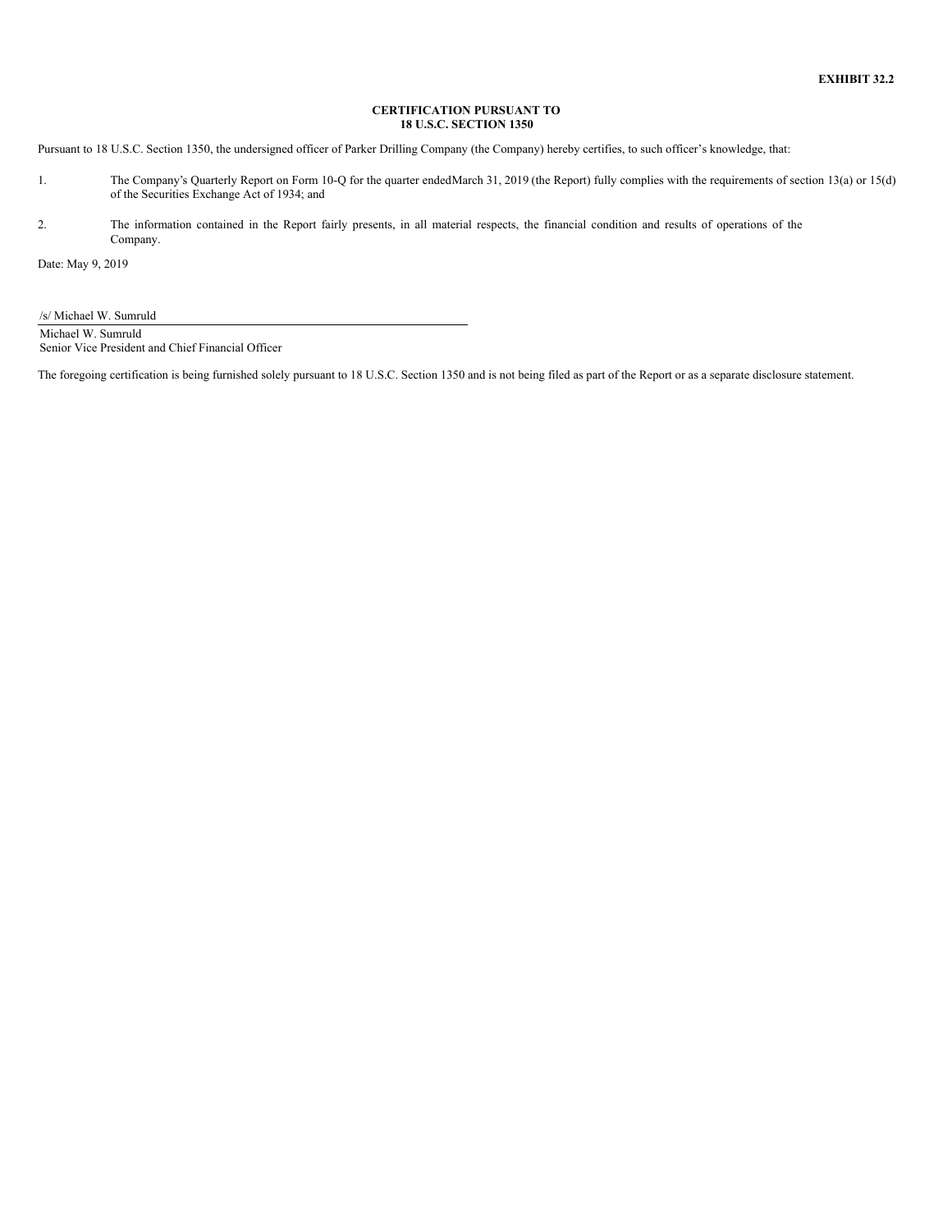**EXHIBIT 32.2**

**CERTIFICATION PURSUANT TO**
**18 U.S.C. SECTION 1350**

Pursuant to 18 U.S.C. Section 1350, the undersigned officer of Parker Drilling Company (the Company) hereby certifies, to such officer's knowledge, that:

1. The Company's Quarterly Report on Form 10-Q for the quarter endedMarch 31, 2019 (the Report) fully complies with the requirements of section 13(a) or 15(d) of the Securities Exchange Act of 1934; and

2. The information contained in the Report fairly presents, in all material respects, the financial condition and results of operations of the Company.

Date: May 9, 2019

/s/ Michael W. Sumruld

Michael W. Sumruld
Senior Vice President and Chief Financial Officer

The foregoing certification is being furnished solely pursuant to 18 U.S.C. Section 1350 and is not being filed as part of the Report or as a separate disclosure statement.